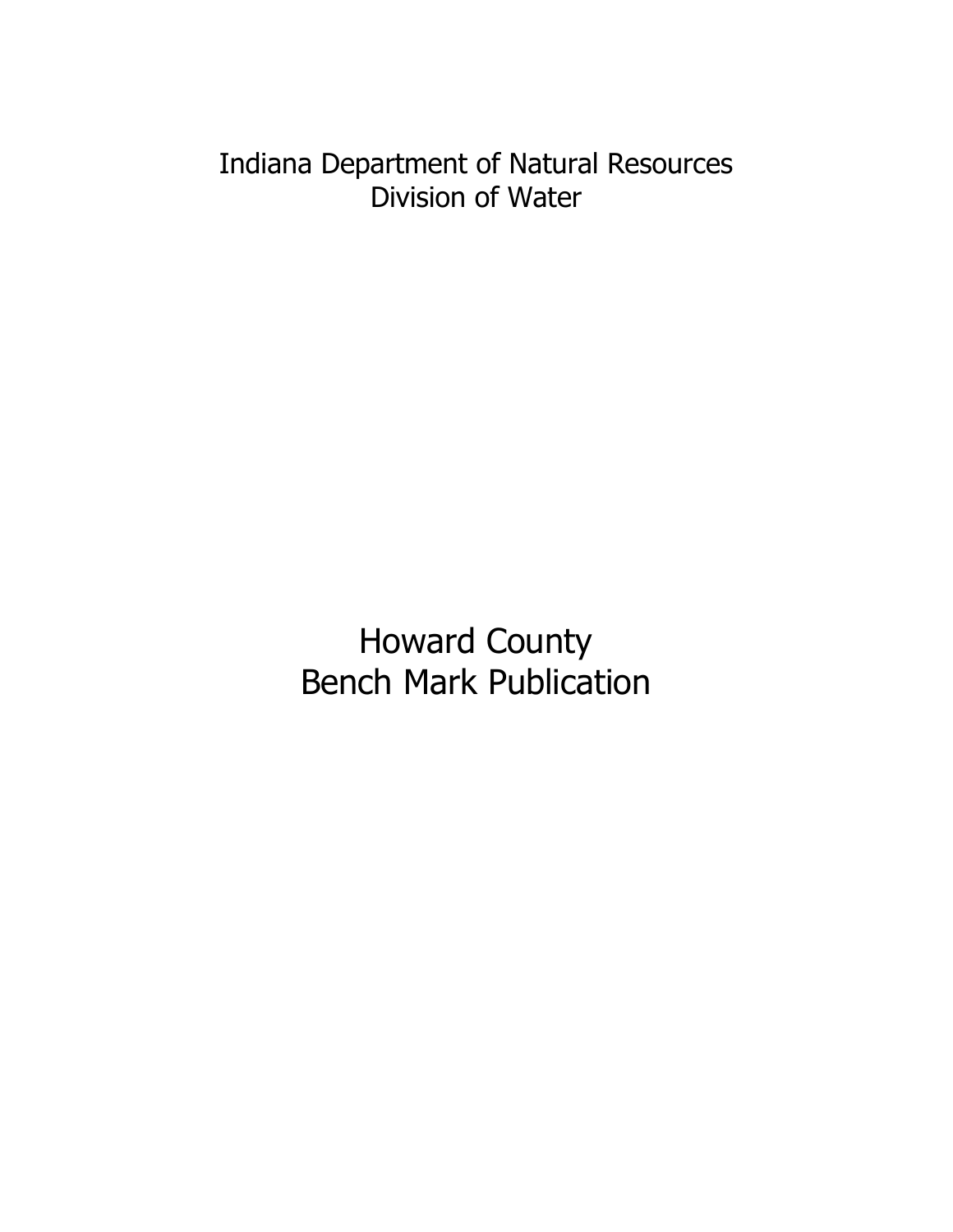Indiana Department of Natural Resources
Division of Water

# Howard County
# Bench Mark Publication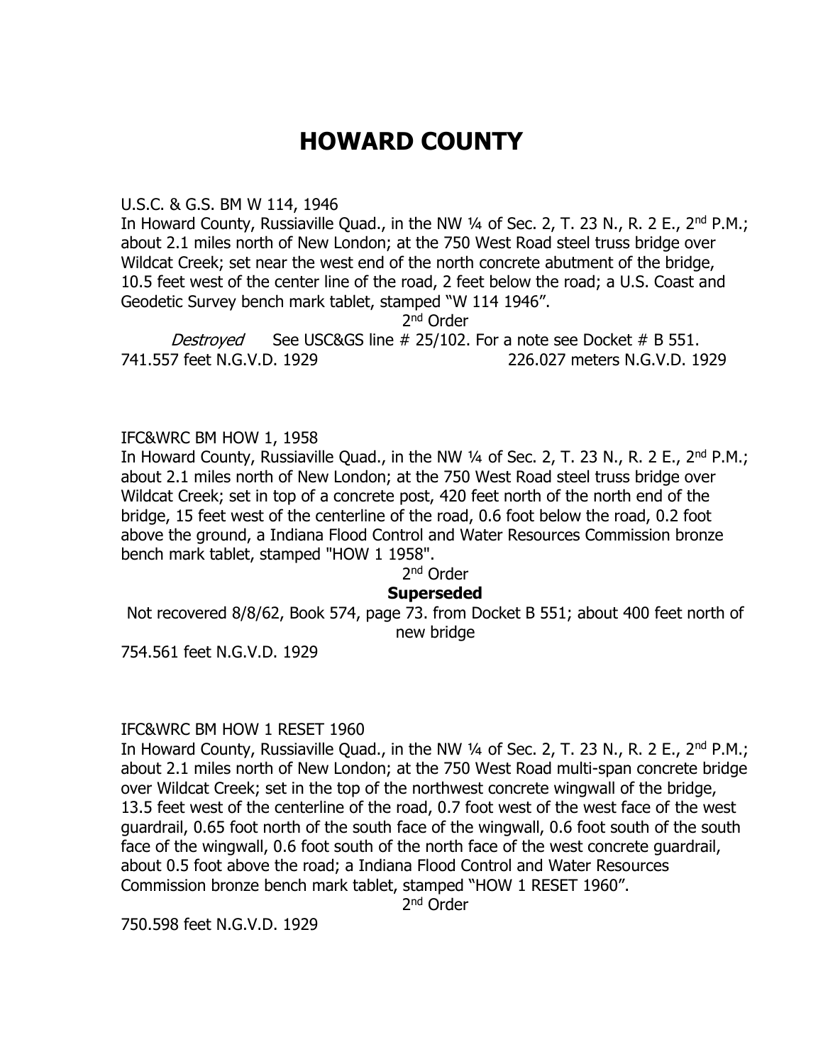# HOWARD COUNTY

U.S.C. & G.S. BM W 114, 1946
In Howard County, Russiaville Quad., in the NW ¼ of Sec. 2, T. 23 N., R. 2 E., 2nd P.M.; about 2.1 miles north of New London; at the 750 West Road steel truss bridge over Wildcat Creek; set near the west end of the north concrete abutment of the bridge, 10.5 feet west of the center line of the road, 2 feet below the road; a U.S. Coast and Geodetic Survey bench mark tablet, stamped "W 114 1946".

2nd Order

*Destroyed* See USC&GS line # 25/102. For a note see Docket # B 551.
741.557 feet N.G.V.D. 1929 226.027 meters N.G.V.D. 1929

IFC&WRC BM HOW 1, 1958
In Howard County, Russiaville Quad., in the NW ¼ of Sec. 2, T. 23 N., R. 2 E., 2nd P.M.; about 2.1 miles north of New London; at the 750 West Road steel truss bridge over Wildcat Creek; set in top of a concrete post, 420 feet north of the north end of the bridge, 15 feet west of the centerline of the road, 0.6 foot below the road, 0.2 foot above the ground, a Indiana Flood Control and Water Resources Commission bronze bench mark tablet, stamped "HOW 1 1958".

2nd Order

**Superseded**

Not recovered 8/8/62, Book 574, page 73. from Docket B 551; about 400 feet north of new bridge

754.561 feet N.G.V.D. 1929

IFC&WRC BM HOW 1 RESET 1960
In Howard County, Russiaville Quad., in the NW ¼ of Sec. 2, T. 23 N., R. 2 E., 2nd P.M.; about 2.1 miles north of New London; at the 750 West Road multi-span concrete bridge over Wildcat Creek; set in the top of the northwest concrete wingwall of the bridge, 13.5 feet west of the centerline of the road, 0.7 foot west of the west face of the west guardrail, 0.65 foot north of the south face of the wingwall, 0.6 foot south of the south face of the wingwall, 0.6 foot south of the north face of the west concrete guardrail, about 0.5 foot above the road; a Indiana Flood Control and Water Resources Commission bronze bench mark tablet, stamped "HOW 1 RESET 1960".

2nd Order

750.598 feet N.G.V.D. 1929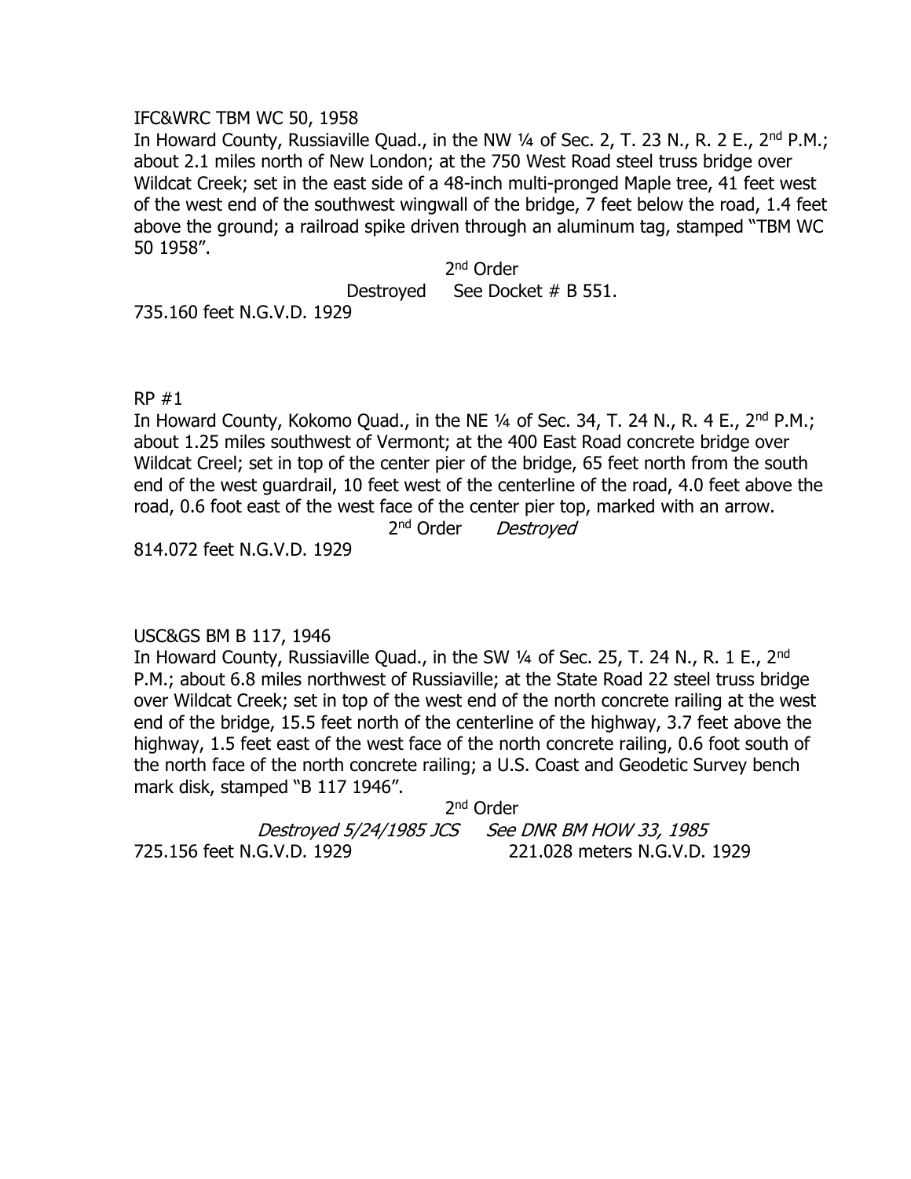IFC&WRC TBM WC 50, 1958

In Howard County, Russiaville Quad., in the NW ¼ of Sec. 2, T. 23 N., R. 2 E., 2nd P.M.; about 2.1 miles north of New London; at the 750 West Road steel truss bridge over Wildcat Creek; set in the east side of a 48-inch multi-pronged Maple tree, 41 feet west of the west end of the southwest wingwall of the bridge, 7 feet below the road, 1.4 feet above the ground; a railroad spike driven through an aluminum tag, stamped "TBM WC 50 1958".

2nd Order

Destroyed See Docket # B 551.

735.160 feet N.G.V.D. 1929

RP #1

In Howard County, Kokomo Quad., in the NE ¼ of Sec. 34, T. 24 N., R. 4 E., 2nd P.M.; about 1.25 miles southwest of Vermont; at the 400 East Road concrete bridge over Wildcat Creel; set in top of the center pier of the bridge, 65 feet north from the south end of the west guardrail, 10 feet west of the centerline of the road, 4.0 feet above the road, 0.6 foot east of the west face of the center pier top, marked with an arrow.

2nd Order *Destroyed*

814.072 feet N.G.V.D. 1929

USC&GS BM B 117, 1946

In Howard County, Russiaville Quad., in the SW ¼ of Sec. 25, T. 24 N., R. 1 E., 2nd P.M.; about 6.8 miles northwest of Russiaville; at the State Road 22 steel truss bridge over Wildcat Creek; set in top of the west end of the north concrete railing at the west end of the bridge, 15.5 feet north of the centerline of the highway, 3.7 feet above the highway, 1.5 feet east of the west face of the north concrete railing, 0.6 foot south of the north face of the north concrete railing; a U.S. Coast and Geodetic Survey bench mark disk, stamped "B 117 1946".

2nd Order

*Destroyed 5/24/1985 JCS See DNR BM HOW 33, 1985*

725.156 feet N.G.V.D. 1929 221.028 meters N.G.V.D. 1929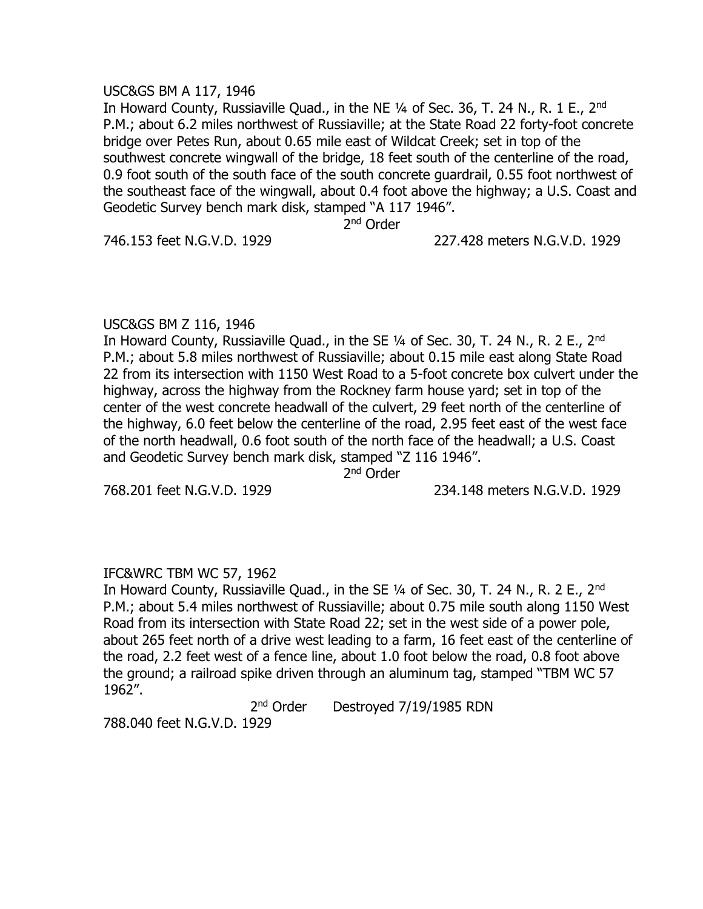USC&GS BM A 117, 1946

In Howard County, Russiaville Quad., in the NE ¼ of Sec. 36, T. 24 N., R. 1 E., 2nd P.M.; about 6.2 miles northwest of Russiaville; at the State Road 22 forty-foot concrete bridge over Petes Run, about 0.65 mile east of Wildcat Creek; set in top of the southwest concrete wingwall of the bridge, 18 feet south of the centerline of the road, 0.9 foot south of the south face of the south concrete guardrail, 0.55 foot northwest of the southeast face of the wingwall, about 0.4 foot above the highway; a U.S. Coast and Geodetic Survey bench mark disk, stamped "A 117 1946".

2nd Order

746.153 feet N.G.V.D. 1929 227.428 meters N.G.V.D. 1929

USC&GS BM Z 116, 1946

In Howard County, Russiaville Quad., in the SE ¼ of Sec. 30, T. 24 N., R. 2 E., 2nd P.M.; about 5.8 miles northwest of Russiaville; about 0.15 mile east along State Road 22 from its intersection with 1150 West Road to a 5-foot concrete box culvert under the highway, across the highway from the Rockney farm house yard; set in top of the center of the west concrete headwall of the culvert, 29 feet north of the centerline of the highway, 6.0 feet below the centerline of the road, 2.95 feet east of the west face of the north headwall, 0.6 foot south of the north face of the headwall; a U.S. Coast and Geodetic Survey bench mark disk, stamped "Z 116 1946".

2nd Order

768.201 feet N.G.V.D. 1929 234.148 meters N.G.V.D. 1929

IFC&WRC TBM WC 57, 1962

In Howard County, Russiaville Quad., in the SE ¼ of Sec. 30, T. 24 N., R. 2 E., 2nd P.M.; about 5.4 miles northwest of Russiaville; about 0.75 mile south along 1150 West Road from its intersection with State Road 22; set in the west side of a power pole, about 265 feet north of a drive west leading to a farm, 16 feet east of the centerline of the road, 2.2 feet west of a fence line, about 1.0 foot below the road, 0.8 foot above the ground; a railroad spike driven through an aluminum tag, stamped "TBM WC 57 1962".

2nd Order Destroyed 7/19/1985 RDN

788.040 feet N.G.V.D. 1929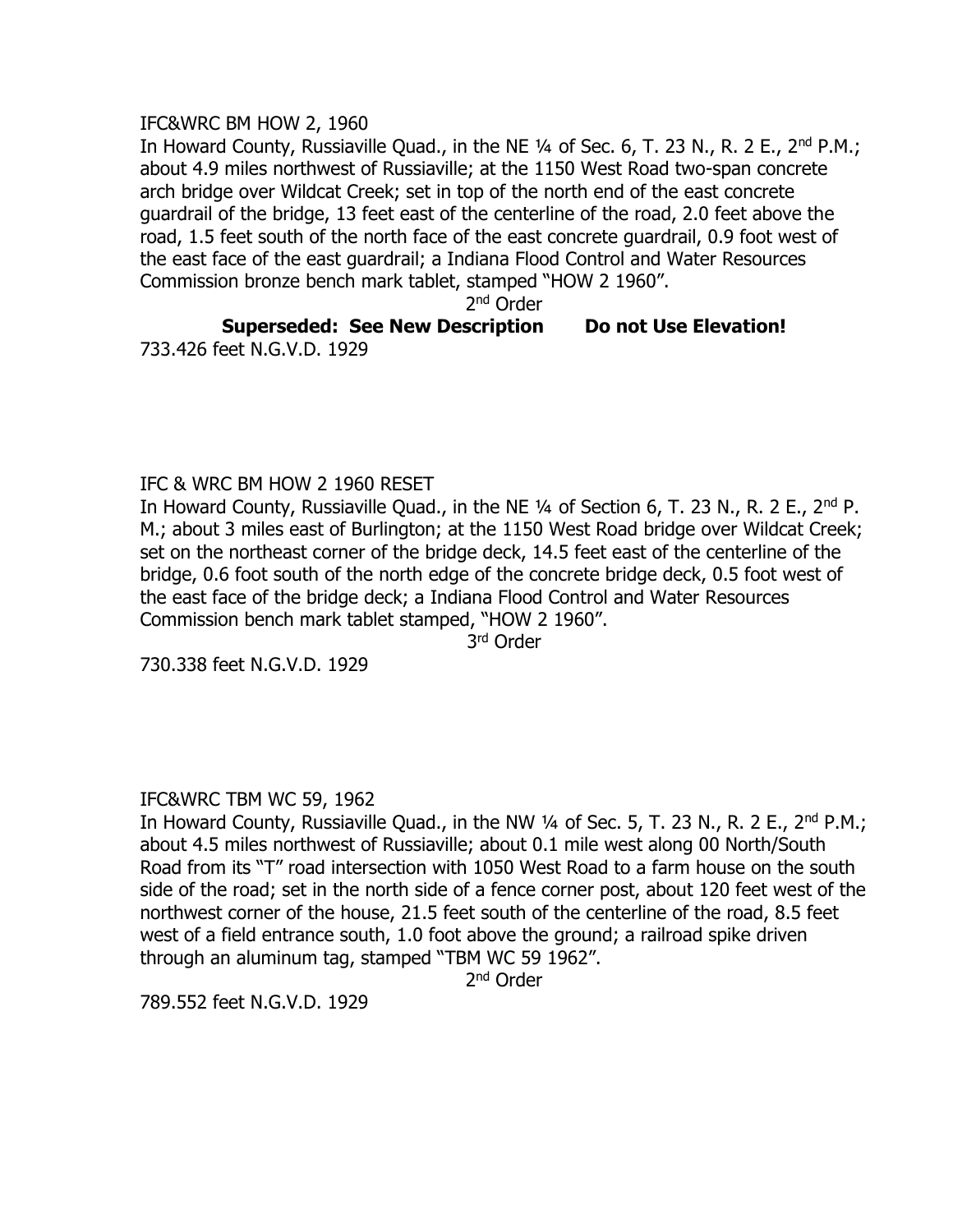IFC&WRC BM HOW 2, 1960

In Howard County, Russiaville Quad., in the NE ¼ of Sec. 6, T. 23 N., R. 2 E., 2nd P.M.; about 4.9 miles northwest of Russiaville; at the 1150 West Road two-span concrete arch bridge over Wildcat Creek; set in top of the north end of the east concrete guardrail of the bridge, 13 feet east of the centerline of the road, 2.0 feet above the road, 1.5 feet south of the north face of the east concrete guardrail, 0.9 foot west of the east face of the east guardrail; a Indiana Flood Control and Water Resources Commission bronze bench mark tablet, stamped "HOW 2 1960".

2nd Order

**Superseded: See New Description Do not Use Elevation!**

733.426 feet N.G.V.D. 1929

IFC & WRC BM HOW 2 1960 RESET

In Howard County, Russiaville Quad., in the NE ¼ of Section 6, T. 23 N., R. 2 E., 2nd P. M.; about 3 miles east of Burlington; at the 1150 West Road bridge over Wildcat Creek; set on the northeast corner of the bridge deck, 14.5 feet east of the centerline of the bridge, 0.6 foot south of the north edge of the concrete bridge deck, 0.5 foot west of the east face of the bridge deck; a Indiana Flood Control and Water Resources Commission bench mark tablet stamped, "HOW 2 1960".

3rd Order

730.338 feet N.G.V.D. 1929

IFC&WRC TBM WC 59, 1962

In Howard County, Russiaville Quad., in the NW ¼ of Sec. 5, T. 23 N., R. 2 E., 2nd P.M.; about 4.5 miles northwest of Russiaville; about 0.1 mile west along 00 North/South Road from its "T" road intersection with 1050 West Road to a farm house on the south side of the road; set in the north side of a fence corner post, about 120 feet west of the northwest corner of the house, 21.5 feet south of the centerline of the road, 8.5 feet west of a field entrance south, 1.0 foot above the ground; a railroad spike driven through an aluminum tag, stamped "TBM WC 59 1962".

2nd Order

789.552 feet N.G.V.D. 1929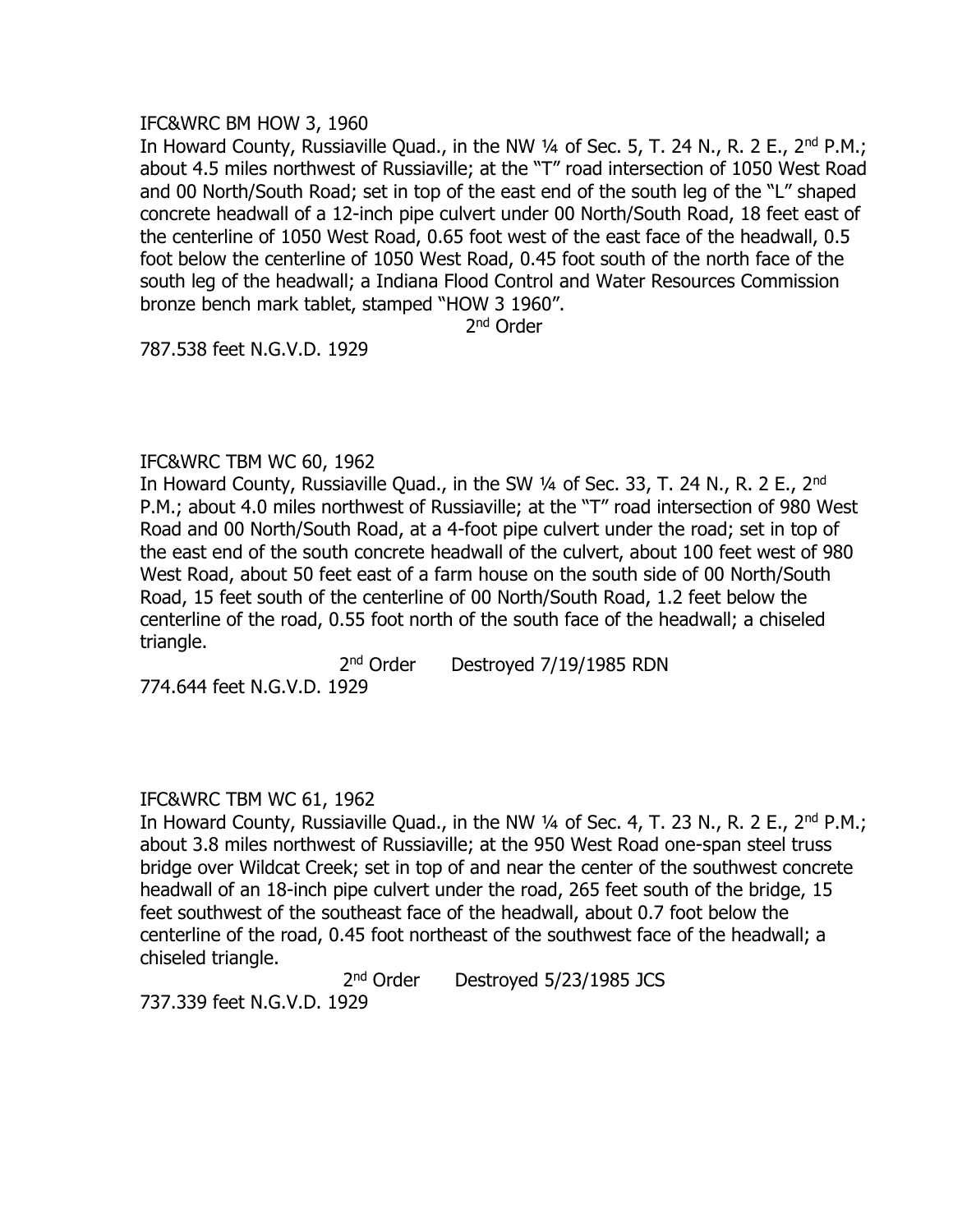IFC&WRC BM HOW 3, 1960

In Howard County, Russiaville Quad., in the NW ¼ of Sec. 5, T. 24 N., R. 2 E., 2nd P.M.; about 4.5 miles northwest of Russiaville; at the "T" road intersection of 1050 West Road and 00 North/South Road; set in top of the east end of the south leg of the "L" shaped concrete headwall of a 12-inch pipe culvert under 00 North/South Road, 18 feet east of the centerline of 1050 West Road, 0.65 foot west of the east face of the headwall, 0.5 foot below the centerline of 1050 West Road, 0.45 foot south of the north face of the south leg of the headwall; a Indiana Flood Control and Water Resources Commission bronze bench mark tablet, stamped "HOW 3 1960".

2nd Order

787.538 feet N.G.V.D. 1929

IFC&WRC TBM WC 60, 1962

In Howard County, Russiaville Quad., in the SW ¼ of Sec. 33, T. 24 N., R. 2 E., 2nd P.M.; about 4.0 miles northwest of Russiaville; at the "T" road intersection of 980 West Road and 00 North/South Road, at a 4-foot pipe culvert under the road; set in top of the east end of the south concrete headwall of the culvert, about 100 feet west of 980 West Road, about 50 feet east of a farm house on the south side of 00 North/South Road, 15 feet south of the centerline of 00 North/South Road, 1.2 feet below the centerline of the road, 0.55 foot north of the south face of the headwall; a chiseled triangle.

2nd Order Destroyed 7/19/1985 RDN

774.644 feet N.G.V.D. 1929

IFC&WRC TBM WC 61, 1962

In Howard County, Russiaville Quad., in the NW ¼ of Sec. 4, T. 23 N., R. 2 E., 2nd P.M.; about 3.8 miles northwest of Russiaville; at the 950 West Road one-span steel truss bridge over Wildcat Creek; set in top of and near the center of the southwest concrete headwall of an 18-inch pipe culvert under the road, 265 feet south of the bridge, 15 feet southwest of the southeast face of the headwall, about 0.7 foot below the centerline of the road, 0.45 foot northeast of the southwest face of the headwall; a chiseled triangle.

2nd Order Destroyed 5/23/1985 JCS

737.339 feet N.G.V.D. 1929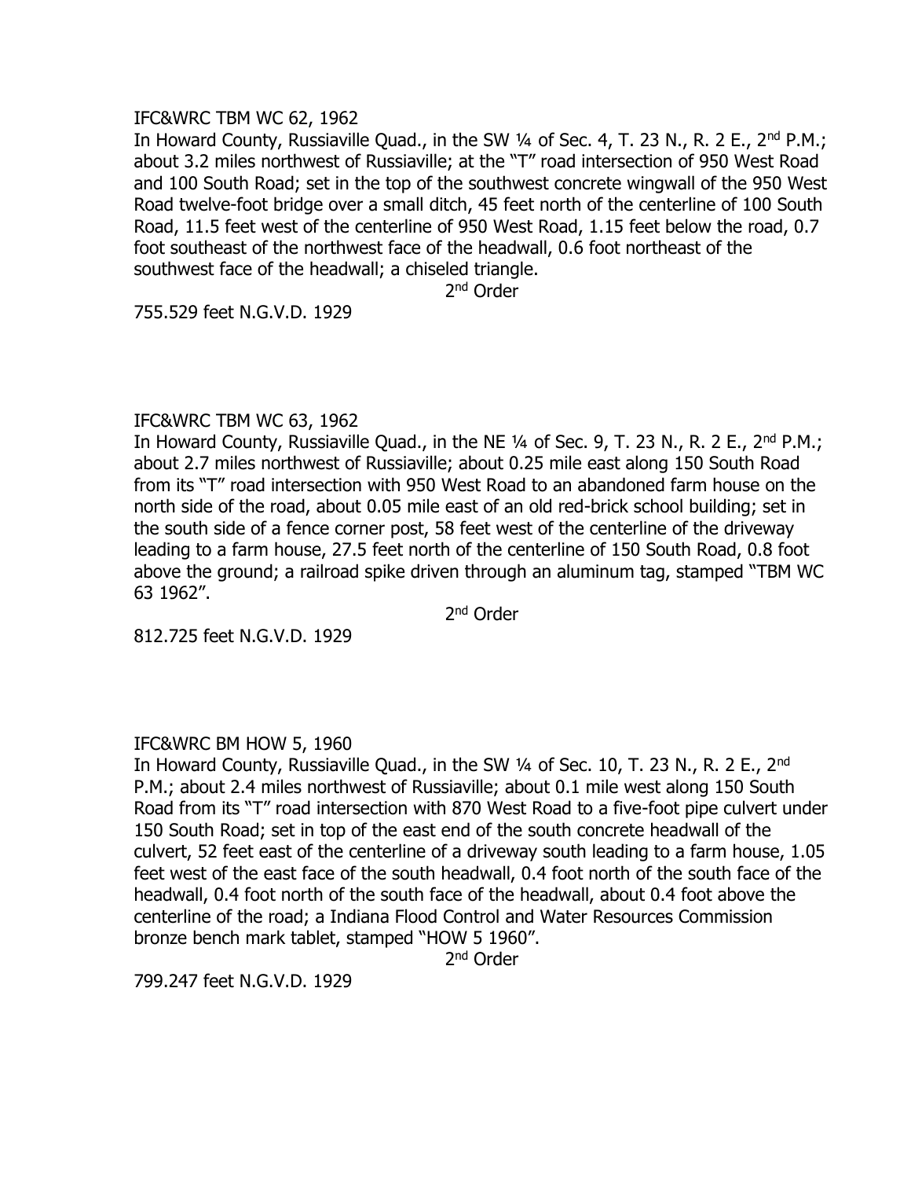IFC&WRC TBM WC 62, 1962

In Howard County, Russiaville Quad., in the SW ¼ of Sec. 4, T. 23 N., R. 2 E., 2nd P.M.; about 3.2 miles northwest of Russiaville; at the "T" road intersection of 950 West Road and 100 South Road; set in the top of the southwest concrete wingwall of the 950 West Road twelve-foot bridge over a small ditch, 45 feet north of the centerline of 100 South Road, 11.5 feet west of the centerline of 950 West Road, 1.15 feet below the road, 0.7 foot southeast of the northwest face of the headwall, 0.6 foot northeast of the southwest face of the headwall; a chiseled triangle.

2nd Order

755.529 feet N.G.V.D. 1929

IFC&WRC TBM WC 63, 1962

In Howard County, Russiaville Quad., in the NE ¼ of Sec. 9, T. 23 N., R. 2 E., 2nd P.M.; about 2.7 miles northwest of Russiaville; about 0.25 mile east along 150 South Road from its "T" road intersection with 950 West Road to an abandoned farm house on the north side of the road, about 0.05 mile east of an old red-brick school building; set in the south side of a fence corner post, 58 feet west of the centerline of the driveway leading to a farm house, 27.5 feet north of the centerline of 150 South Road, 0.8 foot above the ground; a railroad spike driven through an aluminum tag, stamped "TBM WC 63 1962".

2nd Order

812.725 feet N.G.V.D. 1929

IFC&WRC BM HOW 5, 1960

In Howard County, Russiaville Quad., in the SW ¼ of Sec. 10, T. 23 N., R. 2 E., 2nd P.M.; about 2.4 miles northwest of Russiaville; about 0.1 mile west along 150 South Road from its "T" road intersection with 870 West Road to a five-foot pipe culvert under 150 South Road; set in top of the east end of the south concrete headwall of the culvert, 52 feet east of the centerline of a driveway south leading to a farm house, 1.05 feet west of the east face of the south headwall, 0.4 foot north of the south face of the headwall, 0.4 foot north of the south face of the headwall, about 0.4 foot above the centerline of the road; a Indiana Flood Control and Water Resources Commission bronze bench mark tablet, stamped "HOW 5 1960".

2nd Order

799.247 feet N.G.V.D. 1929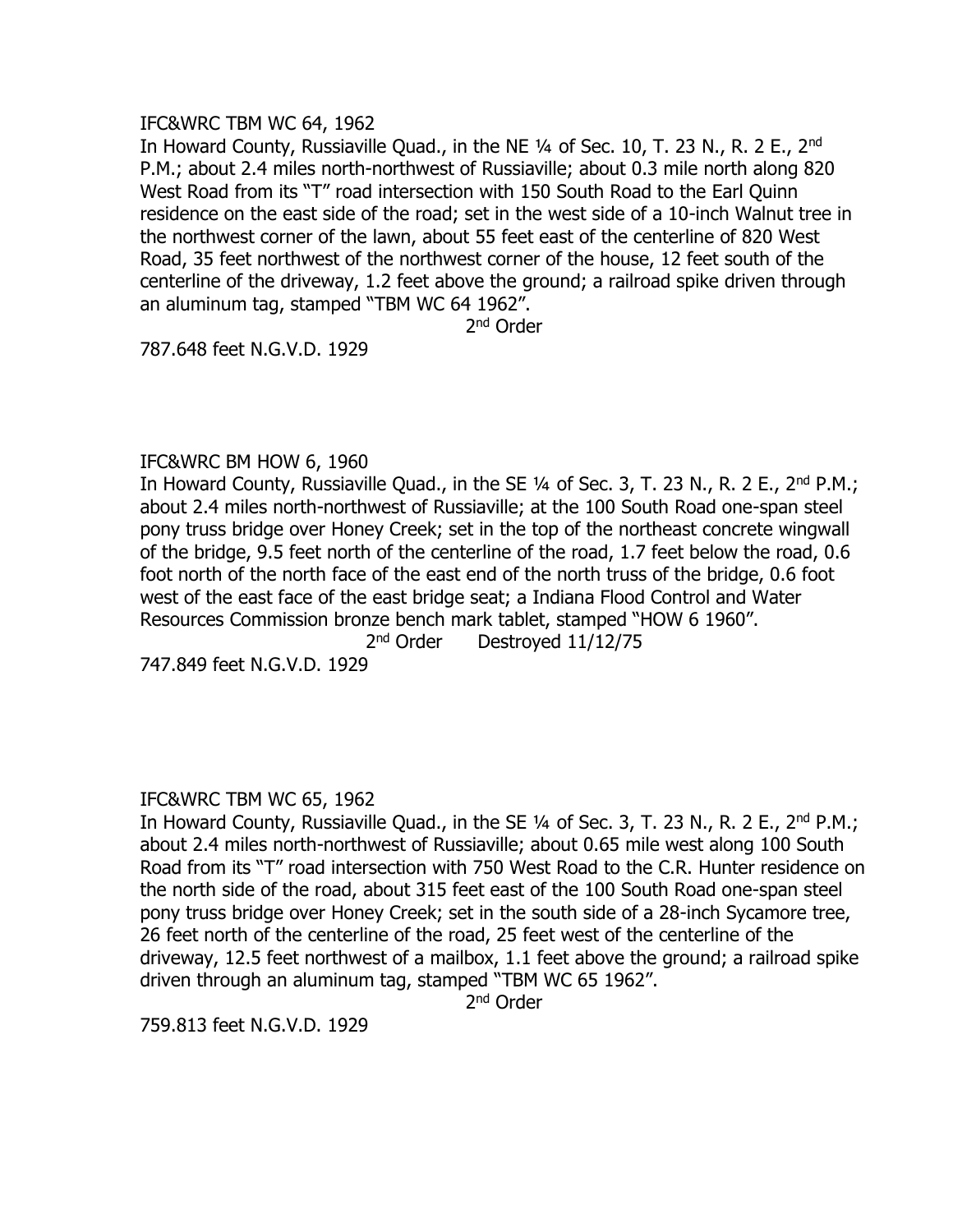IFC&WRC TBM WC 64, 1962

In Howard County, Russiaville Quad., in the NE ¼ of Sec. 10, T. 23 N., R. 2 E., 2nd P.M.; about 2.4 miles north-northwest of Russiaville; about 0.3 mile north along 820 West Road from its "T" road intersection with 150 South Road to the Earl Quinn residence on the east side of the road; set in the west side of a 10-inch Walnut tree in the northwest corner of the lawn, about 55 feet east of the centerline of 820 West Road, 35 feet northwest of the northwest corner of the house, 12 feet south of the centerline of the driveway, 1.2 feet above the ground; a railroad spike driven through an aluminum tag, stamped "TBM WC 64 1962".

2nd Order

787.648 feet N.G.V.D. 1929

IFC&WRC BM HOW 6, 1960

In Howard County, Russiaville Quad., in the SE ¼ of Sec. 3, T. 23 N., R. 2 E., 2nd P.M.; about 2.4 miles north-northwest of Russiaville; at the 100 South Road one-span steel pony truss bridge over Honey Creek; set in the top of the northeast concrete wingwall of the bridge, 9.5 feet north of the centerline of the road, 1.7 feet below the road, 0.6 foot north of the north face of the east end of the north truss of the bridge, 0.6 foot west of the east face of the east bridge seat; a Indiana Flood Control and Water Resources Commission bronze bench mark tablet, stamped "HOW 6 1960".

2nd Order Destroyed 11/12/75

747.849 feet N.G.V.D. 1929

IFC&WRC TBM WC 65, 1962

In Howard County, Russiaville Quad., in the SE ¼ of Sec. 3, T. 23 N., R. 2 E., 2nd P.M.; about 2.4 miles north-northwest of Russiaville; about 0.65 mile west along 100 South Road from its "T" road intersection with 750 West Road to the C.R. Hunter residence on the north side of the road, about 315 feet east of the 100 South Road one-span steel pony truss bridge over Honey Creek; set in the south side of a 28-inch Sycamore tree, 26 feet north of the centerline of the road, 25 feet west of the centerline of the driveway, 12.5 feet northwest of a mailbox, 1.1 feet above the ground; a railroad spike driven through an aluminum tag, stamped "TBM WC 65 1962".

2nd Order

759.813 feet N.G.V.D. 1929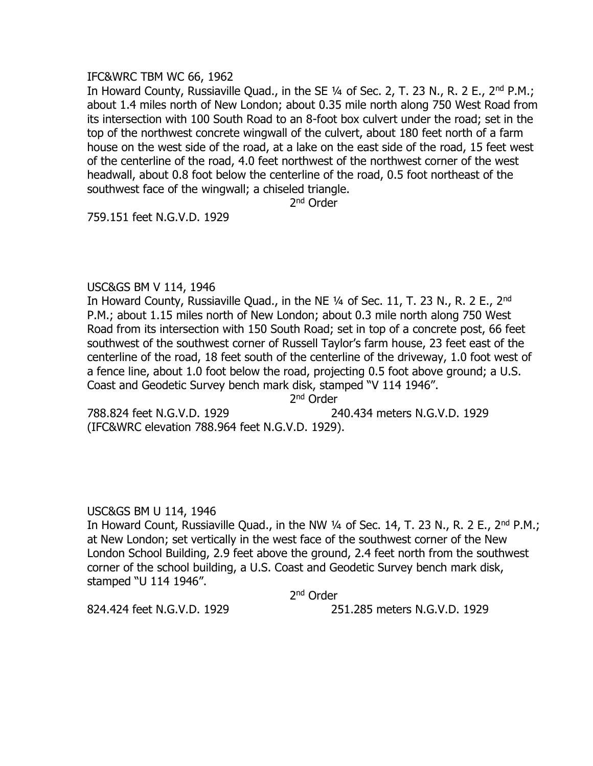IFC&WRC TBM WC 66, 1962

In Howard County, Russiaville Quad., in the SE ¼ of Sec. 2, T. 23 N., R. 2 E., 2nd P.M.; about 1.4 miles north of New London; about 0.35 mile north along 750 West Road from its intersection with 100 South Road to an 8-foot box culvert under the road; set in the top of the northwest concrete wingwall of the culvert, about 180 feet north of a farm house on the west side of the road, at a lake on the east side of the road, 15 feet west of the centerline of the road, 4.0 feet northwest of the northwest corner of the west headwall, about 0.8 foot below the centerline of the road, 0.5 foot northeast of the southwest face of the wingwall; a chiseled triangle.

2nd Order

759.151 feet N.G.V.D. 1929

USC&GS BM V 114, 1946

In Howard County, Russiaville Quad., in the NE ¼ of Sec. 11, T. 23 N., R. 2 E., 2nd P.M.; about 1.15 miles north of New London; about 0.3 mile north along 750 West Road from its intersection with 150 South Road; set in top of a concrete post, 66 feet southwest of the southwest corner of Russell Taylor's farm house, 23 feet east of the centerline of the road, 18 feet south of the centerline of the driveway, 1.0 foot west of a fence line, about 1.0 foot below the road, projecting 0.5 foot above ground; a U.S. Coast and Geodetic Survey bench mark disk, stamped "V 114 1946".

2nd Order

788.824 feet N.G.V.D. 1929 240.434 meters N.G.V.D. 1929
(IFC&WRC elevation 788.964 feet N.G.V.D. 1929).

USC&GS BM U 114, 1946

In Howard Count, Russiaville Quad., in the NW ¼ of Sec. 14, T. 23 N., R. 2 E., 2nd P.M.; at New London; set vertically in the west face of the southwest corner of the New London School Building, 2.9 feet above the ground, 2.4 feet north from the southwest corner of the school building, a U.S. Coast and Geodetic Survey bench mark disk, stamped "U 114 1946".

2nd Order

824.424 feet N.G.V.D. 1929 251.285 meters N.G.V.D. 1929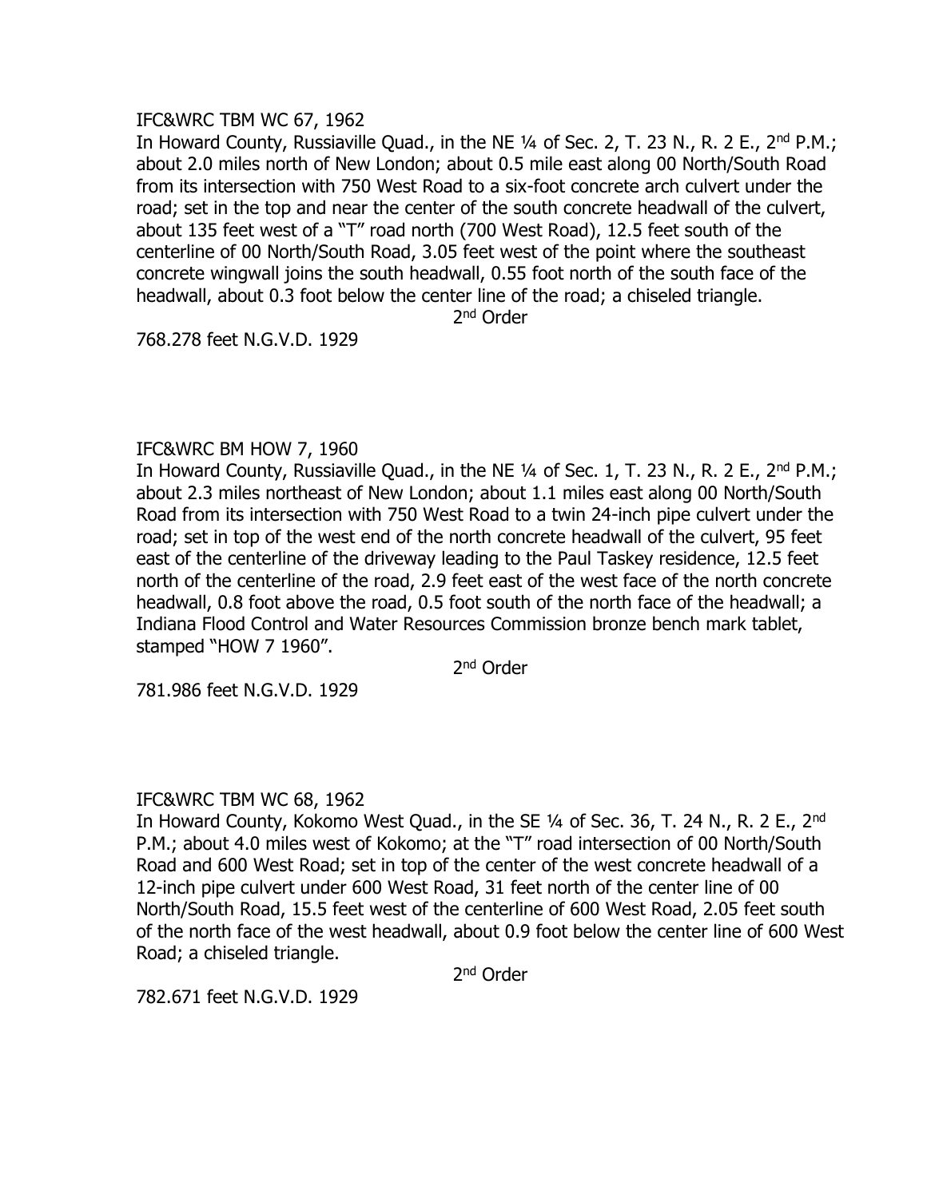IFC&WRC TBM WC 67, 1962

In Howard County, Russiaville Quad., in the NE ¼ of Sec. 2, T. 23 N., R. 2 E., 2nd P.M.; about 2.0 miles north of New London; about 0.5 mile east along 00 North/South Road from its intersection with 750 West Road to a six-foot concrete arch culvert under the road; set in the top and near the center of the south concrete headwall of the culvert, about 135 feet west of a "T" road north (700 West Road), 12.5 feet south of the centerline of 00 North/South Road, 3.05 feet west of the point where the southeast concrete wingwall joins the south headwall, 0.55 foot north of the south face of the headwall, about 0.3 foot below the center line of the road; a chiseled triangle.

2nd Order

768.278 feet N.G.V.D. 1929

IFC&WRC BM HOW 7, 1960

In Howard County, Russiaville Quad., in the NE ¼ of Sec. 1, T. 23 N., R. 2 E., 2nd P.M.; about 2.3 miles northeast of New London; about 1.1 miles east along 00 North/South Road from its intersection with 750 West Road to a twin 24-inch pipe culvert under the road; set in top of the west end of the north concrete headwall of the culvert, 95 feet east of the centerline of the driveway leading to the Paul Taskey residence, 12.5 feet north of the centerline of the road, 2.9 feet east of the west face of the north concrete headwall, 0.8 foot above the road, 0.5 foot south of the north face of the headwall; a Indiana Flood Control and Water Resources Commission bronze bench mark tablet, stamped "HOW 7 1960".

2nd Order

781.986 feet N.G.V.D. 1929

IFC&WRC TBM WC 68, 1962

In Howard County, Kokomo West Quad., in the SE ¼ of Sec. 36, T. 24 N., R. 2 E., 2nd P.M.; about 4.0 miles west of Kokomo; at the "T" road intersection of 00 North/South Road and 600 West Road; set in top of the center of the west concrete headwall of a 12-inch pipe culvert under 600 West Road, 31 feet north of the center line of 00 North/South Road, 15.5 feet west of the centerline of 600 West Road, 2.05 feet south of the north face of the west headwall, about 0.9 foot below the center line of 600 West Road; a chiseled triangle.

2nd Order

782.671 feet N.G.V.D. 1929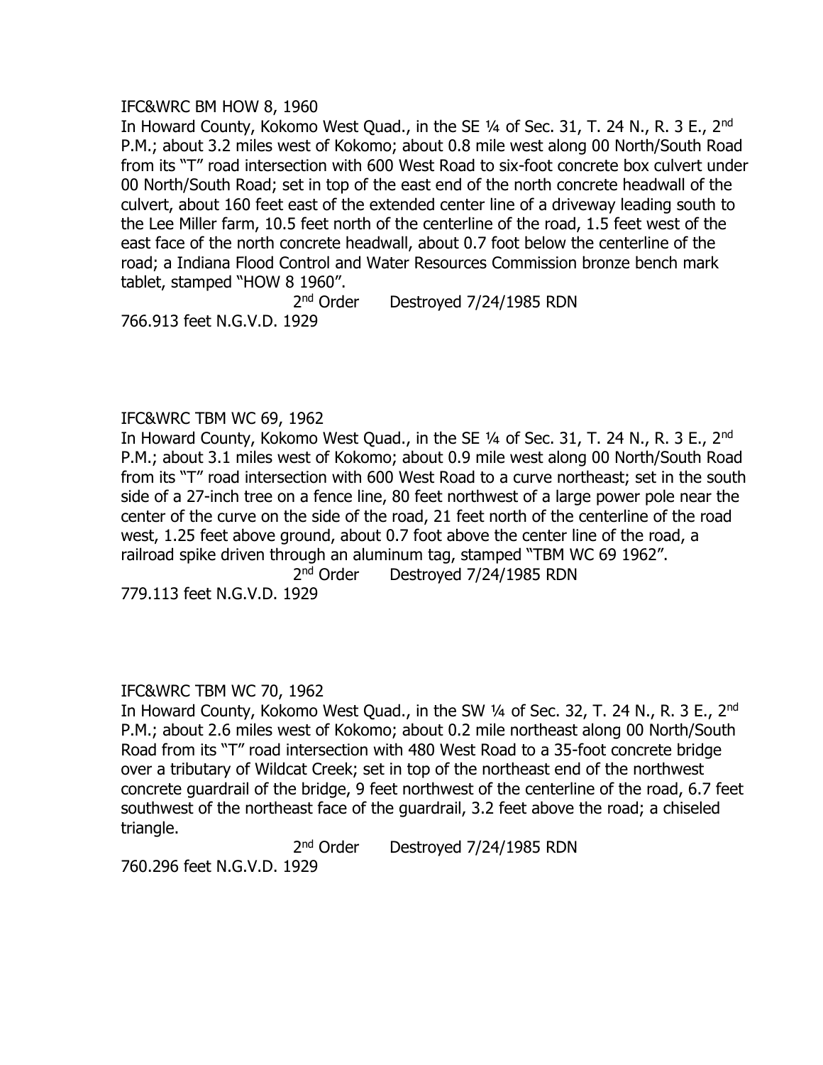IFC&WRC BM HOW 8, 1960

In Howard County, Kokomo West Quad., in the SE ¼ of Sec. 31, T. 24 N., R. 3 E., 2nd P.M.; about 3.2 miles west of Kokomo; about 0.8 mile west along 00 North/South Road from its "T" road intersection with 600 West Road to six-foot concrete box culvert under 00 North/South Road; set in top of the east end of the north concrete headwall of the culvert, about 160 feet east of the extended center line of a driveway leading south to the Lee Miller farm, 10.5 feet north of the centerline of the road, 1.5 feet west of the east face of the north concrete headwall, about 0.7 foot below the centerline of the road; a Indiana Flood Control and Water Resources Commission bronze bench mark tablet, stamped "HOW 8 1960".

2nd Order Destroyed 7/24/1985 RDN

766.913 feet N.G.V.D. 1929

IFC&WRC TBM WC 69, 1962

In Howard County, Kokomo West Quad., in the SE ¼ of Sec. 31, T. 24 N., R. 3 E., 2nd P.M.; about 3.1 miles west of Kokomo; about 0.9 mile west along 00 North/South Road from its "T" road intersection with 600 West Road to a curve northeast; set in the south side of a 27-inch tree on a fence line, 80 feet northwest of a large power pole near the center of the curve on the side of the road, 21 feet north of the centerline of the road west, 1.25 feet above ground, about 0.7 foot above the center line of the road, a railroad spike driven through an aluminum tag, stamped "TBM WC 69 1962".

2nd Order Destroyed 7/24/1985 RDN

779.113 feet N.G.V.D. 1929

IFC&WRC TBM WC 70, 1962

In Howard County, Kokomo West Quad., in the SW ¼ of Sec. 32, T. 24 N., R. 3 E., 2nd P.M.; about 2.6 miles west of Kokomo; about 0.2 mile northeast along 00 North/South Road from its "T" road intersection with 480 West Road to a 35-foot concrete bridge over a tributary of Wildcat Creek; set in top of the northeast end of the northwest concrete guardrail of the bridge, 9 feet northwest of the centerline of the road, 6.7 feet southwest of the northeast face of the guardrail, 3.2 feet above the road; a chiseled triangle.

2nd Order Destroyed 7/24/1985 RDN

760.296 feet N.G.V.D. 1929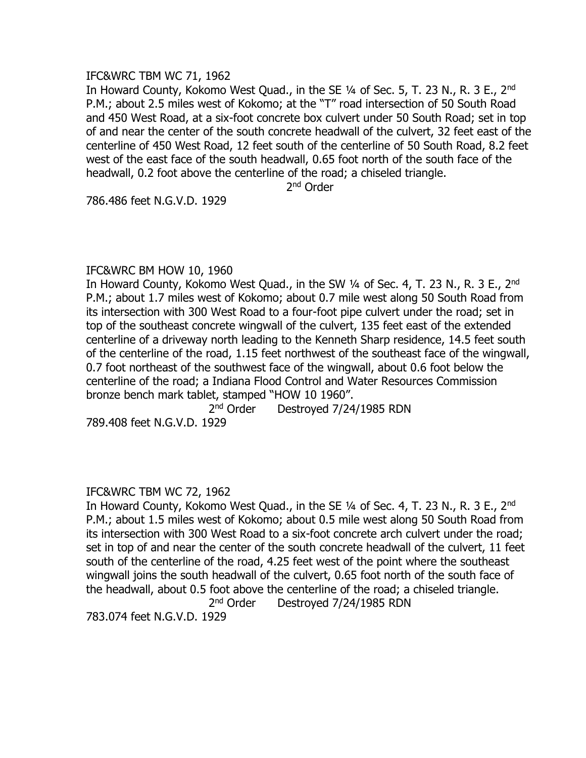IFC&WRC TBM WC 71, 1962

In Howard County, Kokomo West Quad., in the SE ¼ of Sec. 5, T. 23 N., R. 3 E., 2nd P.M.; about 2.5 miles west of Kokomo; at the "T" road intersection of 50 South Road and 450 West Road, at a six-foot concrete box culvert under 50 South Road; set in top of and near the center of the south concrete headwall of the culvert, 32 feet east of the centerline of 450 West Road, 12 feet south of the centerline of 50 South Road, 8.2 feet west of the east face of the south headwall, 0.65 foot north of the south face of the headwall, 0.2 foot above the centerline of the road; a chiseled triangle.

2nd Order

786.486 feet N.G.V.D. 1929

IFC&WRC BM HOW 10, 1960

In Howard County, Kokomo West Quad., in the SW ¼ of Sec. 4, T. 23 N., R. 3 E., 2nd P.M.; about 1.7 miles west of Kokomo; about 0.7 mile west along 50 South Road from its intersection with 300 West Road to a four-foot pipe culvert under the road; set in top of the southeast concrete wingwall of the culvert, 135 feet east of the extended centerline of a driveway north leading to the Kenneth Sharp residence, 14.5 feet south of the centerline of the road, 1.15 feet northwest of the southeast face of the wingwall, 0.7 foot northeast of the southwest face of the wingwall, about 0.6 foot below the centerline of the road; a Indiana Flood Control and Water Resources Commission bronze bench mark tablet, stamped "HOW 10 1960".

2nd Order Destroyed 7/24/1985 RDN

789.408 feet N.G.V.D. 1929

IFC&WRC TBM WC 72, 1962

In Howard County, Kokomo West Quad., in the SE ¼ of Sec. 4, T. 23 N., R. 3 E., 2nd P.M.; about 1.5 miles west of Kokomo; about 0.5 mile west along 50 South Road from its intersection with 300 West Road to a six-foot concrete arch culvert under the road; set in top of and near the center of the south concrete headwall of the culvert, 11 feet south of the centerline of the road, 4.25 feet west of the point where the southeast wingwall joins the south headwall of the culvert, 0.65 foot north of the south face of the headwall, about 0.5 foot above the centerline of the road; a chiseled triangle.

2nd Order Destroyed 7/24/1985 RDN

783.074 feet N.G.V.D. 1929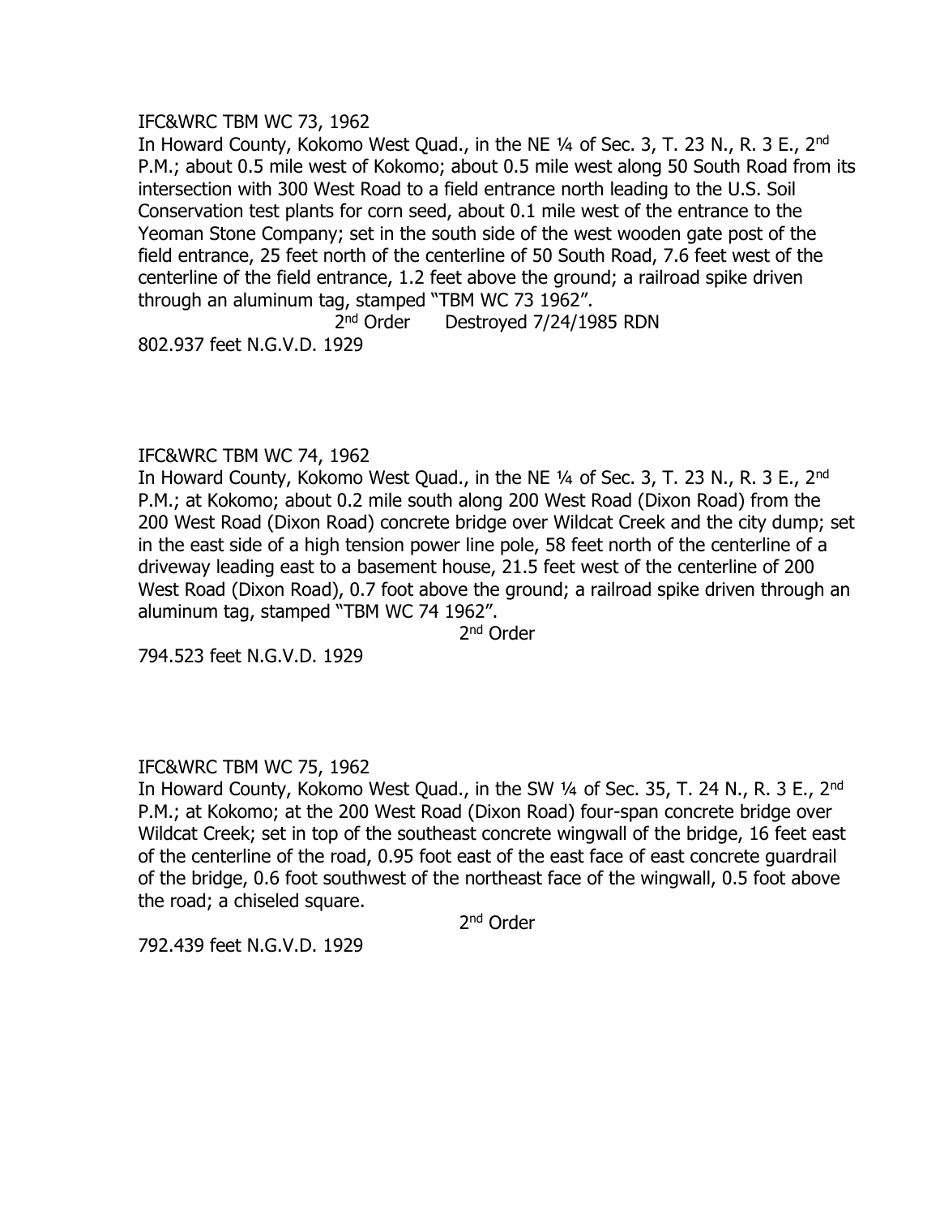IFC&WRC TBM WC 73, 1962

In Howard County, Kokomo West Quad., in the NE ¼ of Sec. 3, T. 23 N., R. 3 E., 2nd P.M.; about 0.5 mile west of Kokomo; about 0.5 mile west along 50 South Road from its intersection with 300 West Road to a field entrance north leading to the U.S. Soil Conservation test plants for corn seed, about 0.1 mile west of the entrance to the Yeoman Stone Company; set in the south side of the west wooden gate post of the field entrance, 25 feet north of the centerline of 50 South Road, 7.6 feet west of the centerline of the field entrance, 1.2 feet above the ground; a railroad spike driven through an aluminum tag, stamped "TBM WC 73 1962".

2nd Order Destroyed 7/24/1985 RDN

802.937 feet N.G.V.D. 1929

IFC&WRC TBM WC 74, 1962

In Howard County, Kokomo West Quad., in the NE ¼ of Sec. 3, T. 23 N., R. 3 E., 2nd P.M.; at Kokomo; about 0.2 mile south along 200 West Road (Dixon Road) from the 200 West Road (Dixon Road) concrete bridge over Wildcat Creek and the city dump; set in the east side of a high tension power line pole, 58 feet north of the centerline of a driveway leading east to a basement house, 21.5 feet west of the centerline of 200 West Road (Dixon Road), 0.7 foot above the ground; a railroad spike driven through an aluminum tag, stamped "TBM WC 74 1962".

2nd Order

794.523 feet N.G.V.D. 1929

IFC&WRC TBM WC 75, 1962

In Howard County, Kokomo West Quad., in the SW ¼ of Sec. 35, T. 24 N., R. 3 E., 2nd P.M.; at Kokomo; at the 200 West Road (Dixon Road) four-span concrete bridge over Wildcat Creek; set in top of the southeast concrete wingwall of the bridge, 16 feet east of the centerline of the road, 0.95 foot east of the east face of east concrete guardrail of the bridge, 0.6 foot southwest of the northeast face of the wingwall, 0.5 foot above the road; a chiseled square.

2nd Order

792.439 feet N.G.V.D. 1929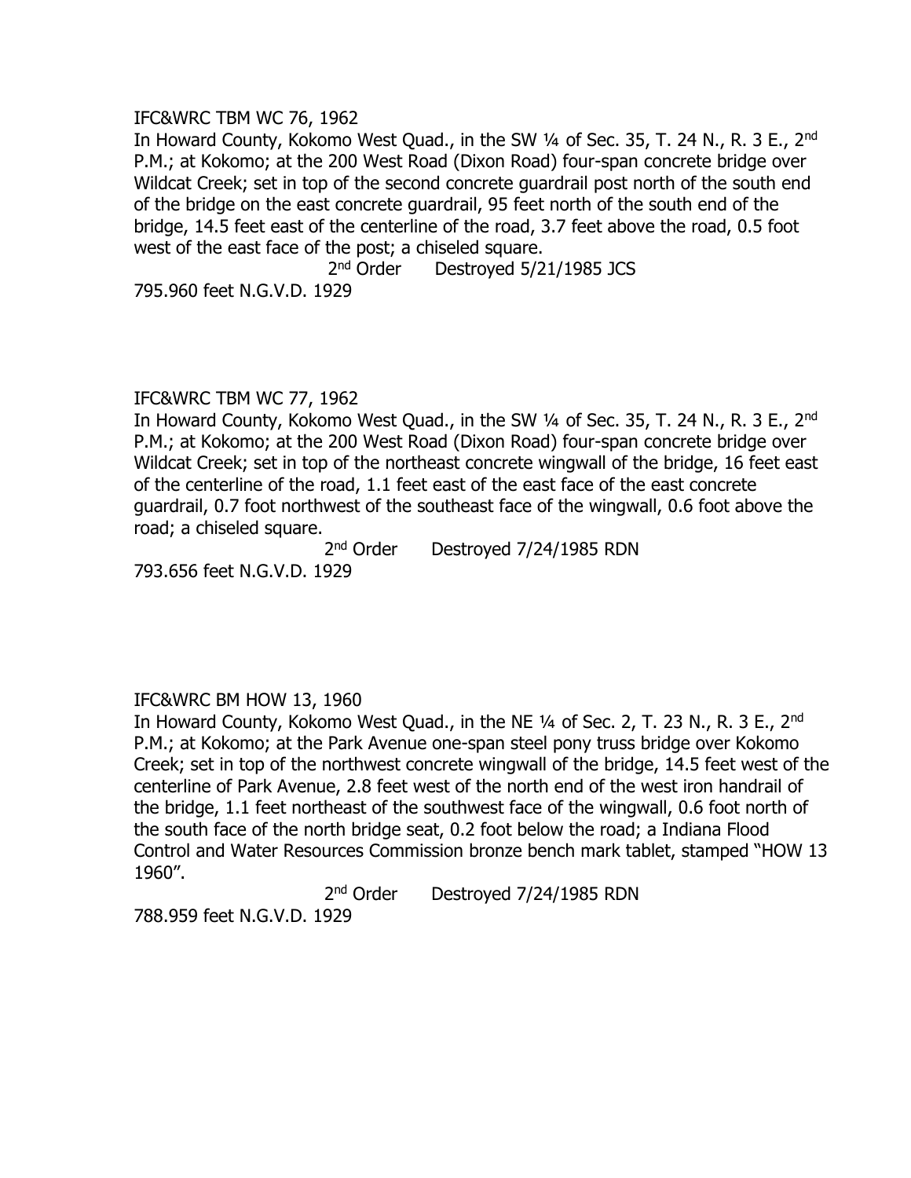IFC&WRC TBM WC 76, 1962

In Howard County, Kokomo West Quad., in the SW ¼ of Sec. 35, T. 24 N., R. 3 E., 2nd P.M.; at Kokomo; at the 200 West Road (Dixon Road) four-span concrete bridge over Wildcat Creek; set in top of the second concrete guardrail post north of the south end of the bridge on the east concrete guardrail, 95 feet north of the south end of the bridge, 14.5 feet east of the centerline of the road, 3.7 feet above the road, 0.5 foot west of the east face of the post; a chiseled square.

2nd Order Destroyed 5/21/1985 JCS

795.960 feet N.G.V.D. 1929

IFC&WRC TBM WC 77, 1962

In Howard County, Kokomo West Quad., in the SW ¼ of Sec. 35, T. 24 N., R. 3 E., 2nd P.M.; at Kokomo; at the 200 West Road (Dixon Road) four-span concrete bridge over Wildcat Creek; set in top of the northeast concrete wingwall of the bridge, 16 feet east of the centerline of the road, 1.1 feet east of the east face of the east concrete guardrail, 0.7 foot northwest of the southeast face of the wingwall, 0.6 foot above the road; a chiseled square.

2nd Order Destroyed 7/24/1985 RDN

793.656 feet N.G.V.D. 1929

IFC&WRC BM HOW 13, 1960

In Howard County, Kokomo West Quad., in the NE ¼ of Sec. 2, T. 23 N., R. 3 E., 2nd P.M.; at Kokomo; at the Park Avenue one-span steel pony truss bridge over Kokomo Creek; set in top of the northwest concrete wingwall of the bridge, 14.5 feet west of the centerline of Park Avenue, 2.8 feet west of the north end of the west iron handrail of the bridge, 1.1 feet northeast of the southwest face of the wingwall, 0.6 foot north of the south face of the north bridge seat, 0.2 foot below the road; a Indiana Flood Control and Water Resources Commission bronze bench mark tablet, stamped "HOW 13 1960".

2nd Order Destroyed 7/24/1985 RDN

788.959 feet N.G.V.D. 1929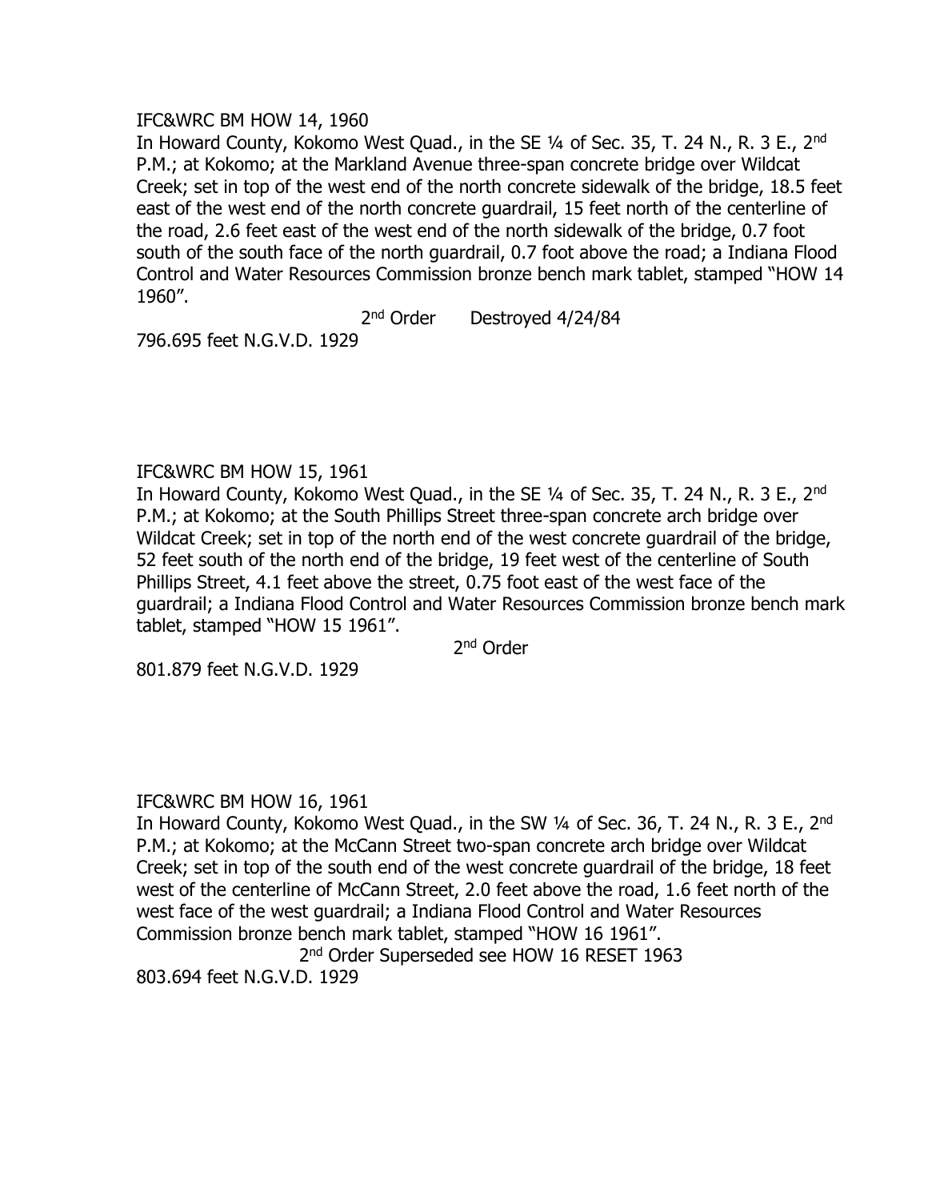IFC&WRC BM HOW 14, 1960

In Howard County, Kokomo West Quad., in the SE ¼ of Sec. 35, T. 24 N., R. 3 E., 2nd P.M.; at Kokomo; at the Markland Avenue three-span concrete bridge over Wildcat Creek; set in top of the west end of the north concrete sidewalk of the bridge, 18.5 feet east of the west end of the north concrete guardrail, 15 feet north of the centerline of the road, 2.6 feet east of the west end of the north sidewalk of the bridge, 0.7 foot south of the south face of the north guardrail, 0.7 foot above the road; a Indiana Flood Control and Water Resources Commission bronze bench mark tablet, stamped "HOW 14 1960".

2nd Order Destroyed 4/24/84

796.695 feet N.G.V.D. 1929

IFC&WRC BM HOW 15, 1961

In Howard County, Kokomo West Quad., in the SE ¼ of Sec. 35, T. 24 N., R. 3 E., 2nd P.M.; at Kokomo; at the South Phillips Street three-span concrete arch bridge over Wildcat Creek; set in top of the north end of the west concrete guardrail of the bridge, 52 feet south of the north end of the bridge, 19 feet west of the centerline of South Phillips Street, 4.1 feet above the street, 0.75 foot east of the west face of the guardrail; a Indiana Flood Control and Water Resources Commission bronze bench mark tablet, stamped "HOW 15 1961".

2nd Order

801.879 feet N.G.V.D. 1929

IFC&WRC BM HOW 16, 1961

In Howard County, Kokomo West Quad., in the SW ¼ of Sec. 36, T. 24 N., R. 3 E., 2nd P.M.; at Kokomo; at the McCann Street two-span concrete arch bridge over Wildcat Creek; set in top of the south end of the west concrete guardrail of the bridge, 18 feet west of the centerline of McCann Street, 2.0 feet above the road, 1.6 feet north of the west face of the west guardrail; a Indiana Flood Control and Water Resources Commission bronze bench mark tablet, stamped "HOW 16 1961".

2nd Order Superseded see HOW 16 RESET 1963

803.694 feet N.G.V.D. 1929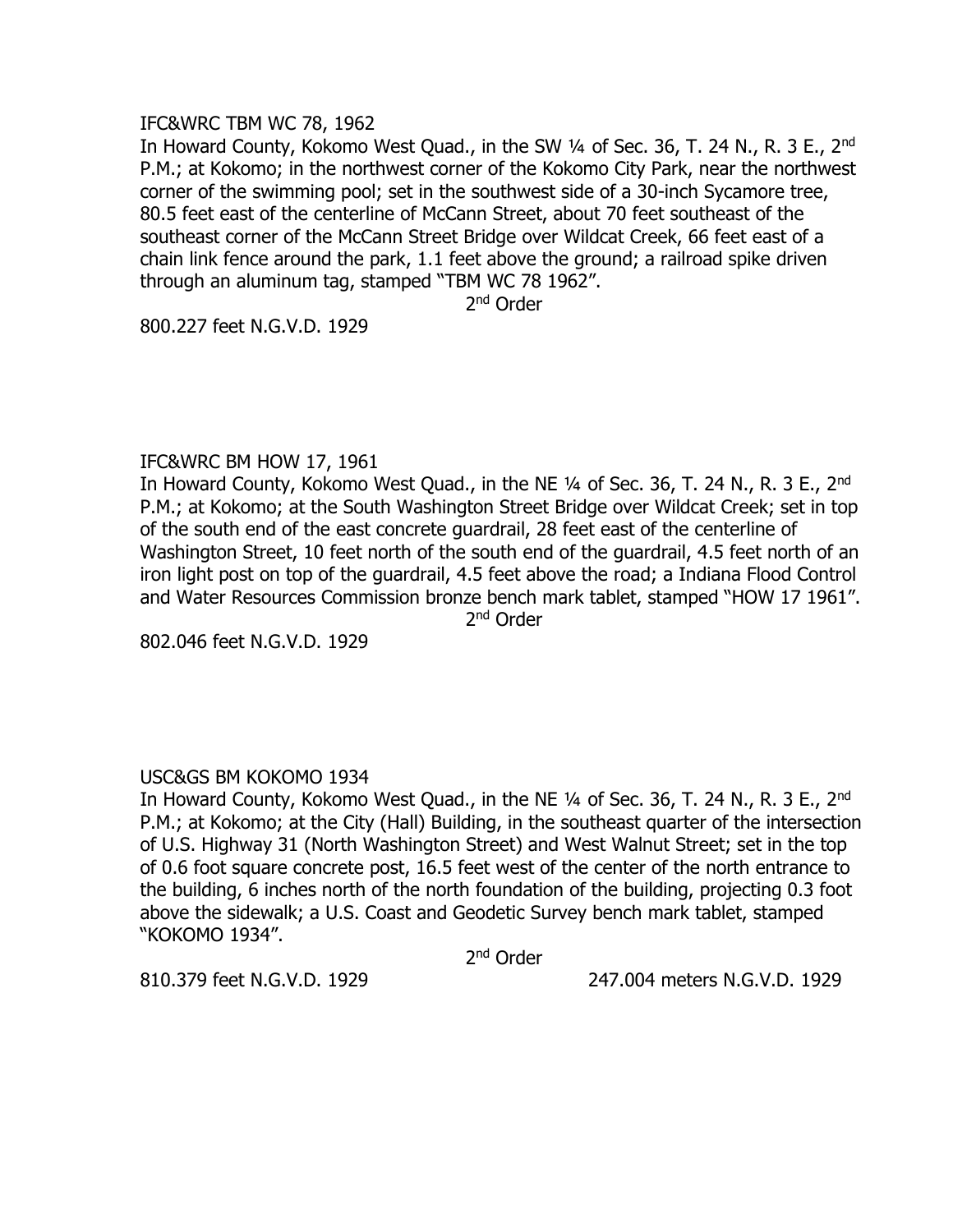IFC&WRC TBM WC 78, 1962

In Howard County, Kokomo West Quad., in the SW ¼ of Sec. 36, T. 24 N., R. 3 E., 2nd P.M.; at Kokomo; in the northwest corner of the Kokomo City Park, near the northwest corner of the swimming pool; set in the southwest side of a 30-inch Sycamore tree, 80.5 feet east of the centerline of McCann Street, about 70 feet southeast of the southeast corner of the McCann Street Bridge over Wildcat Creek, 66 feet east of a chain link fence around the park, 1.1 feet above the ground; a railroad spike driven through an aluminum tag, stamped "TBM WC 78 1962".

2nd Order

800.227 feet N.G.V.D. 1929

IFC&WRC BM HOW 17, 1961

In Howard County, Kokomo West Quad., in the NE ¼ of Sec. 36, T. 24 N., R. 3 E., 2nd P.M.; at Kokomo; at the South Washington Street Bridge over Wildcat Creek; set in top of the south end of the east concrete guardrail, 28 feet east of the centerline of Washington Street, 10 feet north of the south end of the guardrail, 4.5 feet north of an iron light post on top of the guardrail, 4.5 feet above the road; a Indiana Flood Control and Water Resources Commission bronze bench mark tablet, stamped "HOW 17 1961".

2nd Order

802.046 feet N.G.V.D. 1929

USC&GS BM KOKOMO 1934

In Howard County, Kokomo West Quad., in the NE ¼ of Sec. 36, T. 24 N., R. 3 E., 2nd P.M.; at Kokomo; at the City (Hall) Building, in the southeast quarter of the intersection of U.S. Highway 31 (North Washington Street) and West Walnut Street; set in the top of 0.6 foot square concrete post, 16.5 feet west of the center of the north entrance to the building, 6 inches north of the north foundation of the building, projecting 0.3 foot above the sidewalk; a U.S. Coast and Geodetic Survey bench mark tablet, stamped "KOKOMO 1934".

2nd Order

810.379 feet N.G.V.D. 1929 247.004 meters N.G.V.D. 1929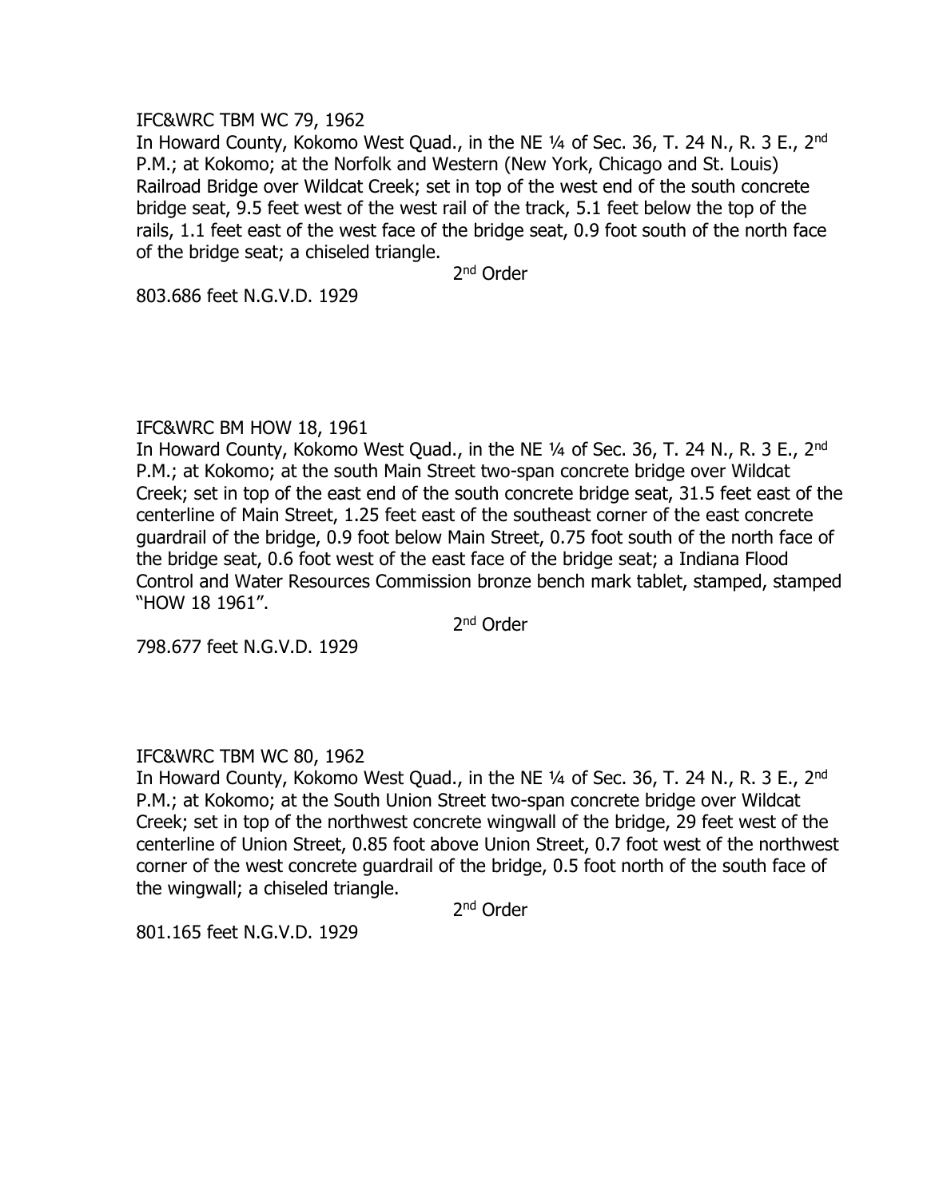IFC&WRC TBM WC 79, 1962

In Howard County, Kokomo West Quad., in the NE ¼ of Sec. 36, T. 24 N., R. 3 E., 2nd P.M.; at Kokomo; at the Norfolk and Western (New York, Chicago and St. Louis) Railroad Bridge over Wildcat Creek; set in top of the west end of the south concrete bridge seat, 9.5 feet west of the west rail of the track, 5.1 feet below the top of the rails, 1.1 feet east of the west face of the bridge seat, 0.9 foot south of the north face of the bridge seat; a chiseled triangle.

2nd Order

803.686 feet N.G.V.D. 1929

IFC&WRC BM HOW 18, 1961

In Howard County, Kokomo West Quad., in the NE ¼ of Sec. 36, T. 24 N., R. 3 E., 2nd P.M.; at Kokomo; at the south Main Street two-span concrete bridge over Wildcat Creek; set in top of the east end of the south concrete bridge seat, 31.5 feet east of the centerline of Main Street, 1.25 feet east of the southeast corner of the east concrete guardrail of the bridge, 0.9 foot below Main Street, 0.75 foot south of the north face of the bridge seat, 0.6 foot west of the east face of the bridge seat; a Indiana Flood Control and Water Resources Commission bronze bench mark tablet, stamped, stamped "HOW 18 1961".

2nd Order

798.677 feet N.G.V.D. 1929

IFC&WRC TBM WC 80, 1962

In Howard County, Kokomo West Quad., in the NE ¼ of Sec. 36, T. 24 N., R. 3 E., 2nd P.M.; at Kokomo; at the South Union Street two-span concrete bridge over Wildcat Creek; set in top of the northwest concrete wingwall of the bridge, 29 feet west of the centerline of Union Street, 0.85 foot above Union Street, 0.7 foot west of the northwest corner of the west concrete guardrail of the bridge, 0.5 foot north of the south face of the wingwall; a chiseled triangle.

2nd Order

801.165 feet N.G.V.D. 1929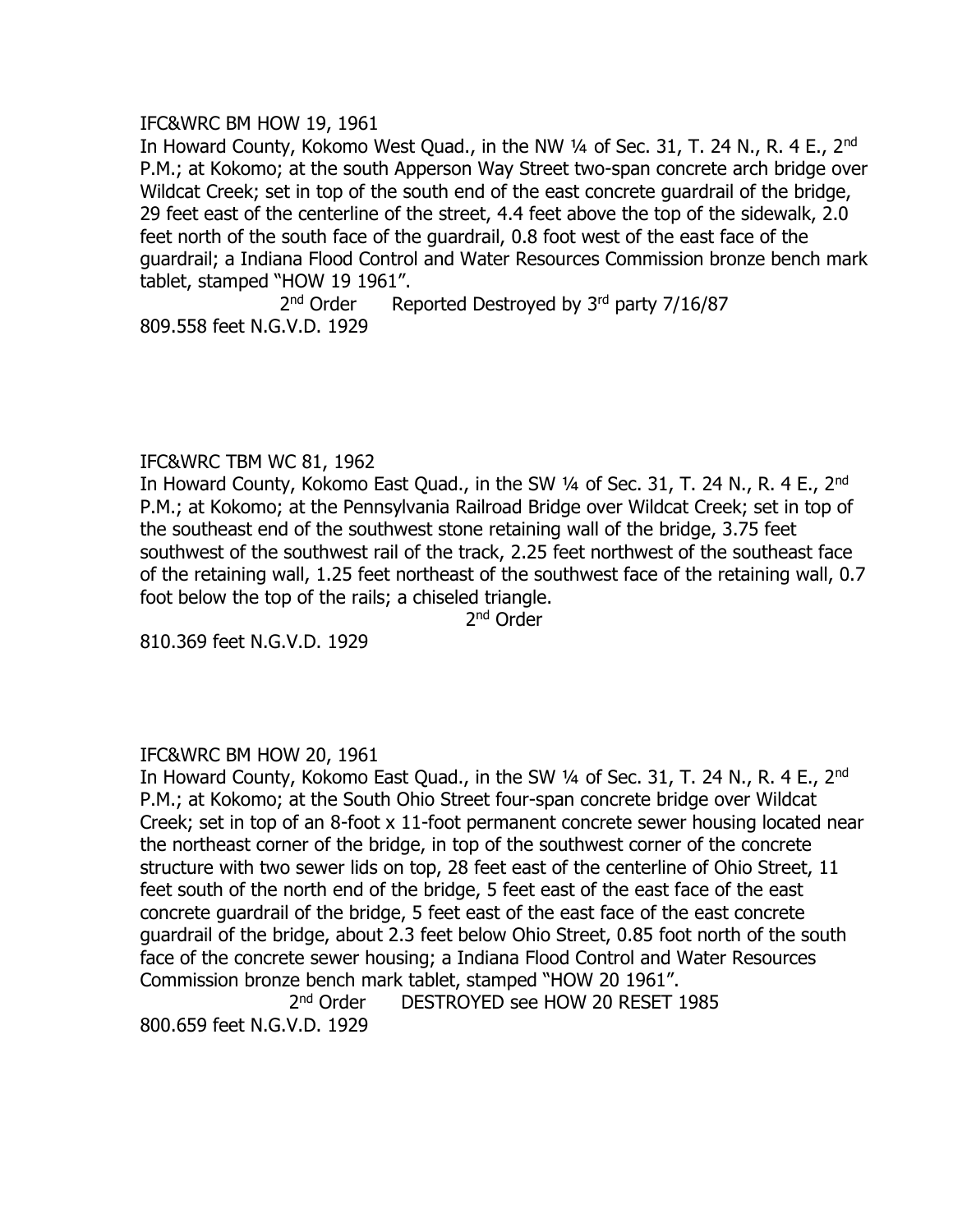IFC&WRC BM HOW 19, 1961

In Howard County, Kokomo West Quad., in the NW ¼ of Sec. 31, T. 24 N., R. 4 E., 2nd P.M.; at Kokomo; at the south Apperson Way Street two-span concrete arch bridge over Wildcat Creek; set in top of the south end of the east concrete guardrail of the bridge, 29 feet east of the centerline of the street, 4.4 feet above the top of the sidewalk, 2.0 feet north of the south face of the guardrail, 0.8 foot west of the east face of the guardrail; a Indiana Flood Control and Water Resources Commission bronze bench mark tablet, stamped "HOW 19 1961".

2nd Order Reported Destroyed by 3rd party 7/16/87

809.558 feet N.G.V.D. 1929

IFC&WRC TBM WC 81, 1962

In Howard County, Kokomo East Quad., in the SW ¼ of Sec. 31, T. 24 N., R. 4 E., 2nd P.M.; at Kokomo; at the Pennsylvania Railroad Bridge over Wildcat Creek; set in top of the southeast end of the southwest stone retaining wall of the bridge, 3.75 feet southwest of the southwest rail of the track, 2.25 feet northwest of the southeast face of the retaining wall, 1.25 feet northeast of the southwest face of the retaining wall, 0.7 foot below the top of the rails; a chiseled triangle.

2nd Order

810.369 feet N.G.V.D. 1929

IFC&WRC BM HOW 20, 1961

In Howard County, Kokomo East Quad., in the SW ¼ of Sec. 31, T. 24 N., R. 4 E., 2nd P.M.; at Kokomo; at the South Ohio Street four-span concrete bridge over Wildcat Creek; set in top of an 8-foot x 11-foot permanent concrete sewer housing located near the northeast corner of the bridge, in top of the southwest corner of the concrete structure with two sewer lids on top, 28 feet east of the centerline of Ohio Street, 11 feet south of the north end of the bridge, 5 feet east of the east face of the east concrete guardrail of the bridge, 5 feet east of the east face of the east concrete guardrail of the bridge, about 2.3 feet below Ohio Street, 0.85 foot north of the south face of the concrete sewer housing; a Indiana Flood Control and Water Resources Commission bronze bench mark tablet, stamped "HOW 20 1961".

2nd Order DESTROYED see HOW 20 RESET 1985

800.659 feet N.G.V.D. 1929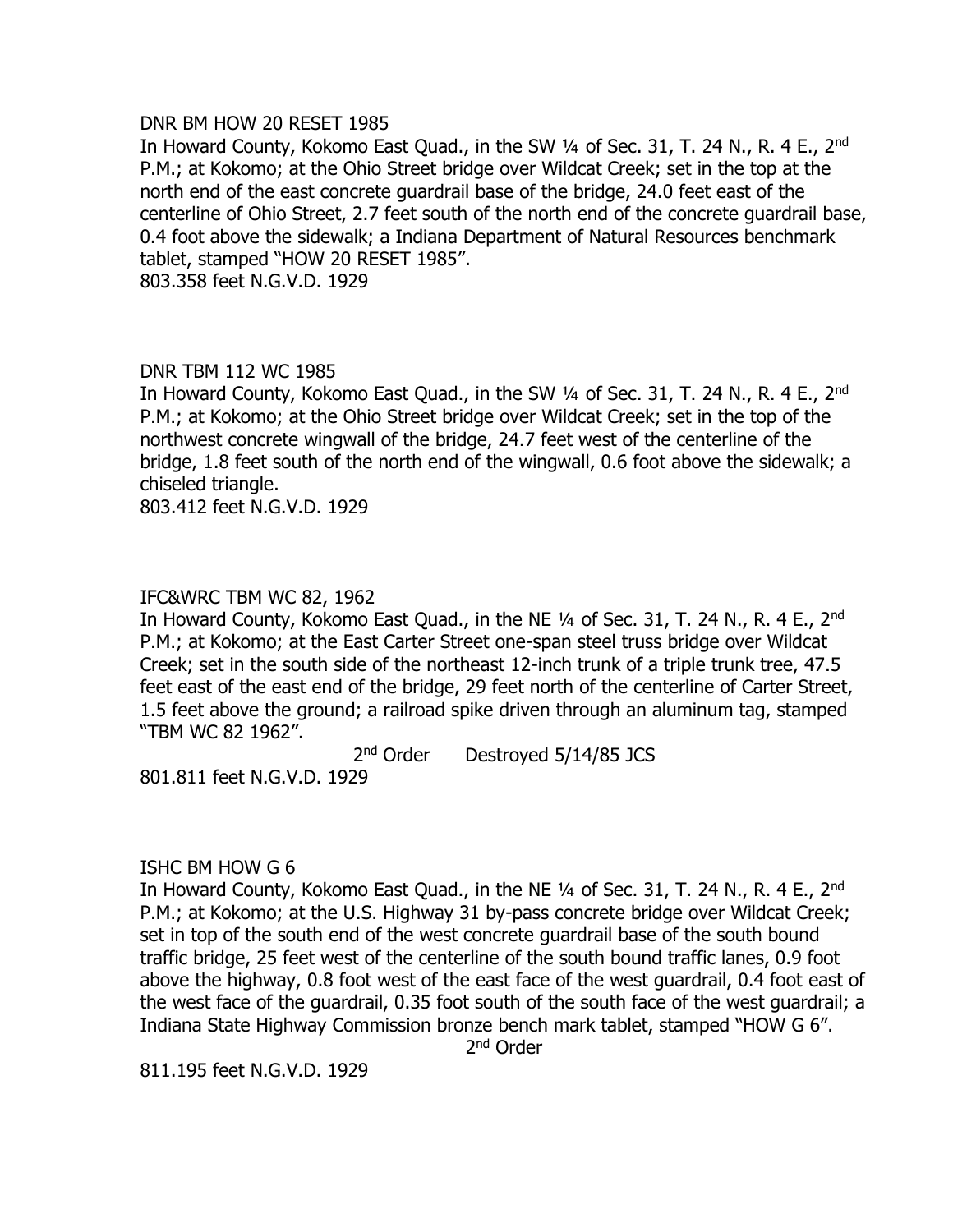DNR BM HOW 20 RESET 1985

In Howard County, Kokomo East Quad., in the SW ¼ of Sec. 31, T. 24 N., R. 4 E., 2nd P.M.; at Kokomo; at the Ohio Street bridge over Wildcat Creek; set in the top at the north end of the east concrete guardrail base of the bridge, 24.0 feet east of the centerline of Ohio Street, 2.7 feet south of the north end of the concrete guardrail base, 0.4 foot above the sidewalk; a Indiana Department of Natural Resources benchmark tablet, stamped "HOW 20 RESET 1985".

803.358 feet N.G.V.D. 1929

DNR TBM 112 WC 1985

In Howard County, Kokomo East Quad., in the SW ¼ of Sec. 31, T. 24 N., R. 4 E., 2nd P.M.; at Kokomo; at the Ohio Street bridge over Wildcat Creek; set in the top of the northwest concrete wingwall of the bridge, 24.7 feet west of the centerline of the bridge, 1.8 feet south of the north end of the wingwall, 0.6 foot above the sidewalk; a chiseled triangle.

803.412 feet N.G.V.D. 1929

IFC&WRC TBM WC 82, 1962

In Howard County, Kokomo East Quad., in the NE ¼ of Sec. 31, T. 24 N., R. 4 E., 2nd P.M.; at Kokomo; at the East Carter Street one-span steel truss bridge over Wildcat Creek; set in the south side of the northeast 12-inch trunk of a triple trunk tree, 47.5 feet east of the east end of the bridge, 29 feet north of the centerline of Carter Street, 1.5 feet above the ground; a railroad spike driven through an aluminum tag, stamped "TBM WC 82 1962".

2nd Order Destroyed 5/14/85 JCS

801.811 feet N.G.V.D. 1929

ISHC BM HOW G 6

In Howard County, Kokomo East Quad., in the NE ¼ of Sec. 31, T. 24 N., R. 4 E., 2nd P.M.; at Kokomo; at the U.S. Highway 31 by-pass concrete bridge over Wildcat Creek; set in top of the south end of the west concrete guardrail base of the south bound traffic bridge, 25 feet west of the centerline of the south bound traffic lanes, 0.9 foot above the highway, 0.8 foot west of the east face of the west guardrail, 0.4 foot east of the west face of the guardrail, 0.35 foot south of the south face of the west guardrail; a Indiana State Highway Commission bronze bench mark tablet, stamped "HOW G 6".

2nd Order

811.195 feet N.G.V.D. 1929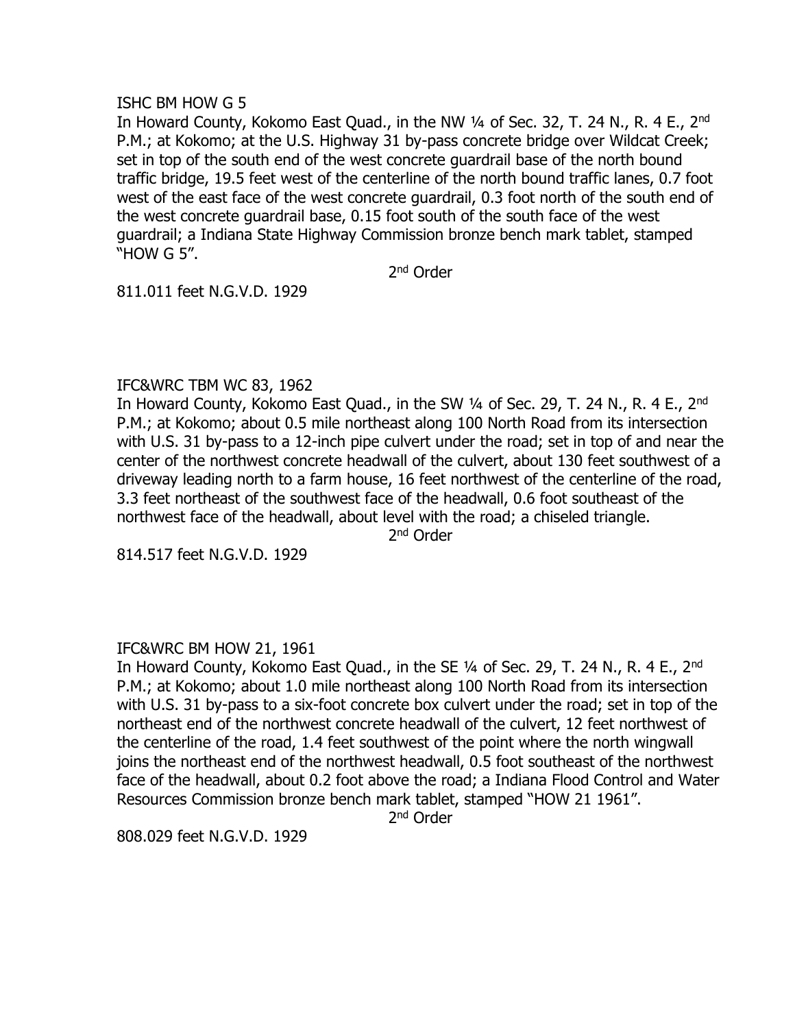ISHC BM HOW G 5

In Howard County, Kokomo East Quad., in the NW ¼ of Sec. 32, T. 24 N., R. 4 E., 2nd P.M.; at Kokomo; at the U.S. Highway 31 by-pass concrete bridge over Wildcat Creek; set in top of the south end of the west concrete guardrail base of the north bound traffic bridge, 19.5 feet west of the centerline of the north bound traffic lanes, 0.7 foot west of the east face of the west concrete guardrail, 0.3 foot north of the south end of the west concrete guardrail base, 0.15 foot south of the south face of the west guardrail; a Indiana State Highway Commission bronze bench mark tablet, stamped "HOW G 5".

2nd Order

811.011 feet N.G.V.D. 1929

IFC&WRC TBM WC 83, 1962

In Howard County, Kokomo East Quad., in the SW ¼ of Sec. 29, T. 24 N., R. 4 E., 2nd P.M.; at Kokomo; about 0.5 mile northeast along 100 North Road from its intersection with U.S. 31 by-pass to a 12-inch pipe culvert under the road; set in top of and near the center of the northwest concrete headwall of the culvert, about 130 feet southwest of a driveway leading north to a farm house, 16 feet northwest of the centerline of the road, 3.3 feet northeast of the southwest face of the headwall, 0.6 foot southeast of the northwest face of the headwall, about level with the road; a chiseled triangle.

2nd Order

814.517 feet N.G.V.D. 1929

IFC&WRC BM HOW 21, 1961

In Howard County, Kokomo East Quad., in the SE ¼ of Sec. 29, T. 24 N., R. 4 E., 2nd P.M.; at Kokomo; about 1.0 mile northeast along 100 North Road from its intersection with U.S. 31 by-pass to a six-foot concrete box culvert under the road; set in top of the northeast end of the northwest concrete headwall of the culvert, 12 feet northwest of the centerline of the road, 1.4 feet southwest of the point where the north wingwall joins the northeast end of the northwest headwall, 0.5 foot southeast of the northwest face of the headwall, about 0.2 foot above the road; a Indiana Flood Control and Water Resources Commission bronze bench mark tablet, stamped "HOW 21 1961".

2nd Order

808.029 feet N.G.V.D. 1929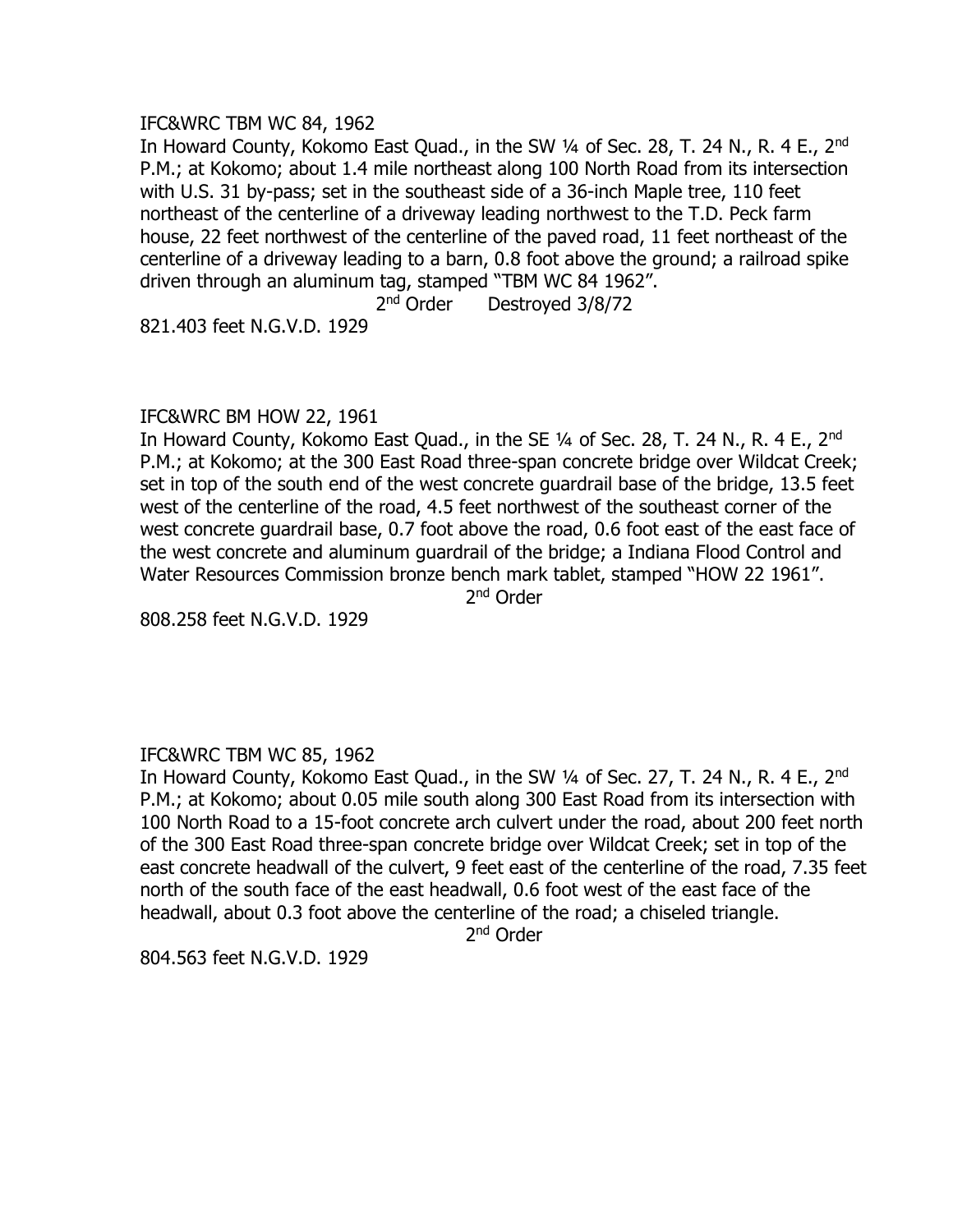IFC&WRC TBM WC 84, 1962

In Howard County, Kokomo East Quad., in the SW ¼ of Sec. 28, T. 24 N., R. 4 E., 2nd P.M.; at Kokomo; about 1.4 mile northeast along 100 North Road from its intersection with U.S. 31 by-pass; set in the southeast side of a 36-inch Maple tree, 110 feet northeast of the centerline of a driveway leading northwest to the T.D. Peck farm house, 22 feet northwest of the centerline of the paved road, 11 feet northeast of the centerline of a driveway leading to a barn, 0.8 foot above the ground; a railroad spike driven through an aluminum tag, stamped "TBM WC 84 1962".

2nd Order Destroyed 3/8/72

821.403 feet N.G.V.D. 1929

IFC&WRC BM HOW 22, 1961

In Howard County, Kokomo East Quad., in the SE ¼ of Sec. 28, T. 24 N., R. 4 E., 2nd P.M.; at Kokomo; at the 300 East Road three-span concrete bridge over Wildcat Creek; set in top of the south end of the west concrete guardrail base of the bridge, 13.5 feet west of the centerline of the road, 4.5 feet northwest of the southeast corner of the west concrete guardrail base, 0.7 foot above the road, 0.6 foot east of the east face of the west concrete and aluminum guardrail of the bridge; a Indiana Flood Control and Water Resources Commission bronze bench mark tablet, stamped "HOW 22 1961".

2nd Order

808.258 feet N.G.V.D. 1929

IFC&WRC TBM WC 85, 1962

In Howard County, Kokomo East Quad., in the SW ¼ of Sec. 27, T. 24 N., R. 4 E., 2nd P.M.; at Kokomo; about 0.05 mile south along 300 East Road from its intersection with 100 North Road to a 15-foot concrete arch culvert under the road, about 200 feet north of the 300 East Road three-span concrete bridge over Wildcat Creek; set in top of the east concrete headwall of the culvert, 9 feet east of the centerline of the road, 7.35 feet north of the south face of the east headwall, 0.6 foot west of the east face of the headwall, about 0.3 foot above the centerline of the road; a chiseled triangle.

2nd Order

804.563 feet N.G.V.D. 1929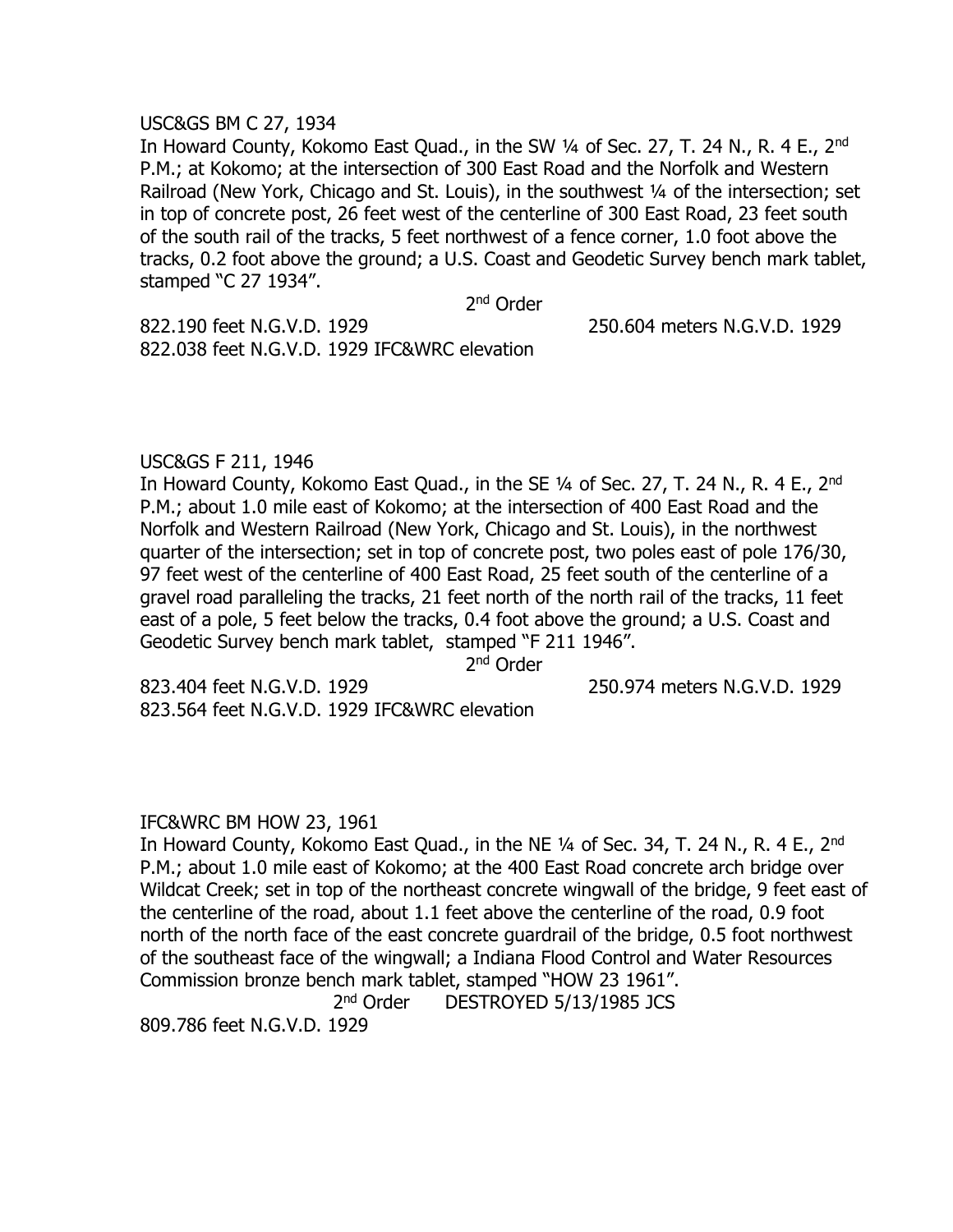USC&GS BM C 27, 1934

In Howard County, Kokomo East Quad., in the SW ¼ of Sec. 27, T. 24 N., R. 4 E., 2nd P.M.; at Kokomo; at the intersection of 300 East Road and the Norfolk and Western Railroad (New York, Chicago and St. Louis), in the southwest ¼ of the intersection; set in top of concrete post, 26 feet west of the centerline of 300 East Road, 23 feet south of the south rail of the tracks, 5 feet northwest of a fence corner, 1.0 foot above the tracks, 0.2 foot above the ground; a U.S. Coast and Geodetic Survey bench mark tablet, stamped "C 27 1934".

2nd Order

822.190 feet N.G.V.D. 1929 250.604 meters N.G.V.D. 1929

822.038 feet N.G.V.D. 1929 IFC&WRC elevation

USC&GS F 211, 1946

In Howard County, Kokomo East Quad., in the SE ¼ of Sec. 27, T. 24 N., R. 4 E., 2nd P.M.; about 1.0 mile east of Kokomo; at the intersection of 400 East Road and the Norfolk and Western Railroad (New York, Chicago and St. Louis), in the northwest quarter of the intersection; set in top of concrete post, two poles east of pole 176/30, 97 feet west of the centerline of 400 East Road, 25 feet south of the centerline of a gravel road paralleling the tracks, 21 feet north of the north rail of the tracks, 11 feet east of a pole, 5 feet below the tracks, 0.4 foot above the ground; a U.S. Coast and Geodetic Survey bench mark tablet, stamped "F 211 1946".

2nd Order

823.404 feet N.G.V.D. 1929 250.974 meters N.G.V.D. 1929

823.564 feet N.G.V.D. 1929 IFC&WRC elevation

IFC&WRC BM HOW 23, 1961

In Howard County, Kokomo East Quad., in the NE ¼ of Sec. 34, T. 24 N., R. 4 E., 2nd P.M.; about 1.0 mile east of Kokomo; at the 400 East Road concrete arch bridge over Wildcat Creek; set in top of the northeast concrete wingwall of the bridge, 9 feet east of the centerline of the road, about 1.1 feet above the centerline of the road, 0.9 foot north of the north face of the east concrete guardrail of the bridge, 0.5 foot northwest of the southeast face of the wingwall; a Indiana Flood Control and Water Resources Commission bronze bench mark tablet, stamped "HOW 23 1961".

2nd Order DESTROYED 5/13/1985 JCS

809.786 feet N.G.V.D. 1929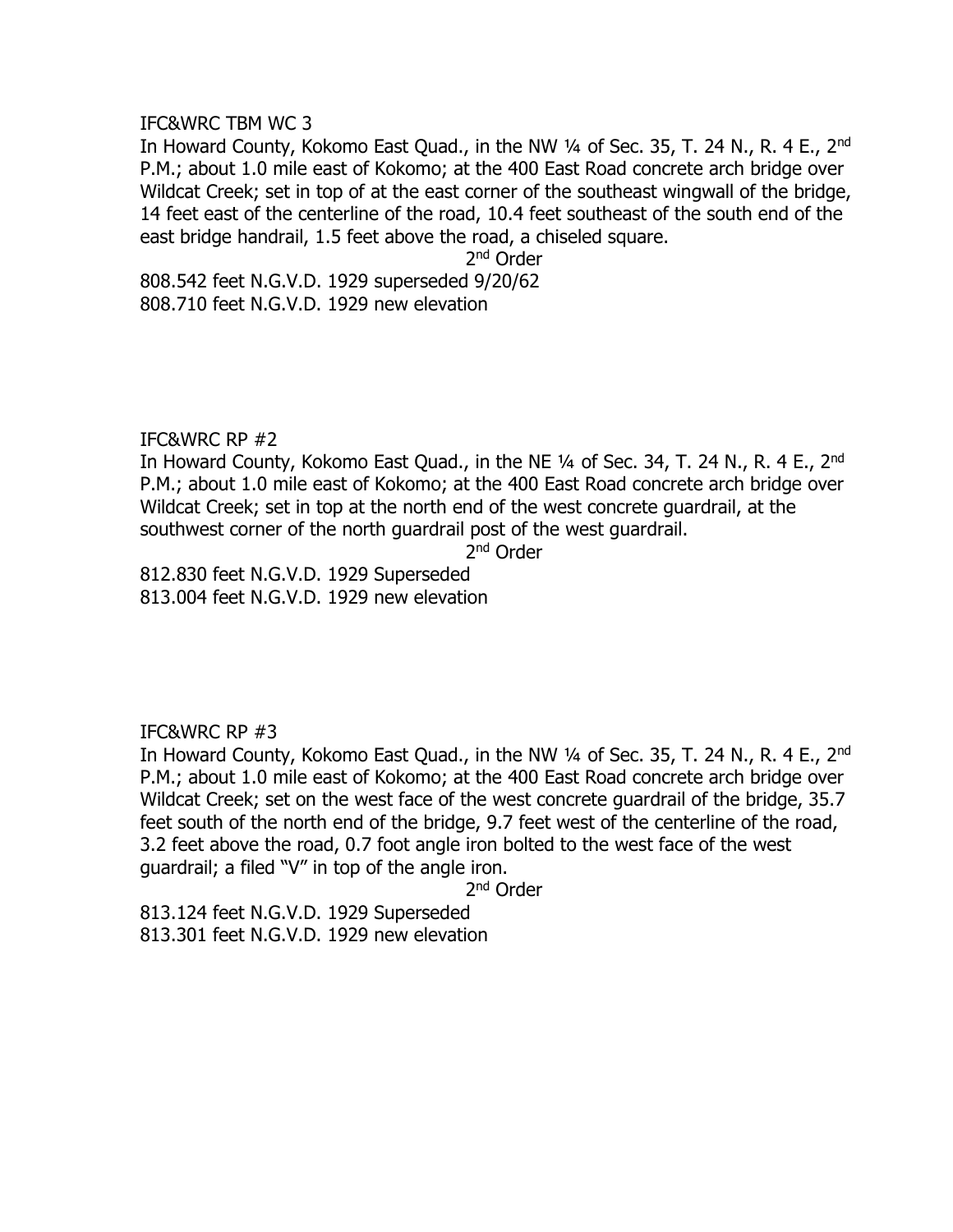IFC&WRC TBM WC 3

In Howard County, Kokomo East Quad., in the NW ¼ of Sec. 35, T. 24 N., R. 4 E., 2nd P.M.; about 1.0 mile east of Kokomo; at the 400 East Road concrete arch bridge over Wildcat Creek; set in top of at the east corner of the southeast wingwall of the bridge, 14 feet east of the centerline of the road, 10.4 feet southeast of the south end of the east bridge handrail, 1.5 feet above the road, a chiseled square.

2nd Order

808.542 feet N.G.V.D. 1929 superseded 9/20/62
808.710 feet N.G.V.D. 1929 new elevation

IFC&WRC RP #2

In Howard County, Kokomo East Quad., in the NE ¼ of Sec. 34, T. 24 N., R. 4 E., 2nd P.M.; about 1.0 mile east of Kokomo; at the 400 East Road concrete arch bridge over Wildcat Creek; set in top at the north end of the west concrete guardrail, at the southwest corner of the north guardrail post of the west guardrail.

2nd Order

812.830 feet N.G.V.D. 1929 Superseded
813.004 feet N.G.V.D. 1929 new elevation

IFC&WRC RP #3

In Howard County, Kokomo East Quad., in the NW ¼ of Sec. 35, T. 24 N., R. 4 E., 2nd P.M.; about 1.0 mile east of Kokomo; at the 400 East Road concrete arch bridge over Wildcat Creek; set on the west face of the west concrete guardrail of the bridge, 35.7 feet south of the north end of the bridge, 9.7 feet west of the centerline of the road, 3.2 feet above the road, 0.7 foot angle iron bolted to the west face of the west guardrail; a filed "V" in top of the angle iron.

2nd Order

813.124 feet N.G.V.D. 1929 Superseded
813.301 feet N.G.V.D. 1929 new elevation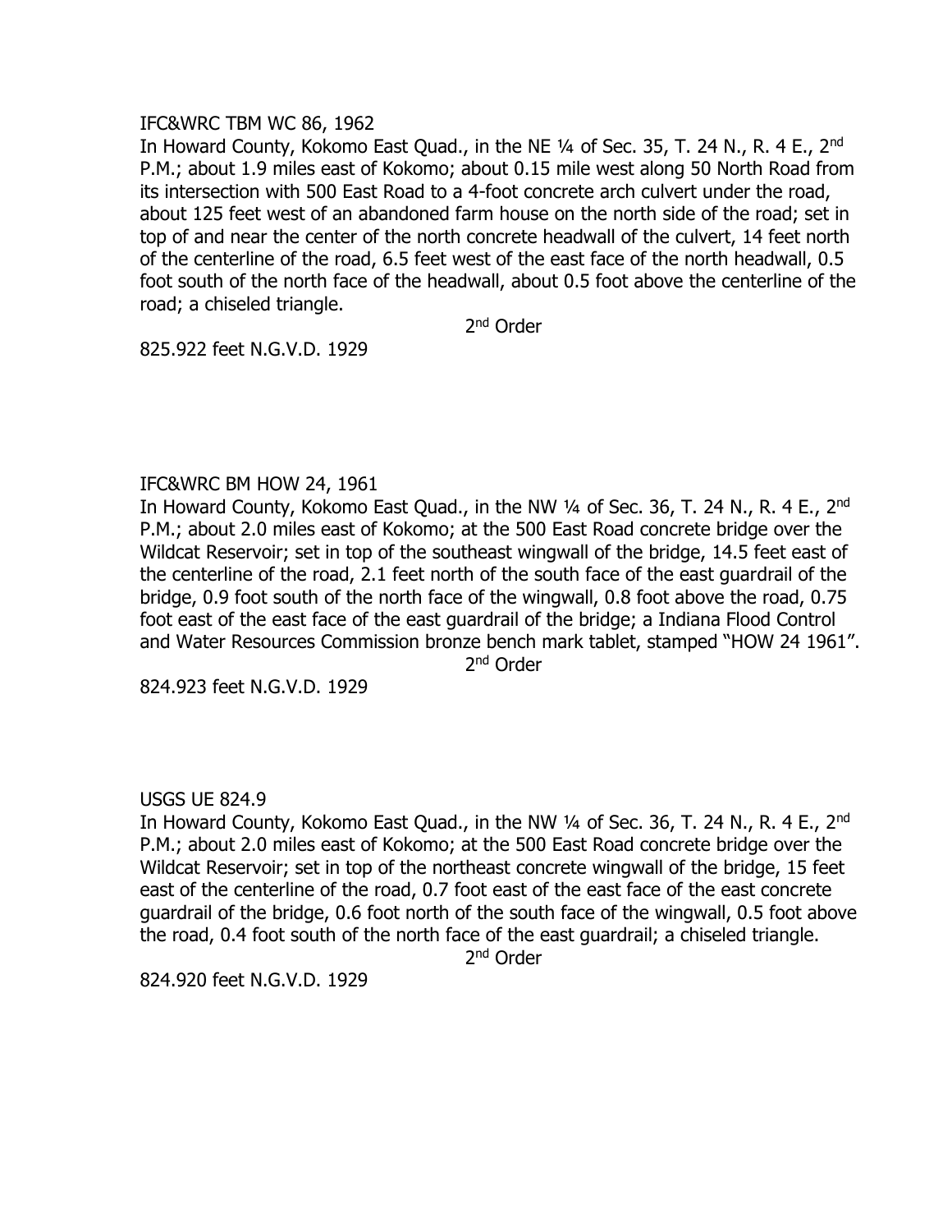IFC&WRC TBM WC 86, 1962

In Howard County, Kokomo East Quad., in the NE ¼ of Sec. 35, T. 24 N., R. 4 E., 2nd P.M.; about 1.9 miles east of Kokomo; about 0.15 mile west along 50 North Road from its intersection with 500 East Road to a 4-foot concrete arch culvert under the road, about 125 feet west of an abandoned farm house on the north side of the road; set in top of and near the center of the north concrete headwall of the culvert, 14 feet north of the centerline of the road, 6.5 feet west of the east face of the north headwall, 0.5 foot south of the north face of the headwall, about 0.5 foot above the centerline of the road; a chiseled triangle.

2nd Order

825.922 feet N.G.V.D. 1929

IFC&WRC BM HOW 24, 1961

In Howard County, Kokomo East Quad., in the NW ¼ of Sec. 36, T. 24 N., R. 4 E., 2nd P.M.; about 2.0 miles east of Kokomo; at the 500 East Road concrete bridge over the Wildcat Reservoir; set in top of the southeast wingwall of the bridge, 14.5 feet east of the centerline of the road, 2.1 feet north of the south face of the east guardrail of the bridge, 0.9 foot south of the north face of the wingwall, 0.8 foot above the road, 0.75 foot east of the east face of the east guardrail of the bridge; a Indiana Flood Control and Water Resources Commission bronze bench mark tablet, stamped "HOW 24 1961".

2nd Order

824.923 feet N.G.V.D. 1929

USGS UE 824.9

In Howard County, Kokomo East Quad., in the NW ¼ of Sec. 36, T. 24 N., R. 4 E., 2nd P.M.; about 2.0 miles east of Kokomo; at the 500 East Road concrete bridge over the Wildcat Reservoir; set in top of the northeast concrete wingwall of the bridge, 15 feet east of the centerline of the road, 0.7 foot east of the east face of the east concrete guardrail of the bridge, 0.6 foot north of the south face of the wingwall, 0.5 foot above the road, 0.4 foot south of the north face of the east guardrail; a chiseled triangle.

2nd Order

824.920 feet N.G.V.D. 1929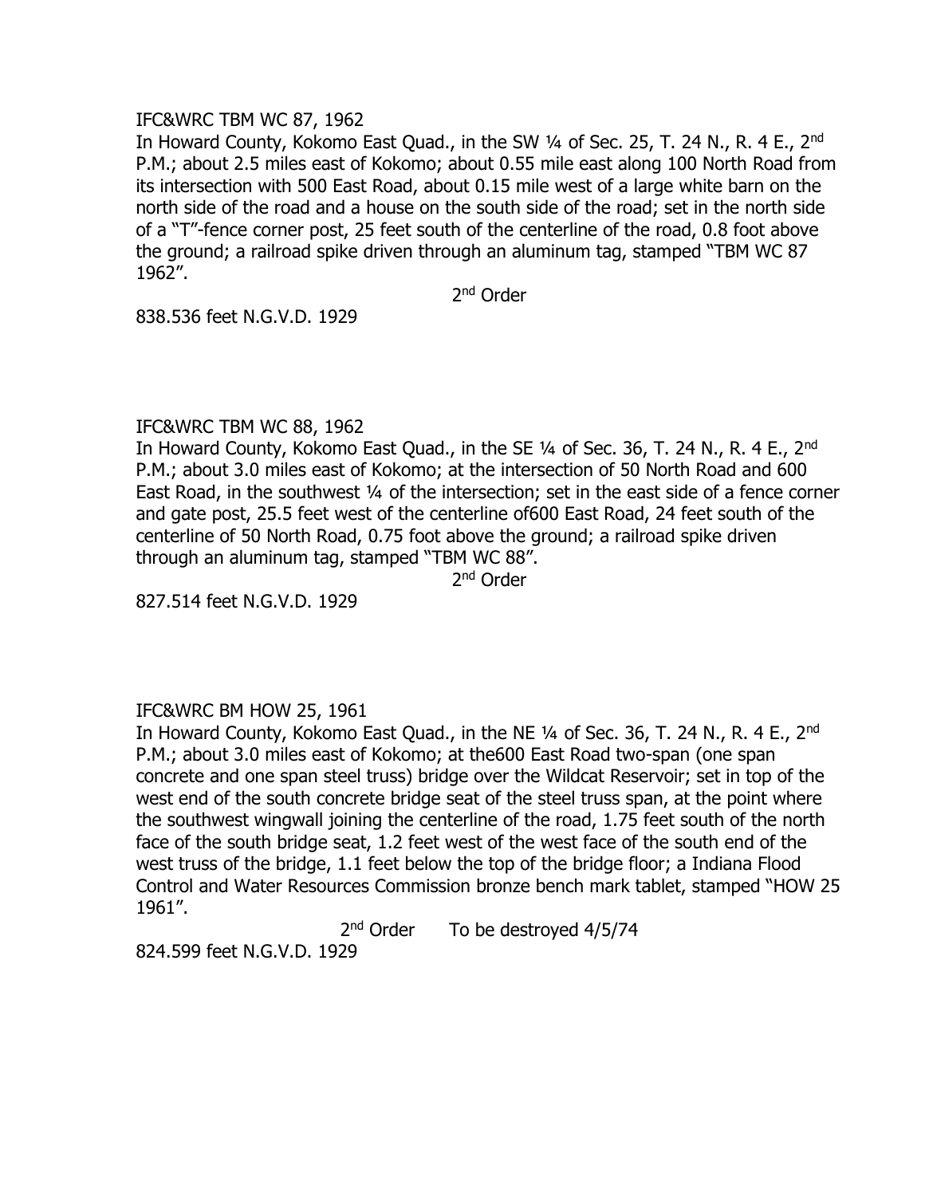IFC&WRC TBM WC 87, 1962

In Howard County, Kokomo East Quad., in the SW ¼ of Sec. 25, T. 24 N., R. 4 E., 2nd P.M.; about 2.5 miles east of Kokomo; about 0.55 mile east along 100 North Road from its intersection with 500 East Road, about 0.15 mile west of a large white barn on the north side of the road and a house on the south side of the road; set in the north side of a "T"-fence corner post, 25 feet south of the centerline of the road, 0.8 foot above the ground; a railroad spike driven through an aluminum tag, stamped "TBM WC 87 1962".

2nd Order

838.536 feet N.G.V.D. 1929

IFC&WRC TBM WC 88, 1962

In Howard County, Kokomo East Quad., in the SE ¼ of Sec. 36, T. 24 N., R. 4 E., 2nd P.M.; about 3.0 miles east of Kokomo; at the intersection of 50 North Road and 600 East Road, in the southwest ¼ of the intersection; set in the east side of a fence corner and gate post, 25.5 feet west of the centerline of600 East Road, 24 feet south of the centerline of 50 North Road, 0.75 foot above the ground; a railroad spike driven through an aluminum tag, stamped "TBM WC 88".

2nd Order

827.514 feet N.G.V.D. 1929

IFC&WRC BM HOW 25, 1961

In Howard County, Kokomo East Quad., in the NE ¼ of Sec. 36, T. 24 N., R. 4 E., 2nd P.M.; about 3.0 miles east of Kokomo; at the600 East Road two-span (one span concrete and one span steel truss) bridge over the Wildcat Reservoir; set in top of the west end of the south concrete bridge seat of the steel truss span, at the point where the southwest wingwall joining the centerline of the road, 1.75 feet south of the north face of the south bridge seat, 1.2 feet west of the west face of the south end of the west truss of the bridge, 1.1 feet below the top of the bridge floor; a Indiana Flood Control and Water Resources Commission bronze bench mark tablet, stamped "HOW 25 1961".

2nd Order To be destroyed 4/5/74

824.599 feet N.G.V.D. 1929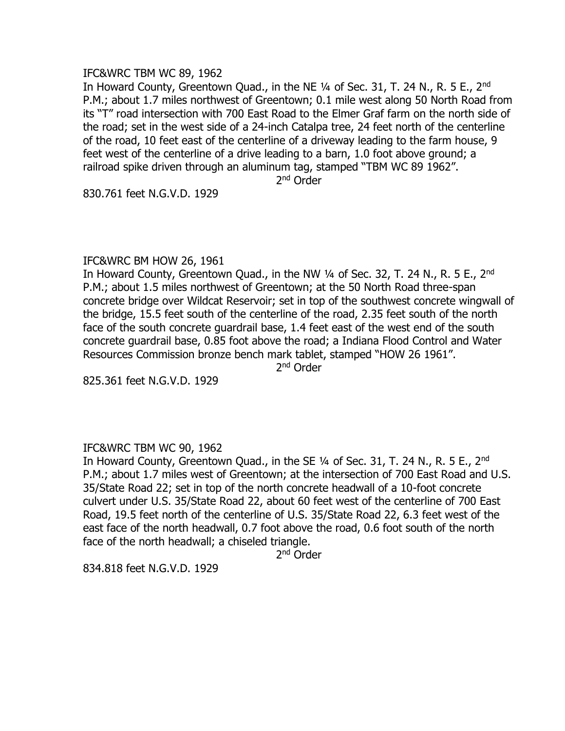IFC&WRC TBM WC 89, 1962

In Howard County, Greentown Quad., in the NE ¼ of Sec. 31, T. 24 N., R. 5 E., 2nd P.M.; about 1.7 miles northwest of Greentown; 0.1 mile west along 50 North Road from its "T" road intersection with 700 East Road to the Elmer Graf farm on the north side of the road; set in the west side of a 24-inch Catalpa tree, 24 feet north of the centerline of the road, 10 feet east of the centerline of a driveway leading to the farm house, 9 feet west of the centerline of a drive leading to a barn, 1.0 foot above ground; a railroad spike driven through an aluminum tag, stamped "TBM WC 89 1962".

2nd Order

830.761 feet N.G.V.D. 1929

IFC&WRC BM HOW 26, 1961

In Howard County, Greentown Quad., in the NW ¼ of Sec. 32, T. 24 N., R. 5 E., 2nd P.M.; about 1.5 miles northwest of Greentown; at the 50 North Road three-span concrete bridge over Wildcat Reservoir; set in top of the southwest concrete wingwall of the bridge, 15.5 feet south of the centerline of the road, 2.35 feet south of the north face of the south concrete guardrail base, 1.4 feet east of the west end of the south concrete guardrail base, 0.85 foot above the road; a Indiana Flood Control and Water Resources Commission bronze bench mark tablet, stamped "HOW 26 1961".

2nd Order

825.361 feet N.G.V.D. 1929

IFC&WRC TBM WC 90, 1962

In Howard County, Greentown Quad., in the SE ¼ of Sec. 31, T. 24 N., R. 5 E., 2nd P.M.; about 1.7 miles west of Greentown; at the intersection of 700 East Road and U.S. 35/State Road 22; set in top of the north concrete headwall of a 10-foot concrete culvert under U.S. 35/State Road 22, about 60 feet west of the centerline of 700 East Road, 19.5 feet north of the centerline of U.S. 35/State Road 22, 6.3 feet west of the east face of the north headwall, 0.7 foot above the road, 0.6 foot south of the north face of the north headwall; a chiseled triangle.

2nd Order

834.818 feet N.G.V.D. 1929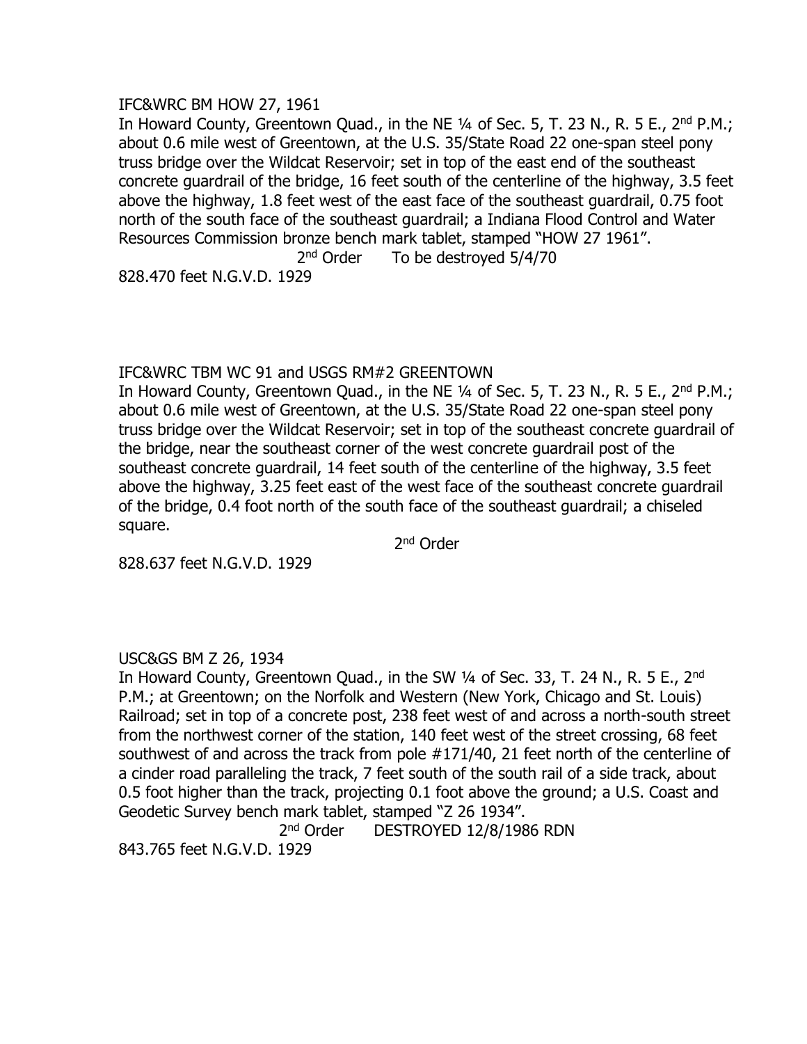IFC&WRC BM HOW 27, 1961

In Howard County, Greentown Quad., in the NE ¼ of Sec. 5, T. 23 N., R. 5 E., 2nd P.M.; about 0.6 mile west of Greentown, at the U.S. 35/State Road 22 one-span steel pony truss bridge over the Wildcat Reservoir; set in top of the east end of the southeast concrete guardrail of the bridge, 16 feet south of the centerline of the highway, 3.5 feet above the highway, 1.8 feet west of the east face of the southeast guardrail, 0.75 foot north of the south face of the southeast guardrail; a Indiana Flood Control and Water Resources Commission bronze bench mark tablet, stamped "HOW 27 1961".

2nd Order To be destroyed 5/4/70

828.470 feet N.G.V.D. 1929

IFC&WRC TBM WC 91 and USGS RM#2 GREENTOWN

In Howard County, Greentown Quad., in the NE ¼ of Sec. 5, T. 23 N., R. 5 E., 2nd P.M.; about 0.6 mile west of Greentown, at the U.S. 35/State Road 22 one-span steel pony truss bridge over the Wildcat Reservoir; set in top of the southeast concrete guardrail of the bridge, near the southeast corner of the west concrete guardrail post of the southeast concrete guardrail, 14 feet south of the centerline of the highway, 3.5 feet above the highway, 3.25 feet east of the west face of the southeast concrete guardrail of the bridge, 0.4 foot north of the south face of the southeast guardrail; a chiseled square.

2nd Order

828.637 feet N.G.V.D. 1929

USC&GS BM Z 26, 1934

In Howard County, Greentown Quad., in the SW ¼ of Sec. 33, T. 24 N., R. 5 E., 2nd P.M.; at Greentown; on the Norfolk and Western (New York, Chicago and St. Louis) Railroad; set in top of a concrete post, 238 feet west of and across a north-south street from the northwest corner of the station, 140 feet west of the street crossing, 68 feet southwest of and across the track from pole #171/40, 21 feet north of the centerline of a cinder road paralleling the track, 7 feet south of the south rail of a side track, about 0.5 foot higher than the track, projecting 0.1 foot above the ground; a U.S. Coast and Geodetic Survey bench mark tablet, stamped "Z 26 1934".

2nd Order DESTROYED 12/8/1986 RDN

843.765 feet N.G.V.D. 1929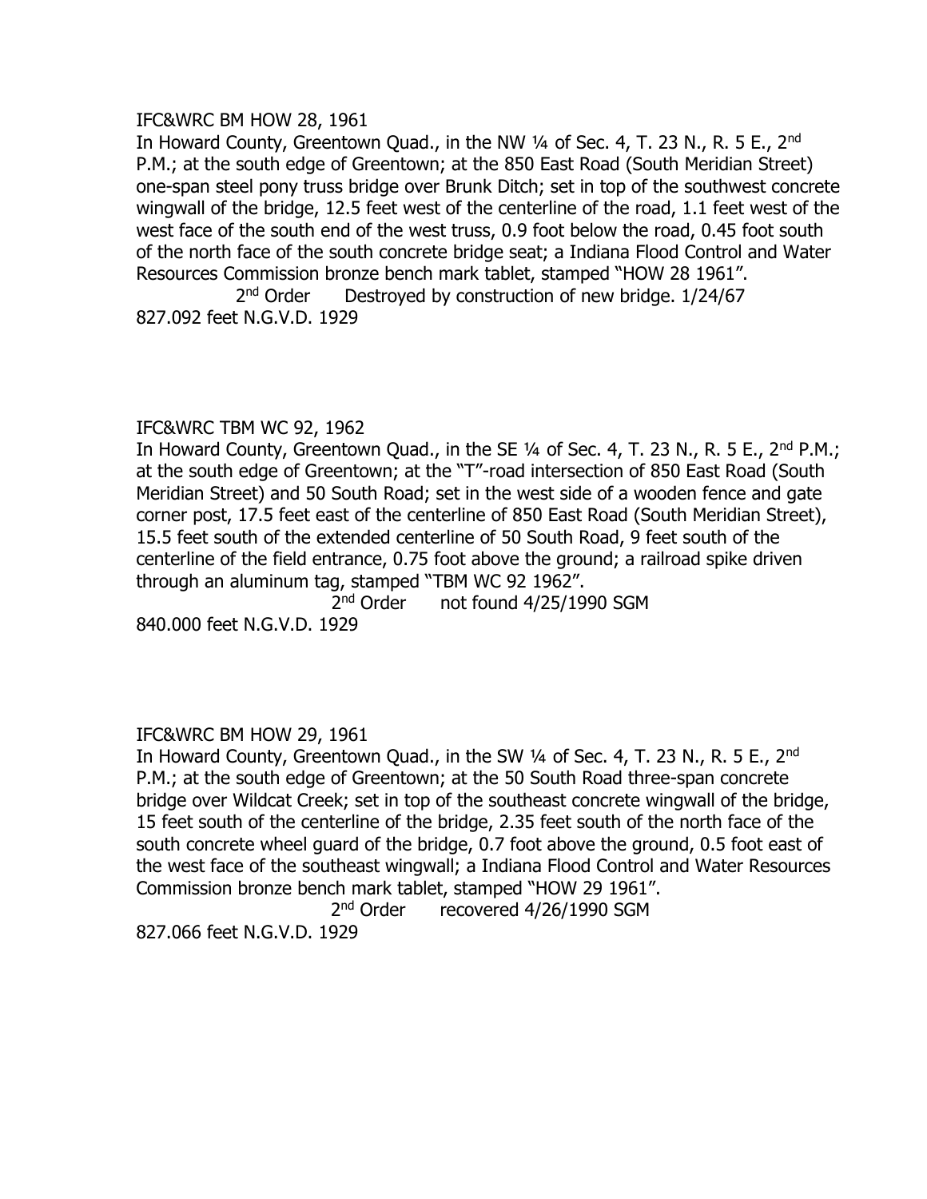IFC&WRC BM HOW 28, 1961

In Howard County, Greentown Quad., in the NW ¼ of Sec. 4, T. 23 N., R. 5 E., 2nd P.M.; at the south edge of Greentown; at the 850 East Road (South Meridian Street) one-span steel pony truss bridge over Brunk Ditch; set in top of the southwest concrete wingwall of the bridge, 12.5 feet west of the centerline of the road, 1.1 feet west of the west face of the south end of the west truss, 0.9 foot below the road, 0.45 foot south of the north face of the south concrete bridge seat; a Indiana Flood Control and Water Resources Commission bronze bench mark tablet, stamped "HOW 28 1961".

2nd Order     Destroyed by construction of new bridge. 1/24/67

827.092 feet N.G.V.D. 1929

IFC&WRC TBM WC 92, 1962

In Howard County, Greentown Quad., in the SE ¼ of Sec. 4, T. 23 N., R. 5 E., 2nd P.M.; at the south edge of Greentown; at the "T"-road intersection of 850 East Road (South Meridian Street) and 50 South Road; set in the west side of a wooden fence and gate corner post, 17.5 feet east of the centerline of 850 East Road (South Meridian Street), 15.5 feet south of the extended centerline of 50 South Road, 9 feet south of the centerline of the field entrance, 0.75 foot above the ground; a railroad spike driven through an aluminum tag, stamped "TBM WC 92 1962".

2nd Order     not found 4/25/1990 SGM

840.000 feet N.G.V.D. 1929

IFC&WRC BM HOW 29, 1961

In Howard County, Greentown Quad., in the SW ¼ of Sec. 4, T. 23 N., R. 5 E., 2nd P.M.; at the south edge of Greentown; at the 50 South Road three-span concrete bridge over Wildcat Creek; set in top of the southeast concrete wingwall of the bridge, 15 feet south of the centerline of the bridge, 2.35 feet south of the north face of the south concrete wheel guard of the bridge, 0.7 foot above the ground, 0.5 foot east of the west face of the southeast wingwall; a Indiana Flood Control and Water Resources Commission bronze bench mark tablet, stamped "HOW 29 1961".

2nd Order     recovered 4/26/1990 SGM

827.066 feet N.G.V.D. 1929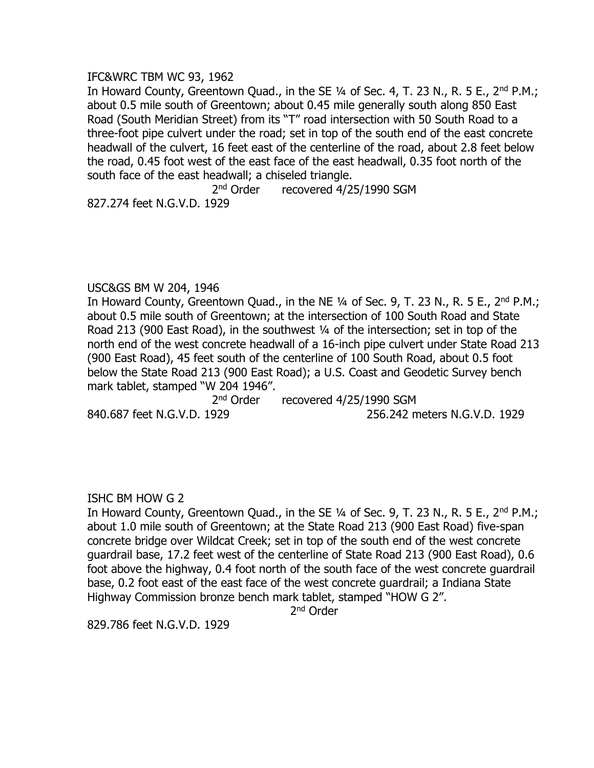IFC&WRC TBM WC 93, 1962

In Howard County, Greentown Quad., in the SE ¼ of Sec. 4, T. 23 N., R. 5 E., 2nd P.M.; about 0.5 mile south of Greentown; about 0.45 mile generally south along 850 East Road (South Meridian Street) from its "T" road intersection with 50 South Road to a three-foot pipe culvert under the road; set in top of the south end of the east concrete headwall of the culvert, 16 feet east of the centerline of the road, about 2.8 feet below the road, 0.45 foot west of the east face of the east headwall, 0.35 foot north of the south face of the east headwall; a chiseled triangle.

2nd Order recovered 4/25/1990 SGM

827.274 feet N.G.V.D. 1929

USC&GS BM W 204, 1946

In Howard County, Greentown Quad., in the NE ¼ of Sec. 9, T. 23 N., R. 5 E., 2nd P.M.; about 0.5 mile south of Greentown; at the intersection of 100 South Road and State Road 213 (900 East Road), in the southwest ¼ of the intersection; set in top of the north end of the west concrete headwall of a 16-inch pipe culvert under State Road 213 (900 East Road), 45 feet south of the centerline of 100 South Road, about 0.5 foot below the State Road 213 (900 East Road); a U.S. Coast and Geodetic Survey bench mark tablet, stamped "W 204 1946".

2nd Order recovered 4/25/1990 SGM

840.687 feet N.G.V.D. 1929 256.242 meters N.G.V.D. 1929

ISHC BM HOW G 2

In Howard County, Greentown Quad., in the SE ¼ of Sec. 9, T. 23 N., R. 5 E., 2nd P.M.; about 1.0 mile south of Greentown; at the State Road 213 (900 East Road) five-span concrete bridge over Wildcat Creek; set in top of the south end of the west concrete guardrail base, 17.2 feet west of the centerline of State Road 213 (900 East Road), 0.6 foot above the highway, 0.4 foot north of the south face of the west concrete guardrail base, 0.2 foot east of the east face of the west concrete guardrail; a Indiana State Highway Commission bronze bench mark tablet, stamped "HOW G 2".

2nd Order

829.786 feet N.G.V.D. 1929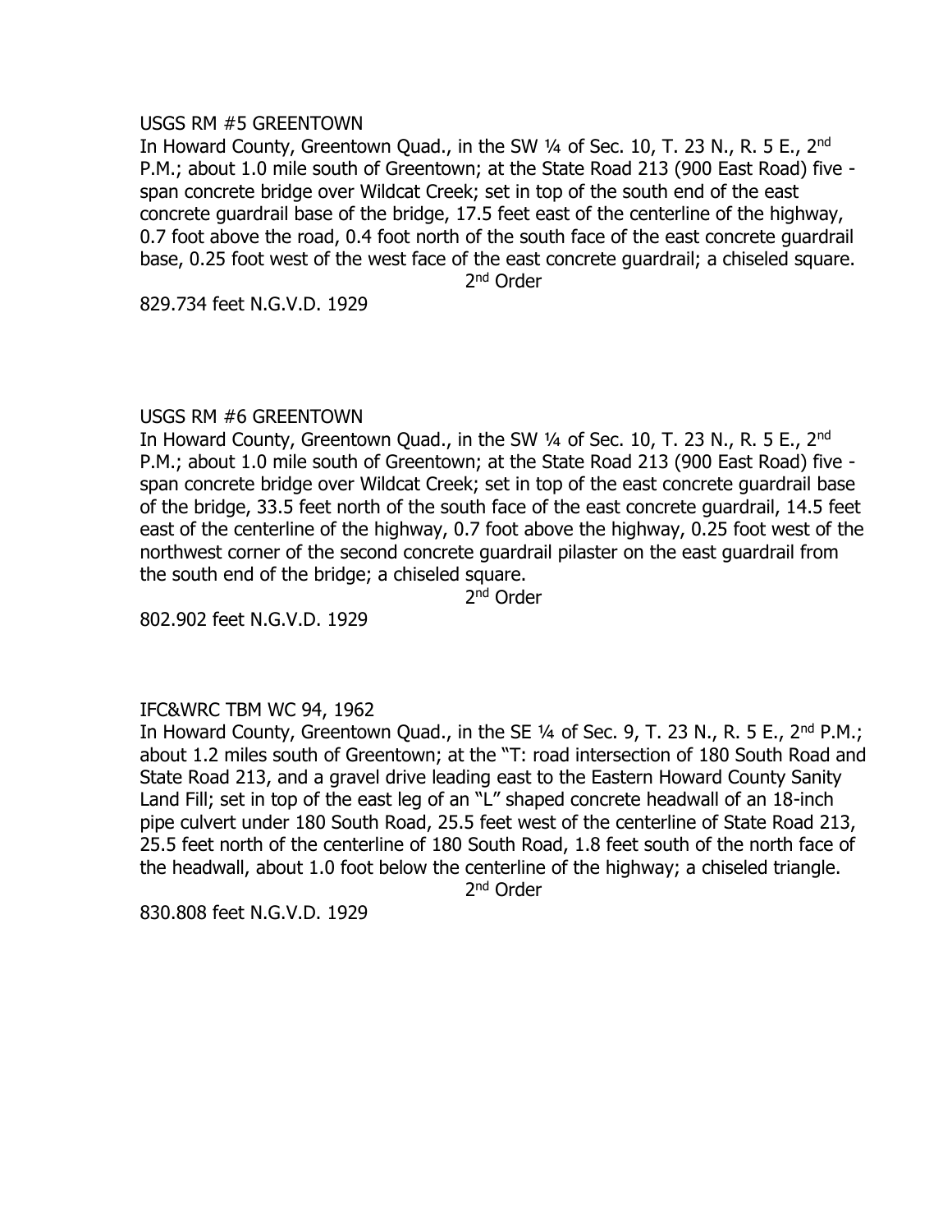USGS RM #5 GREENTOWN

In Howard County, Greentown Quad., in the SW ¼ of Sec. 10, T. 23 N., R. 5 E., 2nd P.M.; about 1.0 mile south of Greentown; at the State Road 213 (900 East Road) five - span concrete bridge over Wildcat Creek; set in top of the south end of the east concrete guardrail base of the bridge, 17.5 feet east of the centerline of the highway, 0.7 foot above the road, 0.4 foot north of the south face of the east concrete guardrail base, 0.25 foot west of the west face of the east concrete guardrail; a chiseled square.

2nd Order

829.734 feet N.G.V.D. 1929

USGS RM #6 GREENTOWN

In Howard County, Greentown Quad., in the SW ¼ of Sec. 10, T. 23 N., R. 5 E., 2nd P.M.; about 1.0 mile south of Greentown; at the State Road 213 (900 East Road) five - span concrete bridge over Wildcat Creek; set in top of the east concrete guardrail base of the bridge, 33.5 feet north of the south face of the east concrete guardrail, 14.5 feet east of the centerline of the highway, 0.7 foot above the highway, 0.25 foot west of the northwest corner of the second concrete guardrail pilaster on the east guardrail from the south end of the bridge; a chiseled square.

2nd Order

802.902 feet N.G.V.D. 1929

IFC&WRC TBM WC 94, 1962

In Howard County, Greentown Quad., in the SE ¼ of Sec. 9, T. 23 N., R. 5 E., 2nd P.M.; about 1.2 miles south of Greentown; at the "T: road intersection of 180 South Road and State Road 213, and a gravel drive leading east to the Eastern Howard County Sanity Land Fill; set in top of the east leg of an "L" shaped concrete headwall of an 18-inch pipe culvert under 180 South Road, 25.5 feet west of the centerline of State Road 213, 25.5 feet north of the centerline of 180 South Road, 1.8 feet south of the north face of the headwall, about 1.0 foot below the centerline of the highway; a chiseled triangle.

2nd Order

830.808 feet N.G.V.D. 1929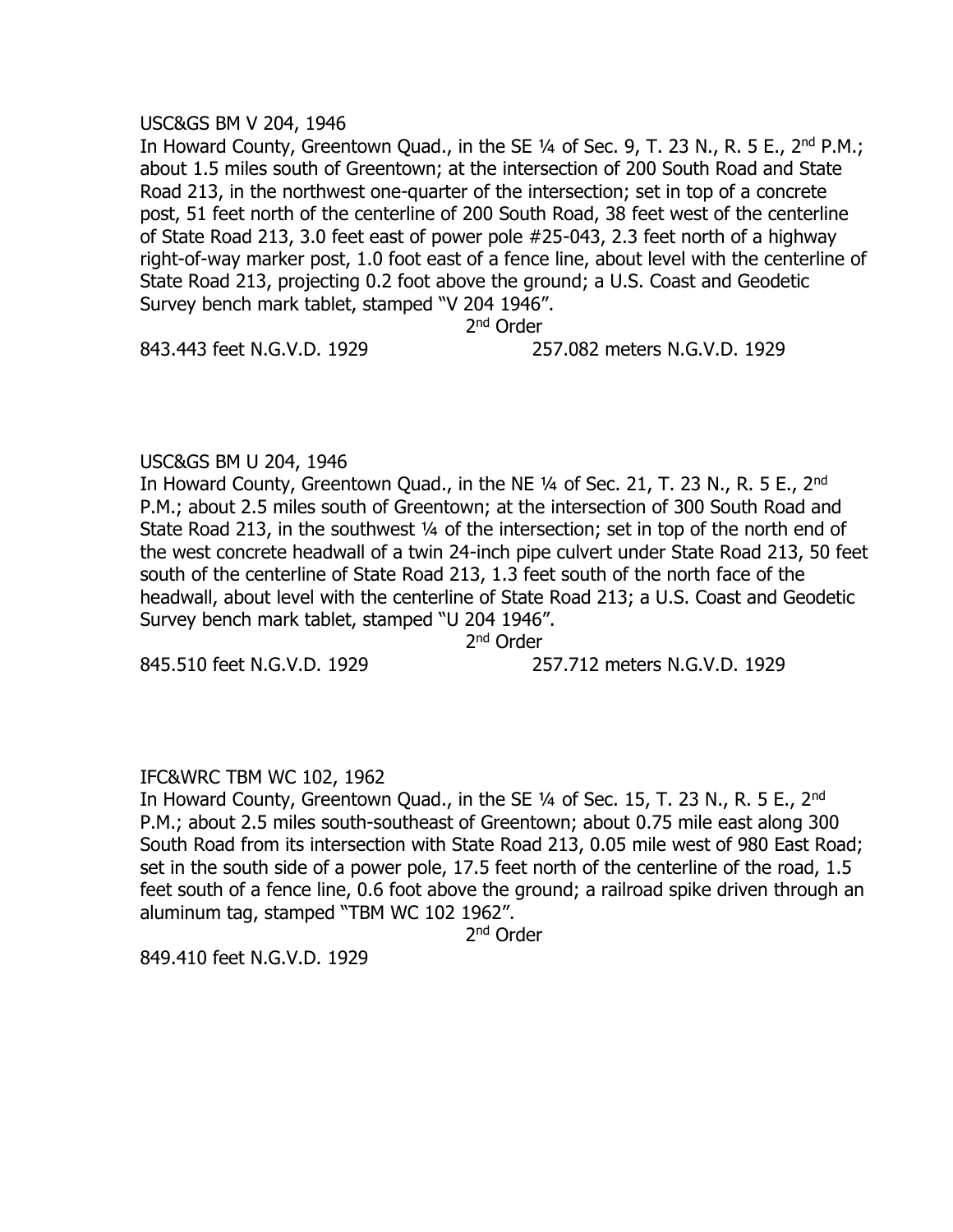USC&GS BM V 204, 1946

In Howard County, Greentown Quad., in the SE ¼ of Sec. 9, T. 23 N., R. 5 E., 2nd P.M.; about 1.5 miles south of Greentown; at the intersection of 200 South Road and State Road 213, in the northwest one-quarter of the intersection; set in top of a concrete post, 51 feet north of the centerline of 200 South Road, 38 feet west of the centerline of State Road 213, 3.0 feet east of power pole #25-043, 2.3 feet north of a highway right-of-way marker post, 1.0 foot east of a fence line, about level with the centerline of State Road 213, projecting 0.2 foot above the ground; a U.S. Coast and Geodetic Survey bench mark tablet, stamped "V 204 1946".

2nd Order

843.443 feet N.G.V.D. 1929 257.082 meters N.G.V.D. 1929

USC&GS BM U 204, 1946

In Howard County, Greentown Quad., in the NE ¼ of Sec. 21, T. 23 N., R. 5 E., 2nd P.M.; about 2.5 miles south of Greentown; at the intersection of 300 South Road and State Road 213, in the southwest ¼ of the intersection; set in top of the north end of the west concrete headwall of a twin 24-inch pipe culvert under State Road 213, 50 feet south of the centerline of State Road 213, 1.3 feet south of the north face of the headwall, about level with the centerline of State Road 213; a U.S. Coast and Geodetic Survey bench mark tablet, stamped "U 204 1946".

2nd Order

845.510 feet N.G.V.D. 1929 257.712 meters N.G.V.D. 1929

IFC&WRC TBM WC 102, 1962

In Howard County, Greentown Quad., in the SE ¼ of Sec. 15, T. 23 N., R. 5 E., 2nd P.M.; about 2.5 miles south-southeast of Greentown; about 0.75 mile east along 300 South Road from its intersection with State Road 213, 0.05 mile west of 980 East Road; set in the south side of a power pole, 17.5 feet north of the centerline of the road, 1.5 feet south of a fence line, 0.6 foot above the ground; a railroad spike driven through an aluminum tag, stamped "TBM WC 102 1962".

2nd Order

849.410 feet N.G.V.D. 1929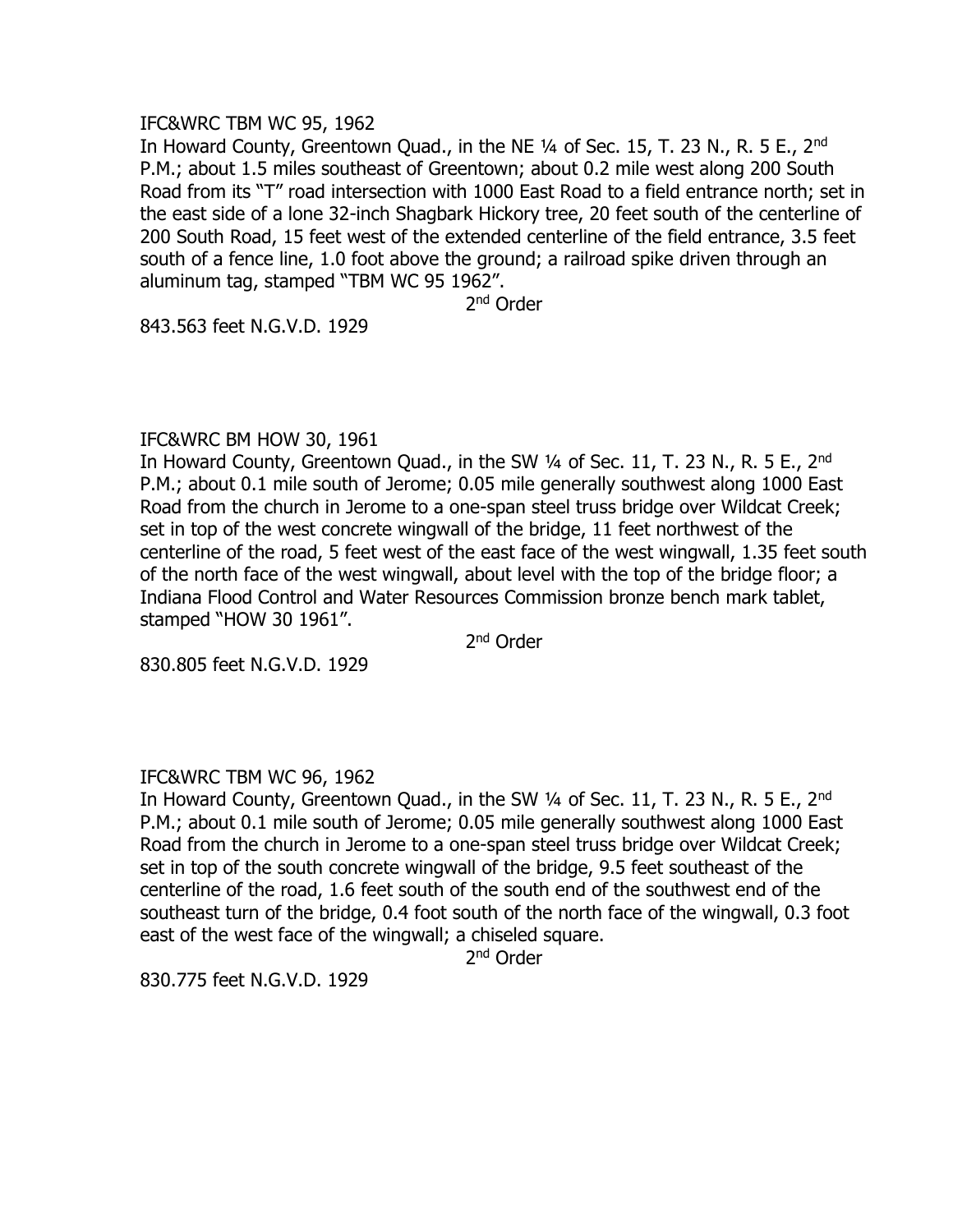IFC&WRC TBM WC 95, 1962

In Howard County, Greentown Quad., in the NE ¼ of Sec. 15, T. 23 N., R. 5 E., 2nd P.M.; about 1.5 miles southeast of Greentown; about 0.2 mile west along 200 South Road from its "T" road intersection with 1000 East Road to a field entrance north; set in the east side of a lone 32-inch Shagbark Hickory tree, 20 feet south of the centerline of 200 South Road, 15 feet west of the extended centerline of the field entrance, 3.5 feet south of a fence line, 1.0 foot above the ground; a railroad spike driven through an aluminum tag, stamped "TBM WC 95 1962".

2nd Order

843.563 feet N.G.V.D. 1929

IFC&WRC BM HOW 30, 1961

In Howard County, Greentown Quad., in the SW ¼ of Sec. 11, T. 23 N., R. 5 E., 2nd P.M.; about 0.1 mile south of Jerome; 0.05 mile generally southwest along 1000 East Road from the church in Jerome to a one-span steel truss bridge over Wildcat Creek; set in top of the west concrete wingwall of the bridge, 11 feet northwest of the centerline of the road, 5 feet west of the east face of the west wingwall, 1.35 feet south of the north face of the west wingwall, about level with the top of the bridge floor; a Indiana Flood Control and Water Resources Commission bronze bench mark tablet, stamped "HOW 30 1961".

2nd Order

830.805 feet N.G.V.D. 1929

IFC&WRC TBM WC 96, 1962

In Howard County, Greentown Quad., in the SW ¼ of Sec. 11, T. 23 N., R. 5 E., 2nd P.M.; about 0.1 mile south of Jerome; 0.05 mile generally southwest along 1000 East Road from the church in Jerome to a one-span steel truss bridge over Wildcat Creek; set in top of the south concrete wingwall of the bridge, 9.5 feet southeast of the centerline of the road, 1.6 feet south of the south end of the southwest end of the southeast turn of the bridge, 0.4 foot south of the north face of the wingwall, 0.3 foot east of the west face of the wingwall; a chiseled square.

2nd Order

830.775 feet N.G.V.D. 1929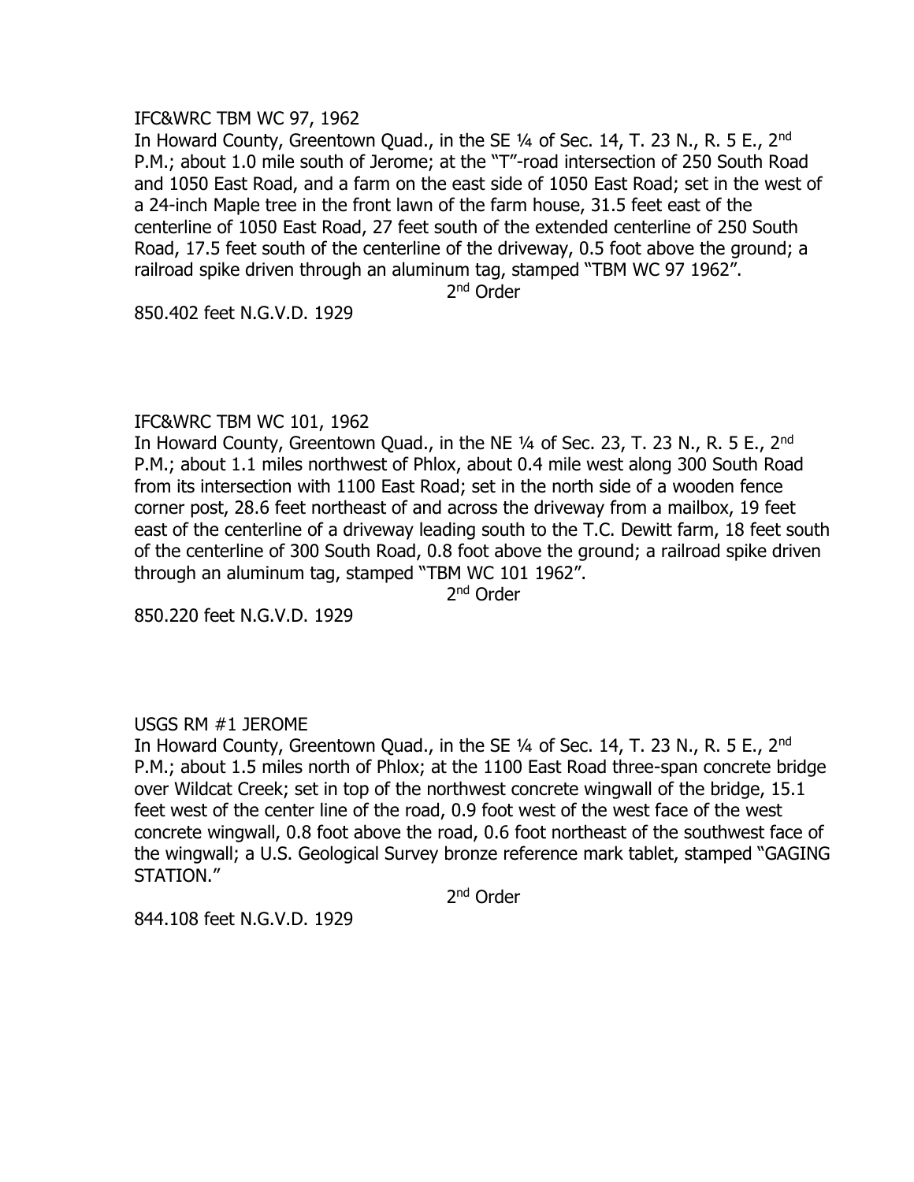IFC&WRC TBM WC 97, 1962

In Howard County, Greentown Quad., in the SE ¼ of Sec. 14, T. 23 N., R. 5 E., 2nd P.M.; about 1.0 mile south of Jerome; at the "T"-road intersection of 250 South Road and 1050 East Road, and a farm on the east side of 1050 East Road; set in the west of a 24-inch Maple tree in the front lawn of the farm house, 31.5 feet east of the centerline of 1050 East Road, 27 feet south of the extended centerline of 250 South Road, 17.5 feet south of the centerline of the driveway, 0.5 foot above the ground; a railroad spike driven through an aluminum tag, stamped "TBM WC 97 1962".

2nd Order

850.402 feet N.G.V.D. 1929

IFC&WRC TBM WC 101, 1962

In Howard County, Greentown Quad., in the NE ¼ of Sec. 23, T. 23 N., R. 5 E., 2nd P.M.; about 1.1 miles northwest of Phlox, about 0.4 mile west along 300 South Road from its intersection with 1100 East Road; set in the north side of a wooden fence corner post, 28.6 feet northeast of and across the driveway from a mailbox, 19 feet east of the centerline of a driveway leading south to the T.C. Dewitt farm, 18 feet south of the centerline of 300 South Road, 0.8 foot above the ground; a railroad spike driven through an aluminum tag, stamped "TBM WC 101 1962".

2nd Order

850.220 feet N.G.V.D. 1929

USGS RM #1 JEROME

In Howard County, Greentown Quad., in the SE ¼ of Sec. 14, T. 23 N., R. 5 E., 2nd P.M.; about 1.5 miles north of Phlox; at the 1100 East Road three-span concrete bridge over Wildcat Creek; set in top of the northwest concrete wingwall of the bridge, 15.1 feet west of the center line of the road, 0.9 foot west of the west face of the west concrete wingwall, 0.8 foot above the road, 0.6 foot northeast of the southwest face of the wingwall; a U.S. Geological Survey bronze reference mark tablet, stamped "GAGING STATION."

2nd Order

844.108 feet N.G.V.D. 1929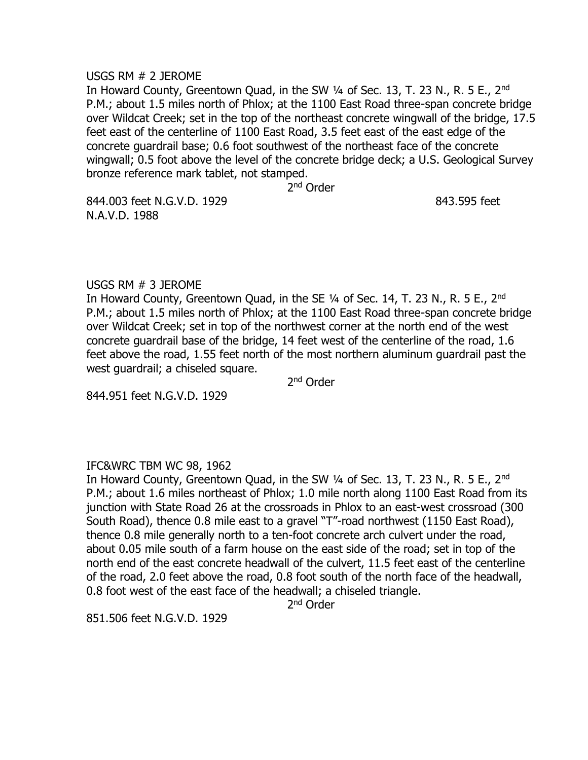USGS RM # 2 JEROME

In Howard County, Greentown Quad, in the SW ¼ of Sec. 13, T. 23 N., R. 5 E., 2nd P.M.; about 1.5 miles north of Phlox; at the 1100 East Road three-span concrete bridge over Wildcat Creek; set in the top of the northeast concrete wingwall of the bridge, 17.5 feet east of the centerline of 1100 East Road, 3.5 feet east of the east edge of the concrete guardrail base; 0.6 foot southwest of the northeast face of the concrete wingwall; 0.5 foot above the level of the concrete bridge deck; a U.S. Geological Survey bronze reference mark tablet, not stamped.

2nd Order

844.003 feet N.G.V.D. 1929 843.595 feet N.A.V.D. 1988

USGS RM # 3 JEROME

In Howard County, Greentown Quad, in the SE ¼ of Sec. 14, T. 23 N., R. 5 E., 2nd P.M.; about 1.5 miles north of Phlox; at the 1100 East Road three-span concrete bridge over Wildcat Creek; set in top of the northwest corner at the north end of the west concrete guardrail base of the bridge, 14 feet west of the centerline of the road, 1.6 feet above the road, 1.55 feet north of the most northern aluminum guardrail past the west guardrail; a chiseled square.

2nd Order

844.951 feet N.G.V.D. 1929

IFC&WRC TBM WC 98, 1962

In Howard County, Greentown Quad, in the SW ¼ of Sec. 13, T. 23 N., R. 5 E., 2nd P.M.; about 1.6 miles northeast of Phlox; 1.0 mile north along 1100 East Road from its junction with State Road 26 at the crossroads in Phlox to an east-west crossroad (300 South Road), thence 0.8 mile east to a gravel "T"-road northwest (1150 East Road), thence 0.8 mile generally north to a ten-foot concrete arch culvert under the road, about 0.05 mile south of a farm house on the east side of the road; set in top of the north end of the east concrete headwall of the culvert, 11.5 feet east of the centerline of the road, 2.0 feet above the road, 0.8 foot south of the north face of the headwall, 0.8 foot west of the east face of the headwall; a chiseled triangle.

2nd Order

851.506 feet N.G.V.D. 1929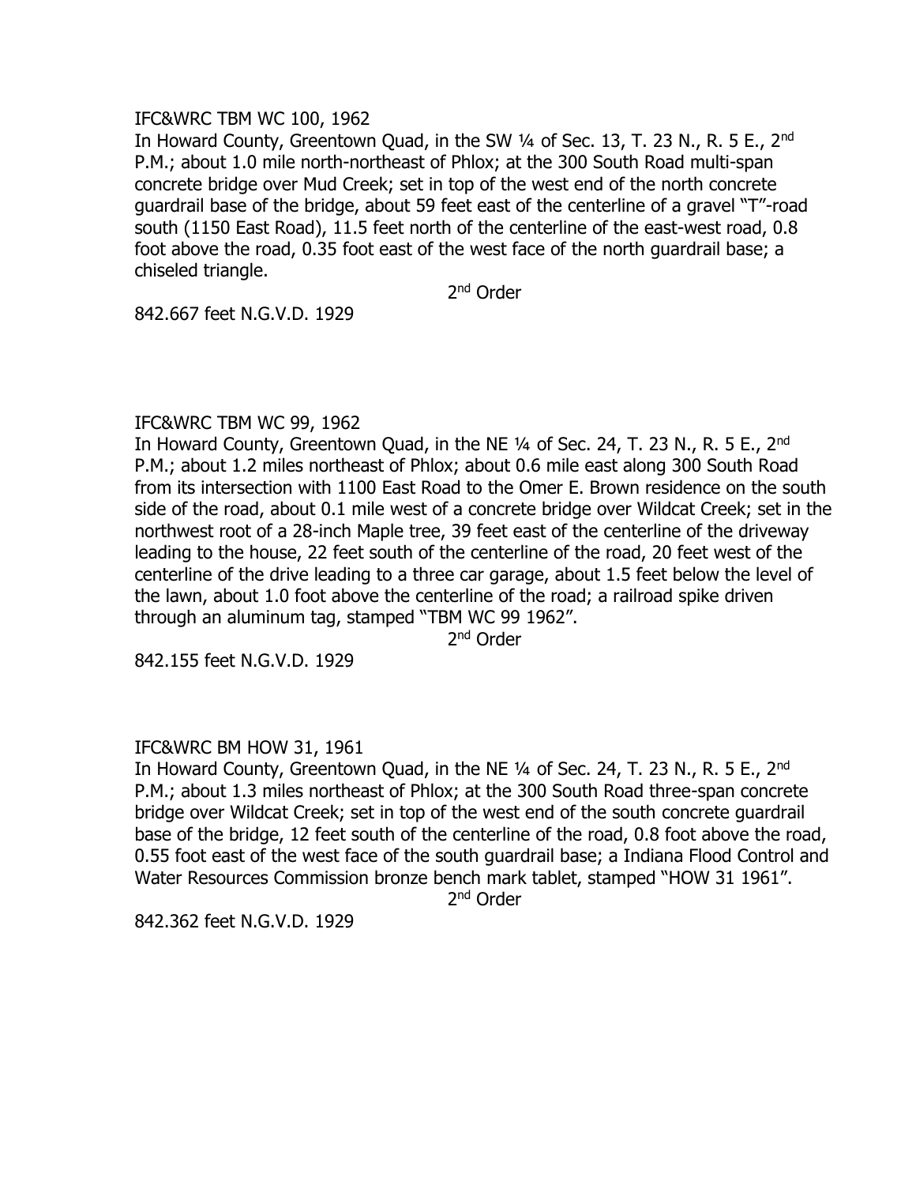IFC&WRC TBM WC 100, 1962

In Howard County, Greentown Quad, in the SW ¼ of Sec. 13, T. 23 N., R. 5 E., 2nd P.M.; about 1.0 mile north-northeast of Phlox; at the 300 South Road multi-span concrete bridge over Mud Creek; set in top of the west end of the north concrete guardrail base of the bridge, about 59 feet east of the centerline of a gravel "T"-road south (1150 East Road), 11.5 feet north of the centerline of the east-west road, 0.8 foot above the road, 0.35 foot east of the west face of the north guardrail base; a chiseled triangle.

2nd Order

842.667 feet N.G.V.D. 1929

IFC&WRC TBM WC 99, 1962

In Howard County, Greentown Quad, in the NE ¼ of Sec. 24, T. 23 N., R. 5 E., 2nd P.M.; about 1.2 miles northeast of Phlox; about 0.6 mile east along 300 South Road from its intersection with 1100 East Road to the Omer E. Brown residence on the south side of the road, about 0.1 mile west of a concrete bridge over Wildcat Creek; set in the northwest root of a 28-inch Maple tree, 39 feet east of the centerline of the driveway leading to the house, 22 feet south of the centerline of the road, 20 feet west of the centerline of the drive leading to a three car garage, about 1.5 feet below the level of the lawn, about 1.0 foot above the centerline of the road; a railroad spike driven through an aluminum tag, stamped "TBM WC 99 1962".

2nd Order

842.155 feet N.G.V.D. 1929

IFC&WRC BM HOW 31, 1961

In Howard County, Greentown Quad, in the NE ¼ of Sec. 24, T. 23 N., R. 5 E., 2nd P.M.; about 1.3 miles northeast of Phlox; at the 300 South Road three-span concrete bridge over Wildcat Creek; set in top of the west end of the south concrete guardrail base of the bridge, 12 feet south of the centerline of the road, 0.8 foot above the road, 0.55 foot east of the west face of the south guardrail base; a Indiana Flood Control and Water Resources Commission bronze bench mark tablet, stamped "HOW 31 1961".

2nd Order

842.362 feet N.G.V.D. 1929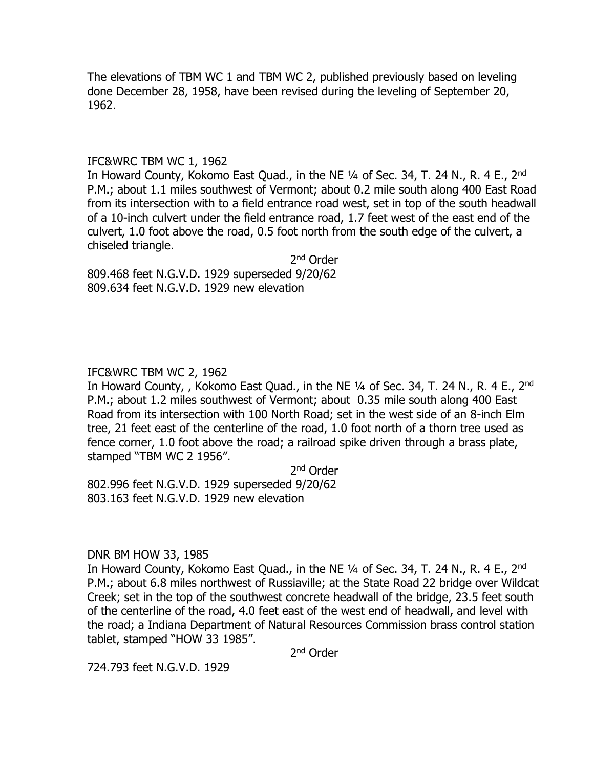The elevations of TBM WC 1 and TBM WC 2, published previously based on leveling done December 28, 1958, have been revised during the leveling of September 20, 1962.

IFC&WRC TBM WC 1, 1962

In Howard County, Kokomo East Quad., in the NE ¼ of Sec. 34, T. 24 N., R. 4 E., 2nd P.M.; about 1.1 miles southwest of Vermont; about 0.2 mile south along 400 East Road from its intersection with to a field entrance road west, set in top of the south headwall of a 10-inch culvert under the field entrance road, 1.7 feet west of the east end of the culvert, 1.0 foot above the road, 0.5 foot north from the south edge of the culvert, a chiseled triangle.

2nd Order

809.468 feet N.G.V.D. 1929 superseded 9/20/62
809.634 feet N.G.V.D. 1929 new elevation

IFC&WRC TBM WC 2, 1962

In Howard County, , Kokomo East Quad., in the NE ¼ of Sec. 34, T. 24 N., R. 4 E., 2nd P.M.; about 1.2 miles southwest of Vermont; about 0.35 mile south along 400 East Road from its intersection with 100 North Road; set in the west side of an 8-inch Elm tree, 21 feet east of the centerline of the road, 1.0 foot north of a thorn tree used as fence corner, 1.0 foot above the road; a railroad spike driven through a brass plate, stamped "TBM WC 2 1956".

2nd Order

802.996 feet N.G.V.D. 1929 superseded 9/20/62
803.163 feet N.G.V.D. 1929 new elevation

DNR BM HOW 33, 1985

In Howard County, Kokomo East Quad., in the NE ¼ of Sec. 34, T. 24 N., R. 4 E., 2nd P.M.; about 6.8 miles northwest of Russiaville; at the State Road 22 bridge over Wildcat Creek; set in the top of the southwest concrete headwall of the bridge, 23.5 feet south of the centerline of the road, 4.0 feet east of the west end of headwall, and level with the road; a Indiana Department of Natural Resources Commission brass control station tablet, stamped "HOW 33 1985".

2nd Order

724.793 feet N.G.V.D. 1929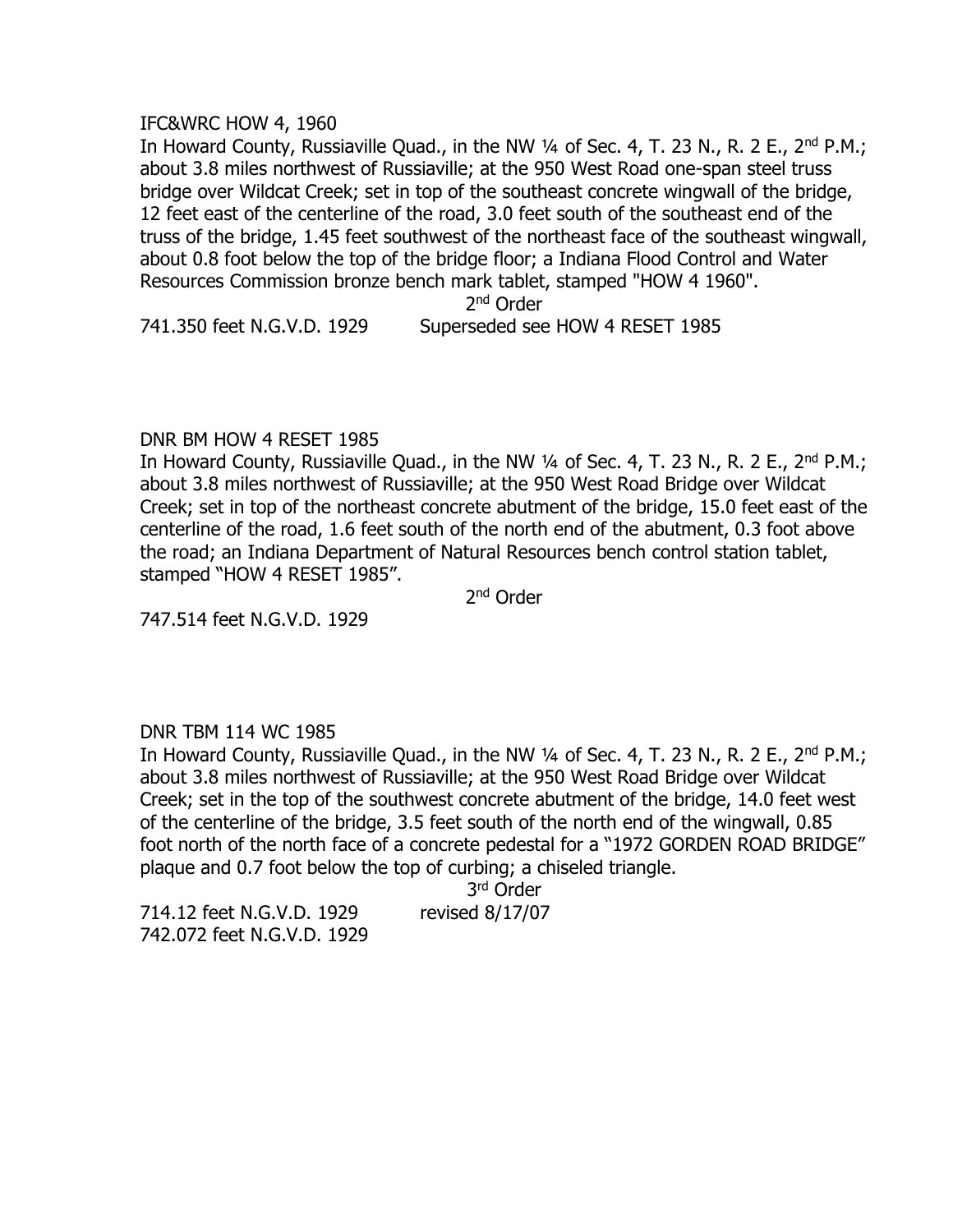IFC&WRC HOW 4, 1960

In Howard County, Russiaville Quad., in the NW ¼ of Sec. 4, T. 23 N., R. 2 E., 2nd P.M.; about 3.8 miles northwest of Russiaville; at the 950 West Road one-span steel truss bridge over Wildcat Creek; set in top of the southeast concrete wingwall of the bridge, 12 feet east of the centerline of the road, 3.0 feet south of the southeast end of the truss of the bridge, 1.45 feet southwest of the northeast face of the southeast wingwall, about 0.8 foot below the top of the bridge floor; a Indiana Flood Control and Water Resources Commission bronze bench mark tablet, stamped "HOW 4 1960".

2nd Order

741.350 feet N.G.V.D. 1929 Superseded see HOW 4 RESET 1985

DNR BM HOW 4 RESET 1985

In Howard County, Russiaville Quad., in the NW ¼ of Sec. 4, T. 23 N., R. 2 E., 2nd P.M.; about 3.8 miles northwest of Russiaville; at the 950 West Road Bridge over Wildcat Creek; set in top of the northeast concrete abutment of the bridge, 15.0 feet east of the centerline of the road, 1.6 feet south of the north end of the abutment, 0.3 foot above the road; an Indiana Department of Natural Resources bench control station tablet, stamped "HOW 4 RESET 1985".

2nd Order

747.514 feet N.G.V.D. 1929

DNR TBM 114 WC 1985

In Howard County, Russiaville Quad., in the NW ¼ of Sec. 4, T. 23 N., R. 2 E., 2nd P.M.; about 3.8 miles northwest of Russiaville; at the 950 West Road Bridge over Wildcat Creek; set in the top of the southwest concrete abutment of the bridge, 14.0 feet west of the centerline of the bridge, 3.5 feet south of the north end of the wingwall, 0.85 foot north of the north face of a concrete pedestal for a "1972 GORDEN ROAD BRIDGE" plaque and 0.7 foot below the top of curbing; a chiseled triangle.

3rd Order

714.12 feet N.G.V.D. 1929 revised 8/17/07

742.072 feet N.G.V.D. 1929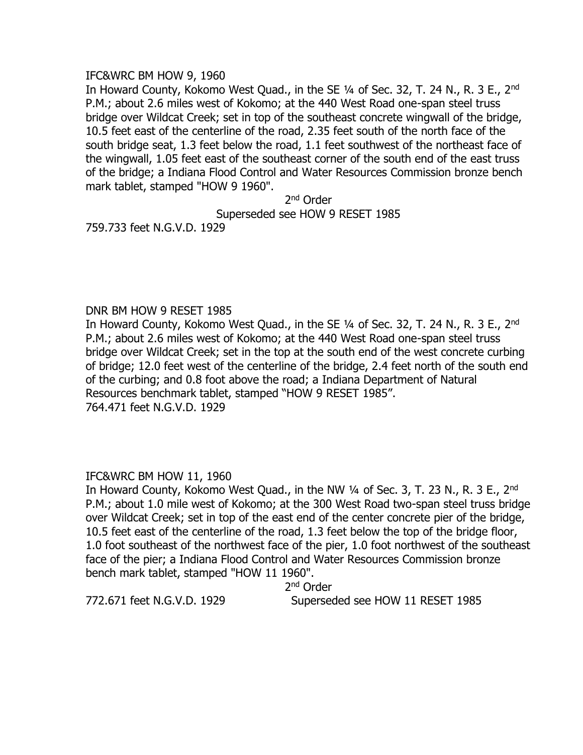IFC&WRC BM HOW 9, 1960

In Howard County, Kokomo West Quad., in the SE ¼ of Sec. 32, T. 24 N., R. 3 E., 2nd P.M.; about 2.6 miles west of Kokomo; at the 440 West Road one-span steel truss bridge over Wildcat Creek; set in top of the southeast concrete wingwall of the bridge, 10.5 feet east of the centerline of the road, 2.35 feet south of the north face of the south bridge seat, 1.3 feet below the road, 1.1 feet southwest of the northeast face of the wingwall, 1.05 feet east of the southeast corner of the south end of the east truss of the bridge; a Indiana Flood Control and Water Resources Commission bronze bench mark tablet, stamped "HOW 9 1960".

2nd Order

Superseded see HOW 9 RESET 1985

759.733 feet N.G.V.D. 1929

DNR BM HOW 9 RESET 1985

In Howard County, Kokomo West Quad., in the SE ¼ of Sec. 32, T. 24 N., R. 3 E., 2nd P.M.; about 2.6 miles west of Kokomo; at the 440 West Road one-span steel truss bridge over Wildcat Creek; set in the top at the south end of the west concrete curbing of bridge; 12.0 feet west of the centerline of the bridge, 2.4 feet north of the south end of the curbing; and 0.8 foot above the road; a Indiana Department of Natural Resources benchmark tablet, stamped "HOW 9 RESET 1985".

764.471 feet N.G.V.D. 1929

IFC&WRC BM HOW 11, 1960

In Howard County, Kokomo West Quad., in the NW ¼ of Sec. 3, T. 23 N., R. 3 E., 2nd P.M.; about 1.0 mile west of Kokomo; at the 300 West Road two-span steel truss bridge over Wildcat Creek; set in top of the east end of the center concrete pier of the bridge, 10.5 feet east of the centerline of the road, 1.3 feet below the top of the bridge floor, 1.0 foot southeast of the northwest face of the pier, 1.0 foot northwest of the southeast face of the pier; a Indiana Flood Control and Water Resources Commission bronze bench mark tablet, stamped "HOW 11 1960".

2nd Order

772.671 feet N.G.V.D. 1929 Superseded see HOW 11 RESET 1985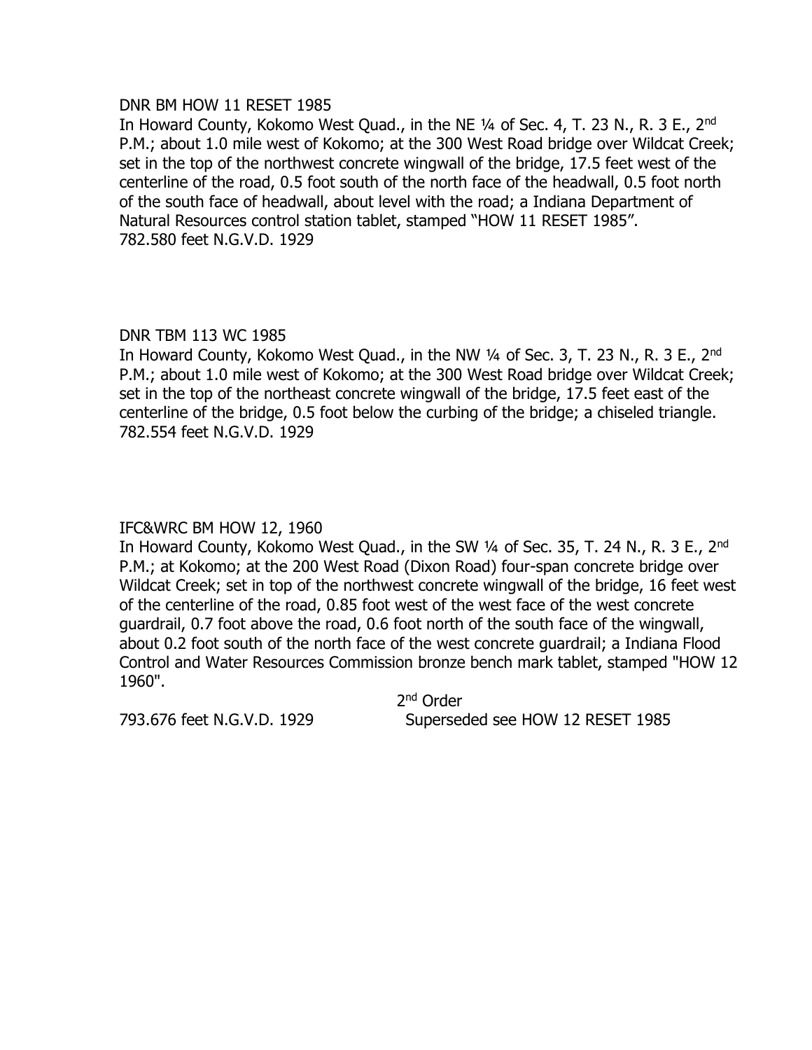DNR BM HOW 11 RESET 1985

In Howard County, Kokomo West Quad., in the NE ¼ of Sec. 4, T. 23 N., R. 3 E., 2nd P.M.; about 1.0 mile west of Kokomo; at the 300 West Road bridge over Wildcat Creek; set in the top of the northwest concrete wingwall of the bridge, 17.5 feet west of the centerline of the road, 0.5 foot south of the north face of the headwall, 0.5 foot north of the south face of headwall, about level with the road; a Indiana Department of Natural Resources control station tablet, stamped "HOW 11 RESET 1985".

782.580 feet N.G.V.D. 1929

DNR TBM 113 WC 1985

In Howard County, Kokomo West Quad., in the NW ¼ of Sec. 3, T. 23 N., R. 3 E., 2nd P.M.; about 1.0 mile west of Kokomo; at the 300 West Road bridge over Wildcat Creek; set in the top of the northeast concrete wingwall of the bridge, 17.5 feet east of the centerline of the bridge, 0.5 foot below the curbing of the bridge; a chiseled triangle.

782.554 feet N.G.V.D. 1929

IFC&WRC BM HOW 12, 1960

In Howard County, Kokomo West Quad., in the SW ¼ of Sec. 35, T. 24 N., R. 3 E., 2nd P.M.; at Kokomo; at the 200 West Road (Dixon Road) four-span concrete bridge over Wildcat Creek; set in top of the northwest concrete wingwall of the bridge, 16 feet west of the centerline of the road, 0.85 foot west of the west face of the west concrete guardrail, 0.7 foot above the road, 0.6 foot north of the south face of the wingwall, about 0.2 foot south of the north face of the west concrete guardrail; a Indiana Flood Control and Water Resources Commission bronze bench mark tablet, stamped "HOW 12 1960".

2nd Order

793.676 feet N.G.V.D. 1929 Superseded see HOW 12 RESET 1985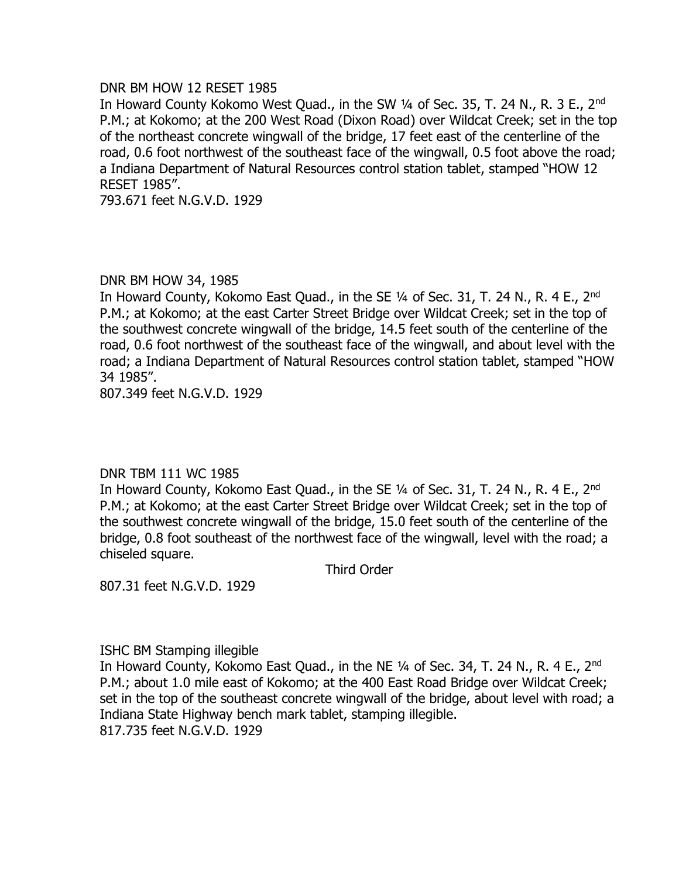DNR BM HOW 12 RESET 1985

In Howard County Kokomo West Quad., in the SW ¼ of Sec. 35, T. 24 N., R. 3 E., 2nd P.M.; at Kokomo; at the 200 West Road (Dixon Road) over Wildcat Creek; set in the top of the northeast concrete wingwall of the bridge, 17 feet east of the centerline of the road, 0.6 foot northwest of the southeast face of the wingwall, 0.5 foot above the road; a Indiana Department of Natural Resources control station tablet, stamped "HOW 12 RESET 1985".

793.671 feet N.G.V.D. 1929

DNR BM HOW 34, 1985

In Howard County, Kokomo East Quad., in the SE ¼ of Sec. 31, T. 24 N., R. 4 E., 2nd P.M.; at Kokomo; at the east Carter Street Bridge over Wildcat Creek; set in the top of the southwest concrete wingwall of the bridge, 14.5 feet south of the centerline of the road, 0.6 foot northwest of the southeast face of the wingwall, and about level with the road; a Indiana Department of Natural Resources control station tablet, stamped "HOW 34 1985".

807.349 feet N.G.V.D. 1929

DNR TBM 111 WC 1985

In Howard County, Kokomo East Quad., in the SE ¼ of Sec. 31, T. 24 N., R. 4 E., 2nd P.M.; at Kokomo; at the east Carter Street Bridge over Wildcat Creek; set in the top of the southwest concrete wingwall of the bridge, 15.0 feet south of the centerline of the bridge, 0.8 foot southeast of the northwest face of the wingwall, level with the road; a chiseled square.

Third Order

807.31 feet N.G.V.D. 1929

ISHC BM Stamping illegible

In Howard County, Kokomo East Quad., in the NE ¼ of Sec. 34, T. 24 N., R. 4 E., 2nd P.M.; about 1.0 mile east of Kokomo; at the 400 East Road Bridge over Wildcat Creek; set in the top of the southeast concrete wingwall of the bridge, about level with road; a Indiana State Highway bench mark tablet, stamping illegible.

817.735 feet N.G.V.D. 1929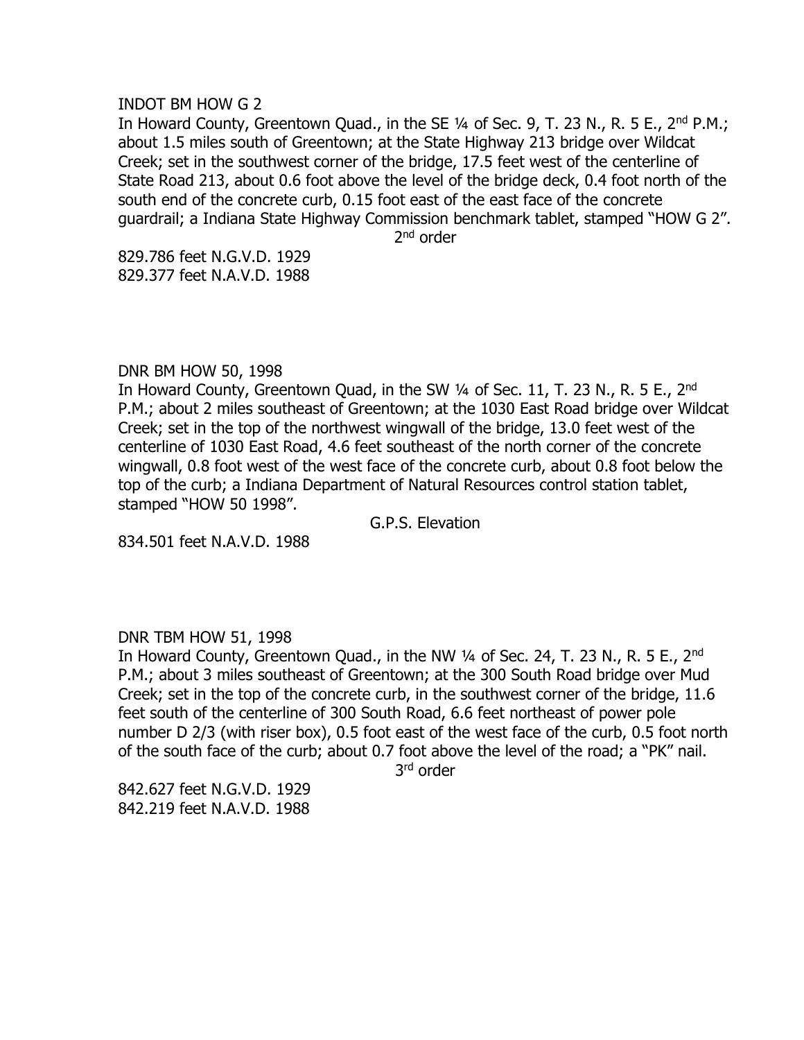INDOT BM HOW G 2

In Howard County, Greentown Quad., in the SE ¼ of Sec. 9, T. 23 N., R. 5 E., 2nd P.M.; about 1.5 miles south of Greentown; at the State Highway 213 bridge over Wildcat Creek; set in the southwest corner of the bridge, 17.5 feet west of the centerline of State Road 213, about 0.6 foot above the level of the bridge deck, 0.4 foot north of the south end of the concrete curb, 0.15 foot east of the east face of the concrete guardrail; a Indiana State Highway Commission benchmark tablet, stamped "HOW G 2".

2nd order

829.786 feet N.G.V.D. 1929
829.377 feet N.A.V.D. 1988

DNR BM HOW 50, 1998

In Howard County, Greentown Quad, in the SW ¼ of Sec. 11, T. 23 N., R. 5 E., 2nd P.M.; about 2 miles southeast of Greentown; at the 1030 East Road bridge over Wildcat Creek; set in the top of the northwest wingwall of the bridge, 13.0 feet west of the centerline of 1030 East Road, 4.6 feet southeast of the north corner of the concrete wingwall, 0.8 foot west of the west face of the concrete curb, about 0.8 foot below the top of the curb; a Indiana Department of Natural Resources control station tablet, stamped "HOW 50 1998".

G.P.S. Elevation

834.501 feet N.A.V.D. 1988

DNR TBM HOW 51, 1998

In Howard County, Greentown Quad., in the NW ¼ of Sec. 24, T. 23 N., R. 5 E., 2nd P.M.; about 3 miles southeast of Greentown; at the 300 South Road bridge over Mud Creek; set in the top of the concrete curb, in the southwest corner of the bridge, 11.6 feet south of the centerline of 300 South Road, 6.6 feet northeast of power pole number D 2/3 (with riser box), 0.5 foot east of the west face of the curb, 0.5 foot north of the south face of the curb; about 0.7 foot above the level of the road; a "PK" nail.

3rd order

842.627 feet N.G.V.D. 1929
842.219 feet N.A.V.D. 1988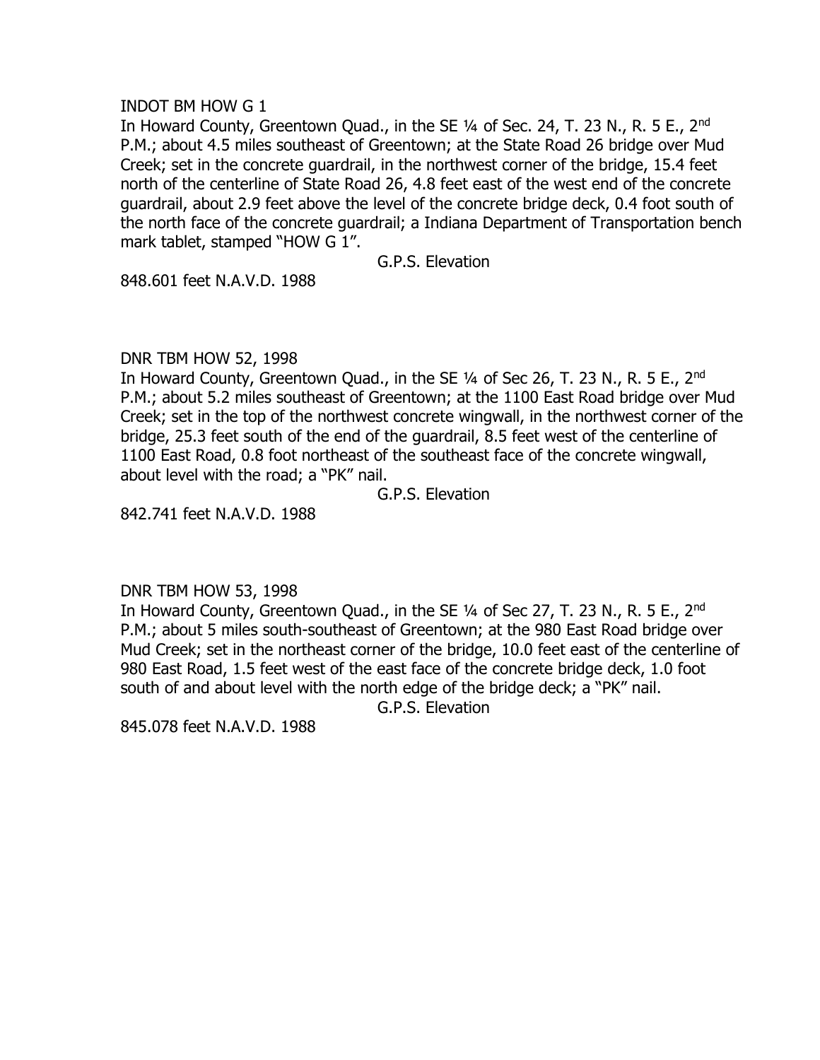INDOT BM HOW G 1

In Howard County, Greentown Quad., in the SE ¼ of Sec. 24, T. 23 N., R. 5 E., 2nd P.M.; about 4.5 miles southeast of Greentown; at the State Road 26 bridge over Mud Creek; set in the concrete guardrail, in the northwest corner of the bridge, 15.4 feet north of the centerline of State Road 26, 4.8 feet east of the west end of the concrete guardrail, about 2.9 feet above the level of the concrete bridge deck, 0.4 foot south of the north face of the concrete guardrail; a Indiana Department of Transportation bench mark tablet, stamped "HOW G 1".

G.P.S. Elevation

848.601 feet N.A.V.D. 1988

DNR TBM HOW 52, 1998

In Howard County, Greentown Quad., in the SE ¼ of Sec 26, T. 23 N., R. 5 E., 2nd P.M.; about 5.2 miles southeast of Greentown; at the 1100 East Road bridge over Mud Creek; set in the top of the northwest concrete wingwall, in the northwest corner of the bridge, 25.3 feet south of the end of the guardrail, 8.5 feet west of the centerline of 1100 East Road, 0.8 foot northeast of the southeast face of the concrete wingwall, about level with the road; a "PK" nail.

G.P.S. Elevation

842.741 feet N.A.V.D. 1988

DNR TBM HOW 53, 1998

In Howard County, Greentown Quad., in the SE ¼ of Sec 27, T. 23 N., R. 5 E., 2nd P.M.; about 5 miles south-southeast of Greentown; at the 980 East Road bridge over Mud Creek; set in the northeast corner of the bridge, 10.0 feet east of the centerline of 980 East Road, 1.5 feet west of the east face of the concrete bridge deck, 1.0 foot south of and about level with the north edge of the bridge deck; a "PK" nail.

G.P.S. Elevation

845.078 feet N.A.V.D. 1988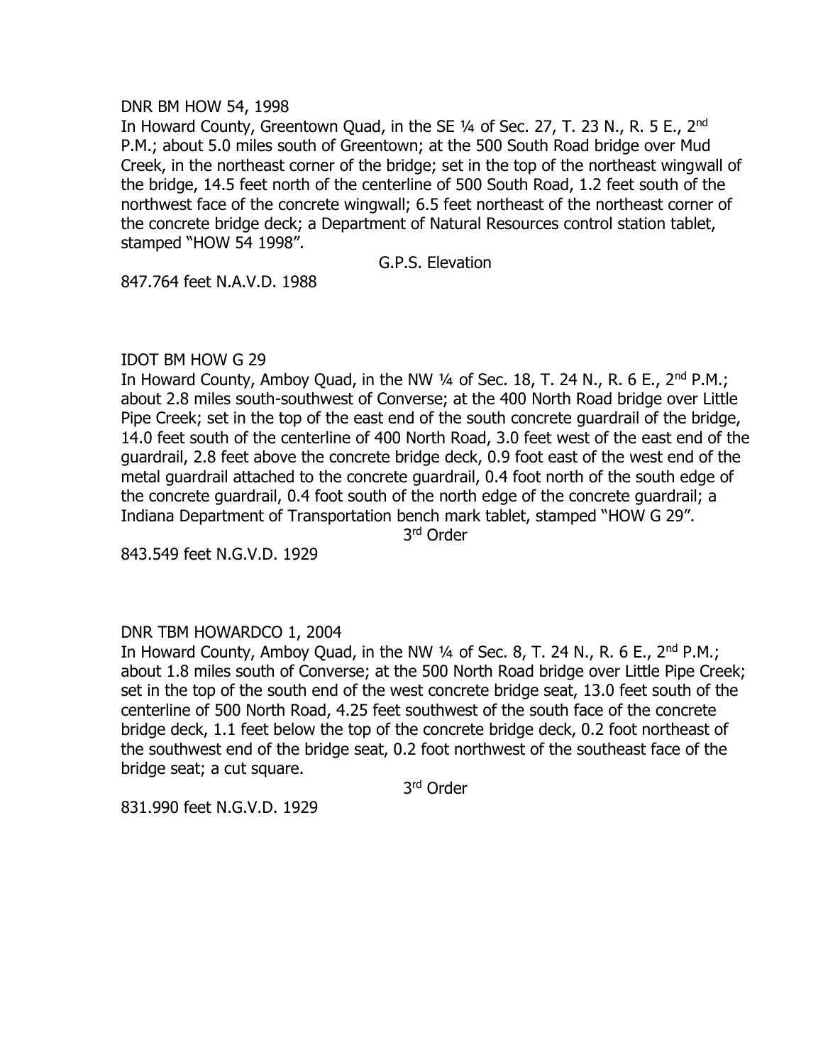DNR BM HOW 54, 1998

In Howard County, Greentown Quad, in the SE ¼ of Sec. 27, T. 23 N., R. 5 E., 2nd P.M.; about 5.0 miles south of Greentown; at the 500 South Road bridge over Mud Creek, in the northeast corner of the bridge; set in the top of the northeast wingwall of the bridge, 14.5 feet north of the centerline of 500 South Road, 1.2 feet south of the northwest face of the concrete wingwall; 6.5 feet northeast of the northeast corner of the concrete bridge deck; a Department of Natural Resources control station tablet, stamped "HOW 54 1998".

G.P.S. Elevation

847.764 feet N.A.V.D. 1988

IDOT BM HOW G 29

In Howard County, Amboy Quad, in the NW ¼ of Sec. 18, T. 24 N., R. 6 E., 2nd P.M.; about 2.8 miles south-southwest of Converse; at the 400 North Road bridge over Little Pipe Creek; set in the top of the east end of the south concrete guardrail of the bridge, 14.0 feet south of the centerline of 400 North Road, 3.0 feet west of the east end of the guardrail, 2.8 feet above the concrete bridge deck, 0.9 foot east of the west end of the metal guardrail attached to the concrete guardrail, 0.4 foot north of the south edge of the concrete guardrail, 0.4 foot south of the north edge of the concrete guardrail; a Indiana Department of Transportation bench mark tablet, stamped "HOW G 29".

3rd Order

843.549 feet N.G.V.D. 1929

DNR TBM HOWARDCO 1, 2004

In Howard County, Amboy Quad, in the NW ¼ of Sec. 8, T. 24 N., R. 6 E., 2nd P.M.; about 1.8 miles south of Converse; at the 500 North Road bridge over Little Pipe Creek; set in the top of the south end of the west concrete bridge seat, 13.0 feet south of the centerline of 500 North Road, 4.25 feet southwest of the south face of the concrete bridge deck, 1.1 feet below the top of the concrete bridge deck, 0.2 foot northeast of the southwest end of the bridge seat, 0.2 foot northwest of the southeast face of the bridge seat; a cut square.

3rd Order

831.990 feet N.G.V.D. 1929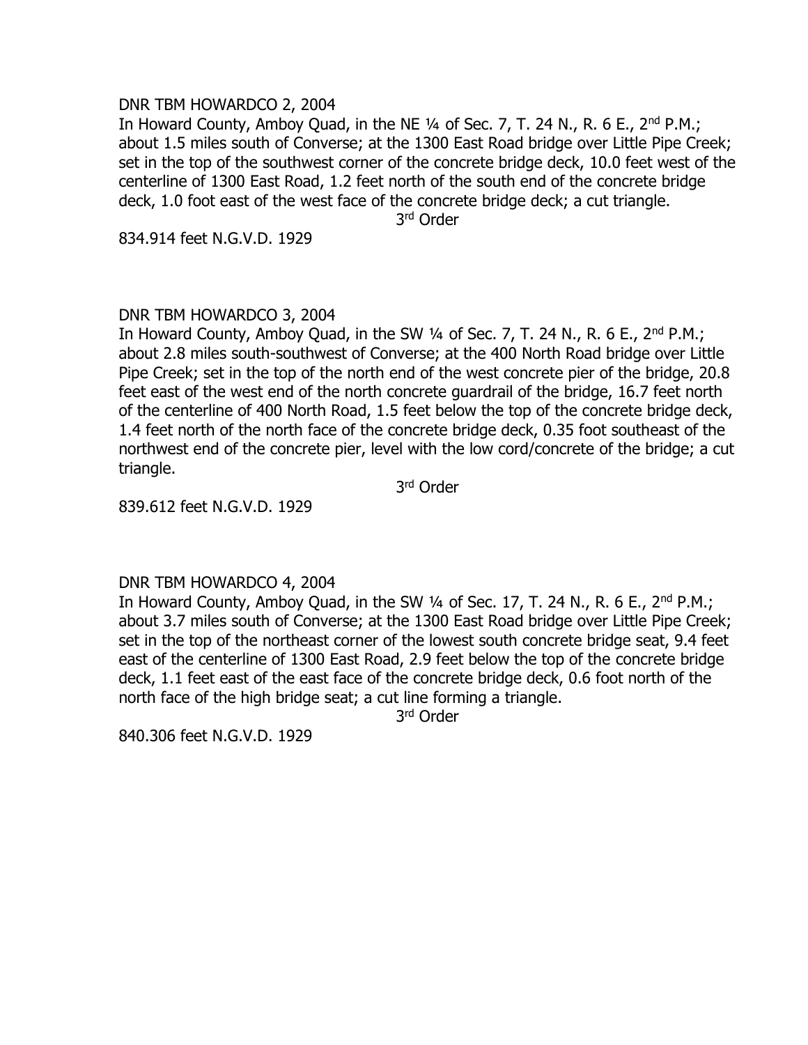DNR TBM HOWARDCO 2, 2004

In Howard County, Amboy Quad, in the NE ¼ of Sec. 7, T. 24 N., R. 6 E., 2nd P.M.; about 1.5 miles south of Converse; at the 1300 East Road bridge over Little Pipe Creek; set in the top of the southwest corner of the concrete bridge deck, 10.0 feet west of the centerline of 1300 East Road, 1.2 feet north of the south end of the concrete bridge deck, 1.0 foot east of the west face of the concrete bridge deck; a cut triangle.

3rd Order

834.914 feet N.G.V.D. 1929

DNR TBM HOWARDCO 3, 2004

In Howard County, Amboy Quad, in the SW ¼ of Sec. 7, T. 24 N., R. 6 E., 2nd P.M.; about 2.8 miles south-southwest of Converse; at the 400 North Road bridge over Little Pipe Creek; set in the top of the north end of the west concrete pier of the bridge, 20.8 feet east of the west end of the north concrete guardrail of the bridge, 16.7 feet north of the centerline of 400 North Road, 1.5 feet below the top of the concrete bridge deck, 1.4 feet north of the north face of the concrete bridge deck, 0.35 foot southeast of the northwest end of the concrete pier, level with the low cord/concrete of the bridge; a cut triangle.

3rd Order

839.612 feet N.G.V.D. 1929

DNR TBM HOWARDCO 4, 2004

In Howard County, Amboy Quad, in the SW ¼ of Sec. 17, T. 24 N., R. 6 E., 2nd P.M.; about 3.7 miles south of Converse; at the 1300 East Road bridge over Little Pipe Creek; set in the top of the northeast corner of the lowest south concrete bridge seat, 9.4 feet east of the centerline of 1300 East Road, 2.9 feet below the top of the concrete bridge deck, 1.1 feet east of the east face of the concrete bridge deck, 0.6 foot north of the north face of the high bridge seat; a cut line forming a triangle.

3rd Order

840.306 feet N.G.V.D. 1929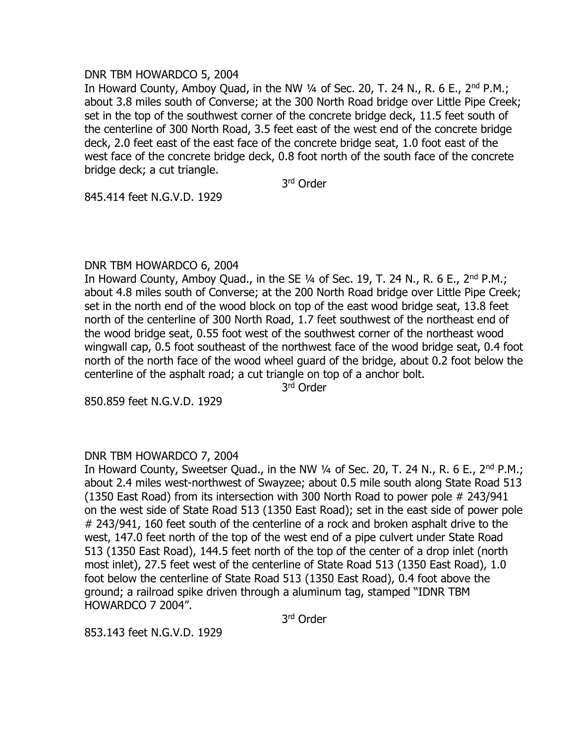DNR TBM HOWARDCO 5, 2004

In Howard County, Amboy Quad, in the NW ¼ of Sec. 20, T. 24 N., R. 6 E., 2nd P.M.; about 3.8 miles south of Converse; at the 300 North Road bridge over Little Pipe Creek; set in the top of the southwest corner of the concrete bridge deck, 11.5 feet south of the centerline of 300 North Road, 3.5 feet east of the west end of the concrete bridge deck, 2.0 feet east of the east face of the concrete bridge seat, 1.0 foot east of the west face of the concrete bridge deck, 0.8 foot north of the south face of the concrete bridge deck; a cut triangle.

3rd Order

845.414 feet N.G.V.D. 1929

DNR TBM HOWARDCO 6, 2004

In Howard County, Amboy Quad., in the SE ¼ of Sec. 19, T. 24 N., R. 6 E., 2nd P.M.; about 4.8 miles south of Converse; at the 200 North Road bridge over Little Pipe Creek; set in the north end of the wood block on top of the east wood bridge seat, 13.8 feet north of the centerline of 300 North Road, 1.7 feet southwest of the northeast end of the wood bridge seat, 0.55 foot west of the southwest corner of the northeast wood wingwall cap, 0.5 foot southeast of the northwest face of the wood bridge seat, 0.4 foot north of the north face of the wood wheel guard of the bridge, about 0.2 foot below the centerline of the asphalt road; a cut triangle on top of a anchor bolt.

3rd Order

850.859 feet N.G.V.D. 1929

DNR TBM HOWARDCO 7, 2004

In Howard County, Sweetser Quad., in the NW ¼ of Sec. 20, T. 24 N., R. 6 E., 2nd P.M.; about 2.4 miles west-northwest of Swayzee; about 0.5 mile south along State Road 513 (1350 East Road) from its intersection with 300 North Road to power pole # 243/941 on the west side of State Road 513 (1350 East Road); set in the east side of power pole # 243/941, 160 feet south of the centerline of a rock and broken asphalt drive to the west, 147.0 feet north of the top of the west end of a pipe culvert under State Road 513 (1350 East Road), 144.5 feet north of the top of the center of a drop inlet (north most inlet), 27.5 feet west of the centerline of State Road 513 (1350 East Road), 1.0 foot below the centerline of State Road 513 (1350 East Road), 0.4 foot above the ground; a railroad spike driven through a aluminum tag, stamped "IDNR TBM HOWARDCO 7 2004".

3rd Order

853.143 feet N.G.V.D. 1929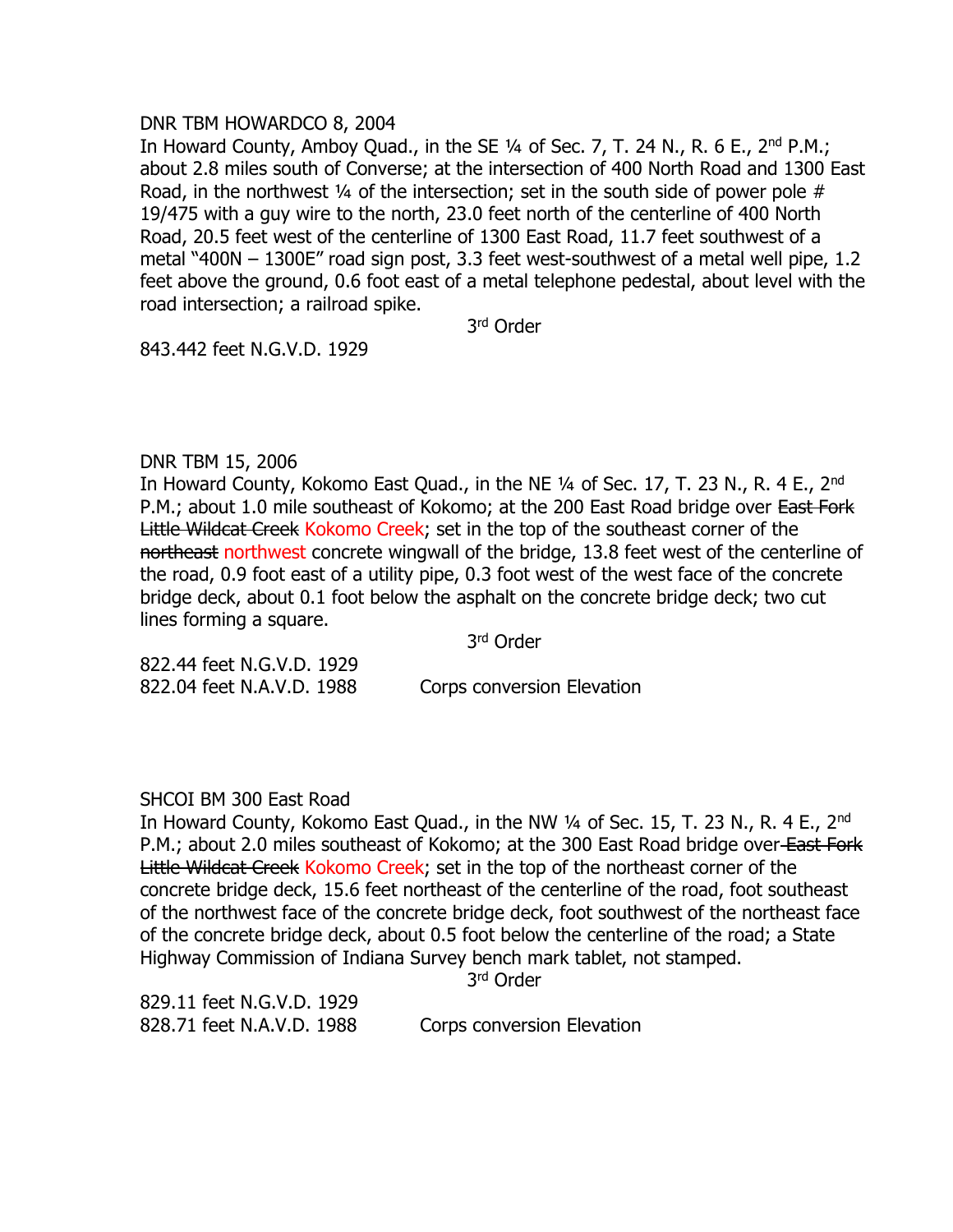DNR TBM HOWARDCO 8, 2004

In Howard County, Amboy Quad., in the SE ¼ of Sec. 7, T. 24 N., R. 6 E., 2nd P.M.; about 2.8 miles south of Converse; at the intersection of 400 North Road and 1300 East Road, in the northwest ¼ of the intersection; set in the south side of power pole # 19/475 with a guy wire to the north, 23.0 feet north of the centerline of 400 North Road, 20.5 feet west of the centerline of 1300 East Road, 11.7 feet southwest of a metal "400N – 1300E" road sign post, 3.3 feet west-southwest of a metal well pipe, 1.2 feet above the ground, 0.6 foot east of a metal telephone pedestal, about level with the road intersection; a railroad spike.

3rd Order

843.442 feet N.G.V.D. 1929

DNR TBM 15, 2006

In Howard County, Kokomo East Quad., in the NE ¼ of Sec. 17, T. 23 N., R. 4 E., 2nd P.M.; about 1.0 mile southeast of Kokomo; at the 200 East Road bridge over ~~East Fork Little Wildcat Creek~~ Kokomo Creek; set in the top of the southeast corner of the ~~northeast~~ northwest concrete wingwall of the bridge, 13.8 feet west of the centerline of the road, 0.9 foot east of a utility pipe, 0.3 foot west of the west face of the concrete bridge deck, about 0.1 foot below the asphalt on the concrete bridge deck; two cut lines forming a square.

3rd Order

822.44 feet N.G.V.D. 1929
822.04 feet N.A.V.D. 1988 Corps conversion Elevation

SHCOI BM 300 East Road

In Howard County, Kokomo East Quad., in the NW ¼ of Sec. 15, T. 23 N., R. 4 E., 2nd P.M.; about 2.0 miles southeast of Kokomo; at the 300 East Road bridge over ~~East Fork Little Wildcat Creek~~ Kokomo Creek; set in the top of the northeast corner of the concrete bridge deck, 15.6 feet northeast of the centerline of the road, foot southeast of the northwest face of the concrete bridge deck, foot southwest of the northeast face of the concrete bridge deck, about 0.5 foot below the centerline of the road; a State Highway Commission of Indiana Survey bench mark tablet, not stamped.

3rd Order

829.11 feet N.G.V.D. 1929
828.71 feet N.A.V.D. 1988 Corps conversion Elevation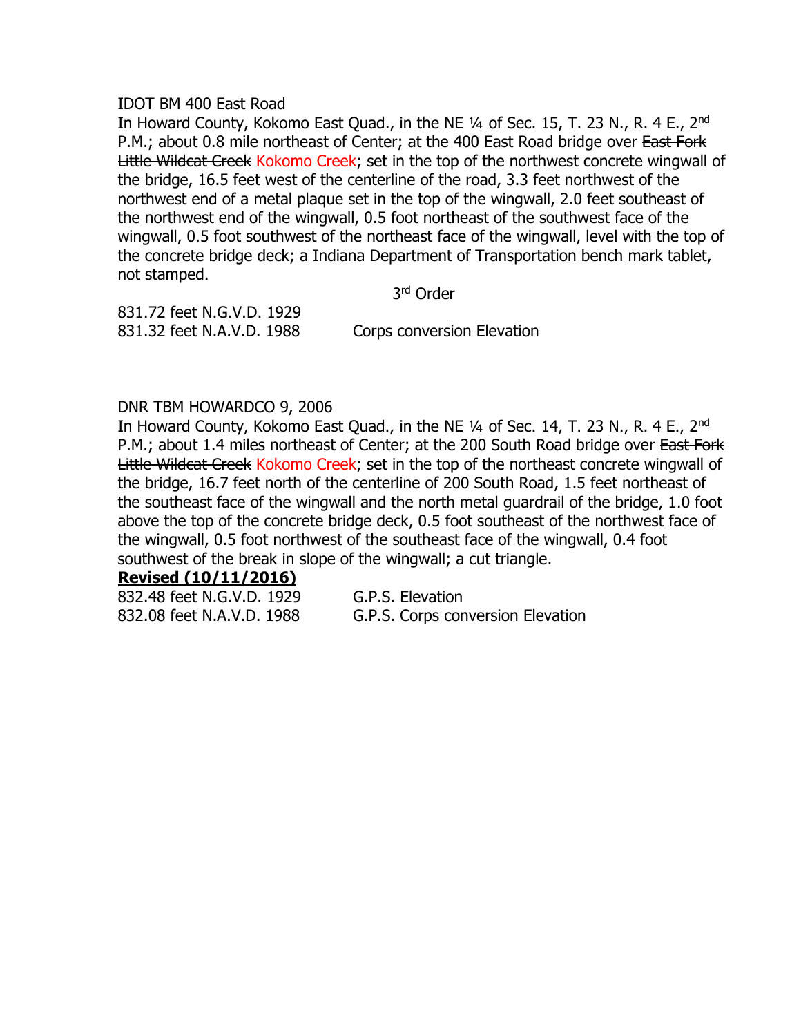IDOT BM 400 East Road

In Howard County, Kokomo East Quad., in the NE ¼ of Sec. 15, T. 23 N., R. 4 E., 2nd P.M.; about 0.8 mile northeast of Center; at the 400 East Road bridge over ~~East Fork Little Wildcat Creek~~ Kokomo Creek; set in the top of the northwest concrete wingwall of the bridge, 16.5 feet west of the centerline of the road, 3.3 feet northwest of the northwest end of a metal plaque set in the top of the wingwall, 2.0 feet southeast of the northwest end of the wingwall, 0.5 foot northeast of the southwest face of the wingwall, 0.5 foot southwest of the northeast face of the wingwall, level with the top of the concrete bridge deck; a Indiana Department of Transportation bench mark tablet, not stamped.

3rd Order

831.72 feet N.G.V.D. 1929
831.32 feet N.A.V.D. 1988 Corps conversion Elevation

DNR TBM HOWARDCO 9, 2006

In Howard County, Kokomo East Quad., in the NE ¼ of Sec. 14, T. 23 N., R. 4 E., 2nd P.M.; about 1.4 miles northeast of Center; at the 200 South Road bridge over ~~East Fork Little Wildcat Creek~~ Kokomo Creek; set in the top of the northeast concrete wingwall of the bridge, 16.7 feet north of the centerline of 200 South Road, 1.5 feet northeast of the southeast face of the wingwall and the north metal guardrail of the bridge, 1.0 foot above the top of the concrete bridge deck, 0.5 foot southeast of the northwest face of the wingwall, 0.5 foot northwest of the southeast face of the wingwall, 0.4 foot southwest of the break in slope of the wingwall; a cut triangle.

**Revised (10/11/2016)**

832.48 feet N.G.V.D. 1929 G.P.S. Elevation
832.08 feet N.A.V.D. 1988 G.P.S. Corps conversion Elevation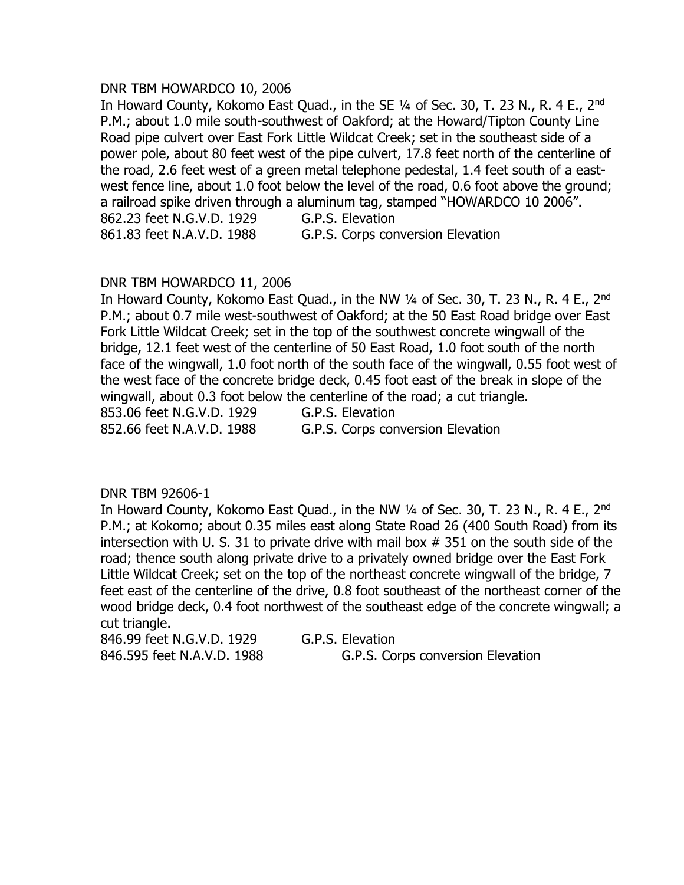DNR TBM HOWARDCO 10, 2006

In Howard County, Kokomo East Quad., in the SE ¼ of Sec. 30, T. 23 N., R. 4 E., 2nd P.M.; about 1.0 mile south-southwest of Oakford; at the Howard/Tipton County Line Road pipe culvert over East Fork Little Wildcat Creek; set in the southeast side of a power pole, about 80 feet west of the pipe culvert, 17.8 feet north of the centerline of the road, 2.6 feet west of a green metal telephone pedestal, 1.4 feet south of a east-west fence line, about 1.0 foot below the level of the road, 0.6 foot above the ground; a railroad spike driven through a aluminum tag, stamped "HOWARDCO 10 2006".

862.23 feet N.G.V.D. 1929 G.P.S. Elevation
861.83 feet N.A.V.D. 1988 G.P.S. Corps conversion Elevation

DNR TBM HOWARDCO 11, 2006

In Howard County, Kokomo East Quad., in the NW ¼ of Sec. 30, T. 23 N., R. 4 E., 2nd P.M.; about 0.7 mile west-southwest of Oakford; at the 50 East Road bridge over East Fork Little Wildcat Creek; set in the top of the southwest concrete wingwall of the bridge, 12.1 feet west of the centerline of 50 East Road, 1.0 foot south of the north face of the wingwall, 1.0 foot north of the south face of the wingwall, 0.55 foot west of the west face of the concrete bridge deck, 0.45 foot east of the break in slope of the wingwall, about 0.3 foot below the centerline of the road; a cut triangle.

853.06 feet N.G.V.D. 1929 G.P.S. Elevation
852.66 feet N.A.V.D. 1988 G.P.S. Corps conversion Elevation

DNR TBM 92606-1

In Howard County, Kokomo East Quad., in the NW ¼ of Sec. 30, T. 23 N., R. 4 E., 2nd P.M.; at Kokomo; about 0.35 miles east along State Road 26 (400 South Road) from its intersection with U. S. 31 to private drive with mail box # 351 on the south side of the road; thence south along private drive to a privately owned bridge over the East Fork Little Wildcat Creek; set on the top of the northeast concrete wingwall of the bridge, 7 feet east of the centerline of the drive, 0.8 foot southeast of the northeast corner of the wood bridge deck, 0.4 foot northwest of the southeast edge of the concrete wingwall; a cut triangle.

846.99 feet N.G.V.D. 1929 G.P.S. Elevation
846.595 feet N.A.V.D. 1988 G.P.S. Corps conversion Elevation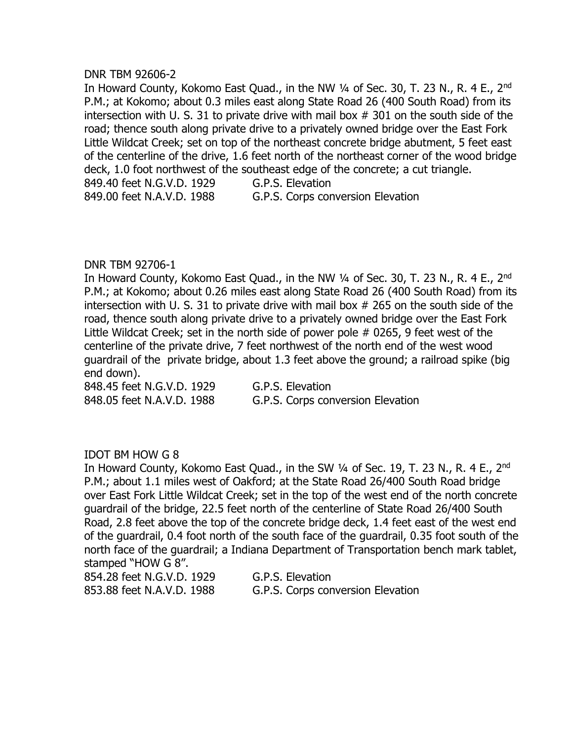DNR TBM 92606-2

In Howard County, Kokomo East Quad., in the NW ¼ of Sec. 30, T. 23 N., R. 4 E., 2nd P.M.; at Kokomo; about 0.3 miles east along State Road 26 (400 South Road) from its intersection with U. S. 31 to private drive with mail box # 301 on the south side of the road; thence south along private drive to a privately owned bridge over the East Fork Little Wildcat Creek; set on top of the northeast concrete bridge abutment, 5 feet east of the centerline of the drive, 1.6 feet north of the northeast corner of the wood bridge deck, 1.0 foot northwest of the southeast edge of the concrete; a cut triangle.

849.40 feet N.G.V.D. 1929 G.P.S. Elevation
849.00 feet N.A.V.D. 1988 G.P.S. Corps conversion Elevation

DNR TBM 92706-1

In Howard County, Kokomo East Quad., in the NW ¼ of Sec. 30, T. 23 N., R. 4 E., 2nd P.M.; at Kokomo; about 0.26 miles east along State Road 26 (400 South Road) from its intersection with U. S. 31 to private drive with mail box # 265 on the south side of the road, thence south along private drive to a privately owned bridge over the East Fork Little Wildcat Creek; set in the north side of power pole # 0265, 9 feet west of the centerline of the private drive, 7 feet northwest of the north end of the west wood guardrail of the private bridge, about 1.3 feet above the ground; a railroad spike (big end down).

848.45 feet N.G.V.D. 1929 G.P.S. Elevation
848.05 feet N.A.V.D. 1988 G.P.S. Corps conversion Elevation

IDOT BM HOW G 8

In Howard County, Kokomo East Quad., in the SW ¼ of Sec. 19, T. 23 N., R. 4 E., 2nd P.M.; about 1.1 miles west of Oakford; at the State Road 26/400 South Road bridge over East Fork Little Wildcat Creek; set in the top of the west end of the north concrete guardrail of the bridge, 22.5 feet north of the centerline of State Road 26/400 South Road, 2.8 feet above the top of the concrete bridge deck, 1.4 feet east of the west end of the guardrail, 0.4 foot north of the south face of the guardrail, 0.35 foot south of the north face of the guardrail; a Indiana Department of Transportation bench mark tablet, stamped "HOW G 8".

854.28 feet N.G.V.D. 1929 G.P.S. Elevation
853.88 feet N.A.V.D. 1988 G.P.S. Corps conversion Elevation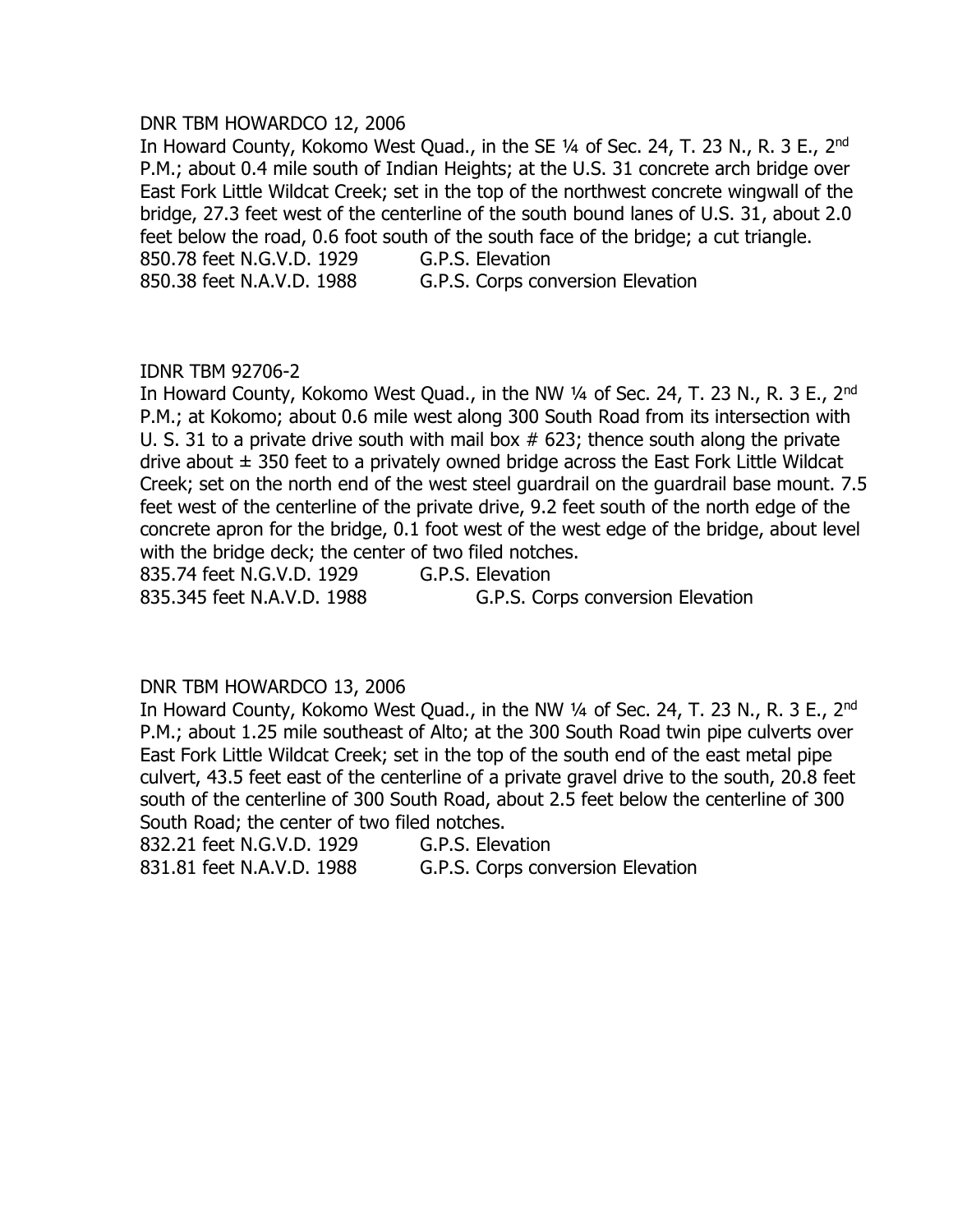DNR TBM HOWARDCO 12, 2006

In Howard County, Kokomo West Quad., in the SE ¼ of Sec. 24, T. 23 N., R. 3 E., 2nd P.M.; about 0.4 mile south of Indian Heights; at the U.S. 31 concrete arch bridge over East Fork Little Wildcat Creek; set in the top of the northwest concrete wingwall of the bridge, 27.3 feet west of the centerline of the south bound lanes of U.S. 31, about 2.0 feet below the road, 0.6 foot south of the south face of the bridge; a cut triangle.

850.78 feet N.G.V.D. 1929 G.P.S. Elevation
850.38 feet N.A.V.D. 1988 G.P.S. Corps conversion Elevation

IDNR TBM 92706-2

In Howard County, Kokomo West Quad., in the NW ¼ of Sec. 24, T. 23 N., R. 3 E., 2nd P.M.; at Kokomo; about 0.6 mile west along 300 South Road from its intersection with U. S. 31 to a private drive south with mail box # 623; thence south along the private drive about ± 350 feet to a privately owned bridge across the East Fork Little Wildcat Creek; set on the north end of the west steel guardrail on the guardrail base mount. 7.5 feet west of the centerline of the private drive, 9.2 feet south of the north edge of the concrete apron for the bridge, 0.1 foot west of the west edge of the bridge, about level with the bridge deck; the center of two filed notches.

835.74 feet N.G.V.D. 1929 G.P.S. Elevation
835.345 feet N.A.V.D. 1988 G.P.S. Corps conversion Elevation

DNR TBM HOWARDCO 13, 2006

In Howard County, Kokomo West Quad., in the NW ¼ of Sec. 24, T. 23 N., R. 3 E., 2nd P.M.; about 1.25 mile southeast of Alto; at the 300 South Road twin pipe culverts over East Fork Little Wildcat Creek; set in the top of the south end of the east metal pipe culvert, 43.5 feet east of the centerline of a private gravel drive to the south, 20.8 feet south of the centerline of 300 South Road, about 2.5 feet below the centerline of 300 South Road; the center of two filed notches.

832.21 feet N.G.V.D. 1929 G.P.S. Elevation
831.81 feet N.A.V.D. 1988 G.P.S. Corps conversion Elevation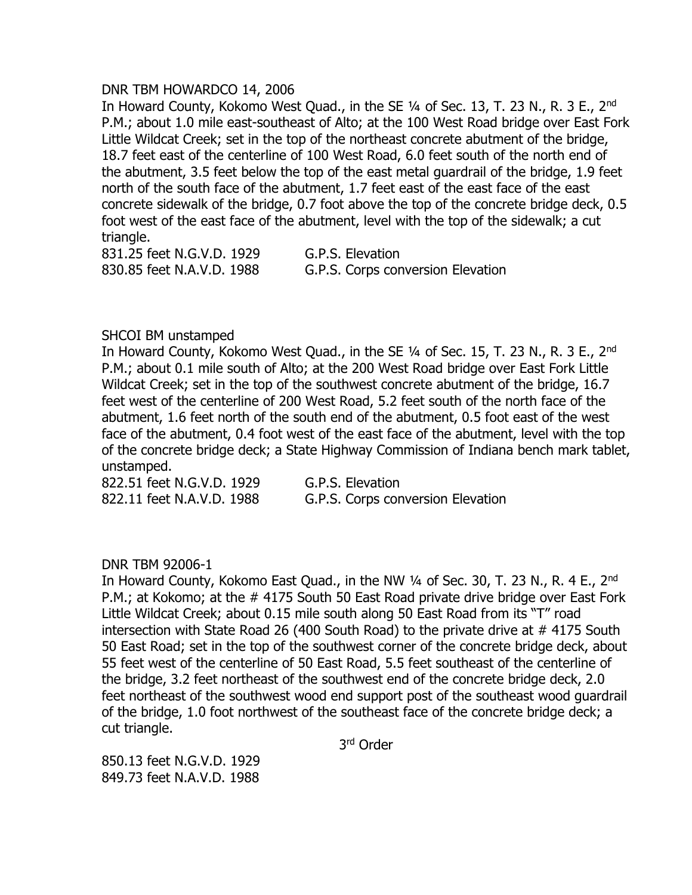DNR TBM HOWARDCO 14, 2006

In Howard County, Kokomo West Quad., in the SE ¼ of Sec. 13, T. 23 N., R. 3 E., 2nd P.M.; about 1.0 mile east-southeast of Alto; at the 100 West Road bridge over East Fork Little Wildcat Creek; set in the top of the northeast concrete abutment of the bridge, 18.7 feet east of the centerline of 100 West Road, 6.0 feet south of the north end of the abutment, 3.5 feet below the top of the east metal guardrail of the bridge, 1.9 feet north of the south face of the abutment, 1.7 feet east of the east face of the east concrete sidewalk of the bridge, 0.7 foot above the top of the concrete bridge deck, 0.5 foot west of the east face of the abutment, level with the top of the sidewalk; a cut triangle.

831.25 feet N.G.V.D. 1929 G.P.S. Elevation
830.85 feet N.A.V.D. 1988 G.P.S. Corps conversion Elevation

SHCOI BM unstamped

In Howard County, Kokomo West Quad., in the SE ¼ of Sec. 15, T. 23 N., R. 3 E., 2nd P.M.; about 0.1 mile south of Alto; at the 200 West Road bridge over East Fork Little Wildcat Creek; set in the top of the southwest concrete abutment of the bridge, 16.7 feet west of the centerline of 200 West Road, 5.2 feet south of the north face of the abutment, 1.6 feet north of the south end of the abutment, 0.5 foot east of the west face of the abutment, 0.4 foot west of the east face of the abutment, level with the top of the concrete bridge deck; a State Highway Commission of Indiana bench mark tablet, unstamped.

822.51 feet N.G.V.D. 1929 G.P.S. Elevation
822.11 feet N.A.V.D. 1988 G.P.S. Corps conversion Elevation

DNR TBM 92006-1

In Howard County, Kokomo East Quad., in the NW ¼ of Sec. 30, T. 23 N., R. 4 E., 2nd P.M.; at Kokomo; at the # 4175 South 50 East Road private drive bridge over East Fork Little Wildcat Creek; about 0.15 mile south along 50 East Road from its "T" road intersection with State Road 26 (400 South Road) to the private drive at # 4175 South 50 East Road; set in the top of the southwest corner of the concrete bridge deck, about 55 feet west of the centerline of 50 East Road, 5.5 feet southeast of the centerline of the bridge, 3.2 feet northeast of the southwest end of the concrete bridge deck, 2.0 feet northeast of the southwest wood end support post of the southeast wood guardrail of the bridge, 1.0 foot northwest of the southeast face of the concrete bridge deck; a cut triangle.

3rd Order

850.13 feet N.G.V.D. 1929
849.73 feet N.A.V.D. 1988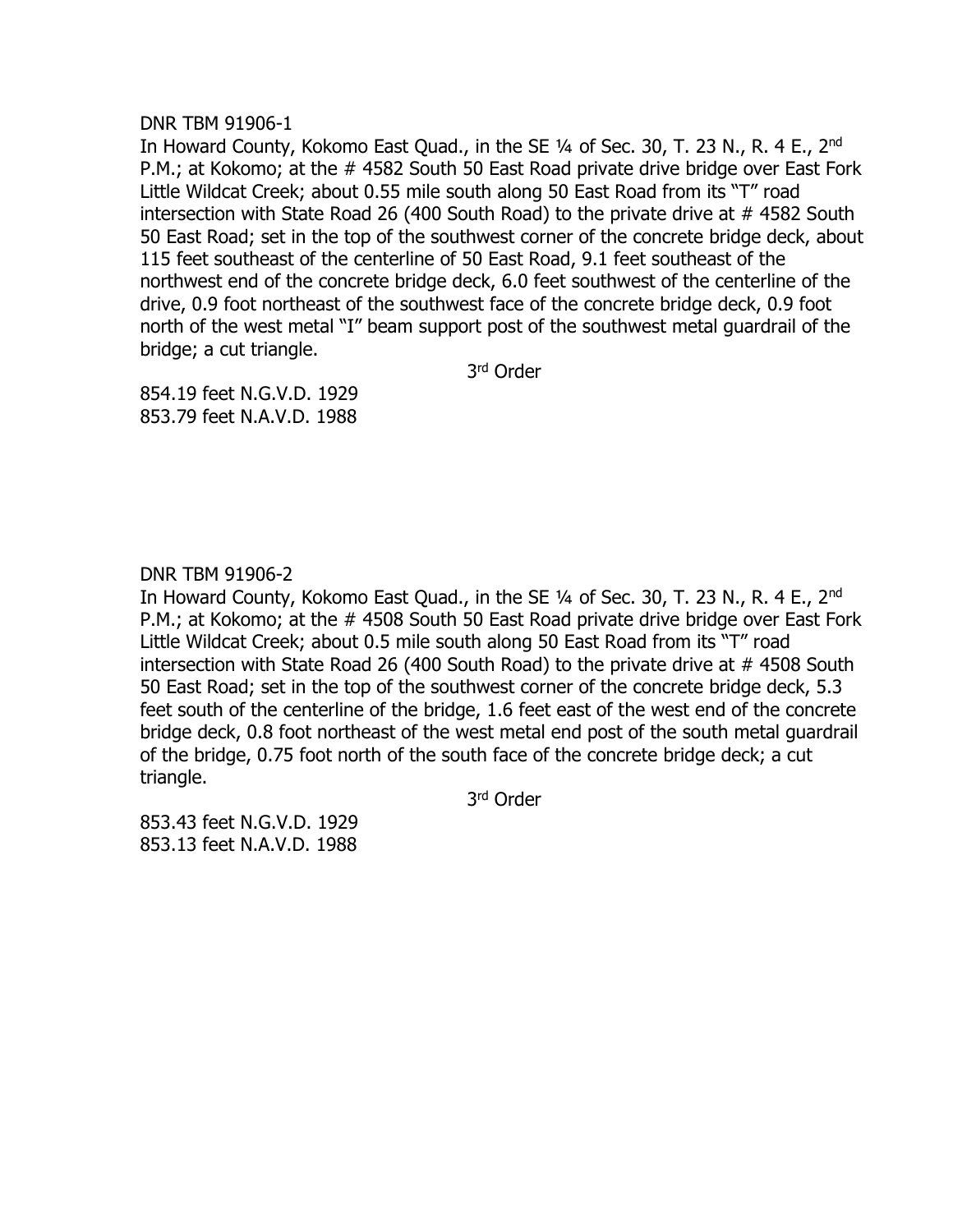DNR TBM 91906-1

In Howard County, Kokomo East Quad., in the SE ¼ of Sec. 30, T. 23 N., R. 4 E., 2nd P.M.; at Kokomo; at the # 4582 South 50 East Road private drive bridge over East Fork Little Wildcat Creek; about 0.55 mile south along 50 East Road from its "T" road intersection with State Road 26 (400 South Road) to the private drive at # 4582 South 50 East Road; set in the top of the southwest corner of the concrete bridge deck, about 115 feet southeast of the centerline of 50 East Road, 9.1 feet southeast of the northwest end of the concrete bridge deck, 6.0 feet southwest of the centerline of the drive, 0.9 foot northeast of the southwest face of the concrete bridge deck, 0.9 foot north of the west metal "I" beam support post of the southwest metal guardrail of the bridge; a cut triangle.

3rd Order

854.19 feet N.G.V.D. 1929
853.79 feet N.A.V.D. 1988

DNR TBM 91906-2

In Howard County, Kokomo East Quad., in the SE ¼ of Sec. 30, T. 23 N., R. 4 E., 2nd P.M.; at Kokomo; at the # 4508 South 50 East Road private drive bridge over East Fork Little Wildcat Creek; about 0.5 mile south along 50 East Road from its "T" road intersection with State Road 26 (400 South Road) to the private drive at # 4508 South 50 East Road; set in the top of the southwest corner of the concrete bridge deck, 5.3 feet south of the centerline of the bridge, 1.6 feet east of the west end of the concrete bridge deck, 0.8 foot northeast of the west metal end post of the south metal guardrail of the bridge, 0.75 foot north of the south face of the concrete bridge deck; a cut triangle.

3rd Order

853.43 feet N.G.V.D. 1929
853.13 feet N.A.V.D. 1988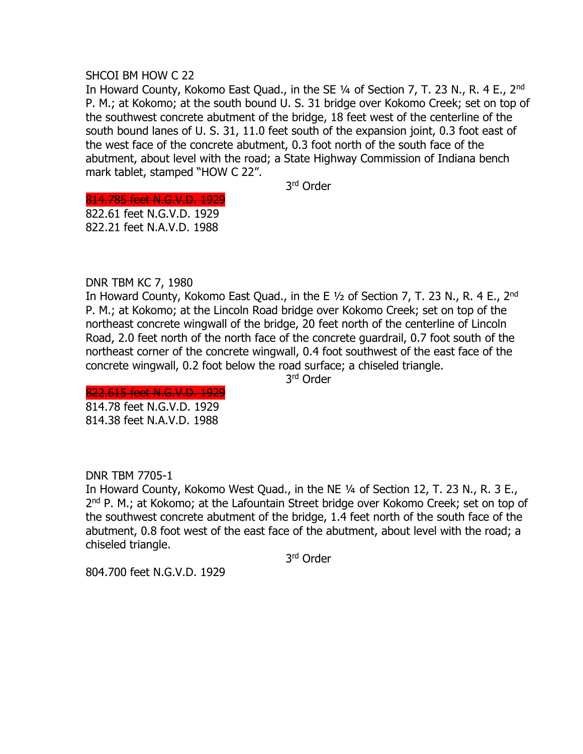SHCOI BM HOW C 22

In Howard County, Kokomo East Quad., in the SE ¼ of Section 7, T. 23 N., R. 4 E., 2nd P. M.; at Kokomo; at the south bound U. S. 31 bridge over Kokomo Creek; set on top of the southwest concrete abutment of the bridge, 18 feet west of the centerline of the south bound lanes of U. S. 31, 11.0 feet south of the expansion joint, 0.3 foot east of the west face of the concrete abutment, 0.3 foot north of the south face of the abutment, about level with the road; a State Highway Commission of Indiana bench mark tablet, stamped "HOW C 22".

3rd Order

~~814.785 feet N.G.V.D. 1929~~
822.61 feet N.G.V.D. 1929
822.21 feet N.A.V.D. 1988

DNR TBM KC 7, 1980

In Howard County, Kokomo East Quad., in the E ½ of Section 7, T. 23 N., R. 4 E., 2nd P. M.; at Kokomo; at the Lincoln Road bridge over Kokomo Creek; set on top of the northeast concrete wingwall of the bridge, 20 feet north of the centerline of Lincoln Road, 2.0 feet north of the north face of the concrete guardrail, 0.7 foot south of the northeast corner of the concrete wingwall, 0.4 foot southwest of the east face of the concrete wingwall, 0.2 foot below the road surface; a chiseled triangle.

3rd Order

~~822.615 feet N.G.V.D. 1929~~
814.78 feet N.G.V.D. 1929
814.38 feet N.A.V.D. 1988

DNR TBM 7705-1

In Howard County, Kokomo West Quad., in the NE ¼ of Section 12, T. 23 N., R. 3 E., 2nd P. M.; at Kokomo; at the Lafountain Street bridge over Kokomo Creek; set on top of the southwest concrete abutment of the bridge, 1.4 feet north of the south face of the abutment, 0.8 foot west of the east face of the abutment, about level with the road; a chiseled triangle.

3rd Order

804.700 feet N.G.V.D. 1929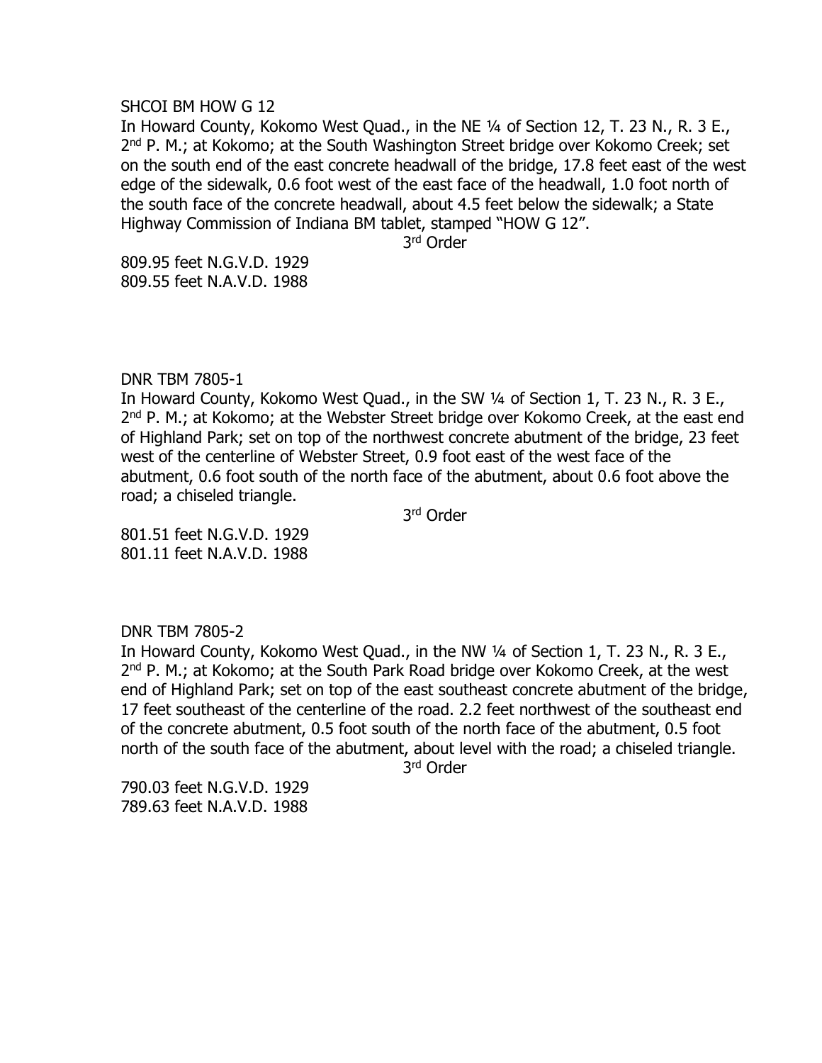SHCOI BM HOW G 12

In Howard County, Kokomo West Quad., in the NE ¼ of Section 12, T. 23 N., R. 3 E., 2nd P. M.; at Kokomo; at the South Washington Street bridge over Kokomo Creek; set on the south end of the east concrete headwall of the bridge, 17.8 feet east of the west edge of the sidewalk, 0.6 foot west of the east face of the headwall, 1.0 foot north of the south face of the concrete headwall, about 4.5 feet below the sidewalk; a State Highway Commission of Indiana BM tablet, stamped "HOW G 12".

3rd Order

809.95 feet N.G.V.D. 1929
809.55 feet N.A.V.D. 1988

DNR TBM 7805-1

In Howard County, Kokomo West Quad., in the SW ¼ of Section 1, T. 23 N., R. 3 E., 2nd P. M.; at Kokomo; at the Webster Street bridge over Kokomo Creek, at the east end of Highland Park; set on top of the northwest concrete abutment of the bridge, 23 feet west of the centerline of Webster Street, 0.9 foot east of the west face of the abutment, 0.6 foot south of the north face of the abutment, about 0.6 foot above the road; a chiseled triangle.

3rd Order

801.51 feet N.G.V.D. 1929
801.11 feet N.A.V.D. 1988

DNR TBM 7805-2

In Howard County, Kokomo West Quad., in the NW ¼ of Section 1, T. 23 N., R. 3 E., 2nd P. M.; at Kokomo; at the South Park Road bridge over Kokomo Creek, at the west end of Highland Park; set on top of the east southeast concrete abutment of the bridge, 17 feet southeast of the centerline of the road. 2.2 feet northwest of the southeast end of the concrete abutment, 0.5 foot south of the north face of the abutment, 0.5 foot north of the south face of the abutment, about level with the road; a chiseled triangle.

3rd Order

790.03 feet N.G.V.D. 1929
789.63 feet N.A.V.D. 1988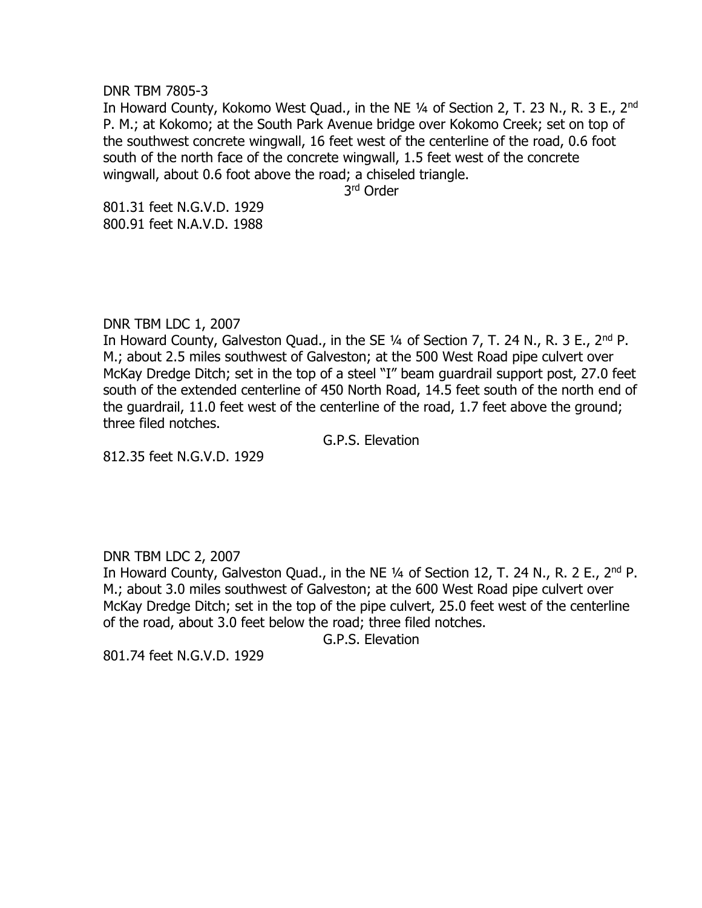DNR TBM 7805-3

In Howard County, Kokomo West Quad., in the NE ¼ of Section 2, T. 23 N., R. 3 E., 2nd P. M.; at Kokomo; at the South Park Avenue bridge over Kokomo Creek; set on top of the southwest concrete wingwall, 16 feet west of the centerline of the road, 0.6 foot south of the north face of the concrete wingwall, 1.5 feet west of the concrete wingwall, about 0.6 foot above the road; a chiseled triangle.

3rd Order

801.31 feet N.G.V.D. 1929
800.91 feet N.A.V.D. 1988

DNR TBM LDC 1, 2007

In Howard County, Galveston Quad., in the SE ¼ of Section 7, T. 24 N., R. 3 E., 2nd P. M.; about 2.5 miles southwest of Galveston; at the 500 West Road pipe culvert over McKay Dredge Ditch; set in the top of a steel "I" beam guardrail support post, 27.0 feet south of the extended centerline of 450 North Road, 14.5 feet south of the north end of the guardrail, 11.0 feet west of the centerline of the road, 1.7 feet above the ground; three filed notches.

G.P.S. Elevation

812.35 feet N.G.V.D. 1929

DNR TBM LDC 2, 2007

In Howard County, Galveston Quad., in the NE ¼ of Section 12, T. 24 N., R. 2 E., 2nd P. M.; about 3.0 miles southwest of Galveston; at the 600 West Road pipe culvert over McKay Dredge Ditch; set in the top of the pipe culvert, 25.0 feet west of the centerline of the road, about 3.0 feet below the road; three filed notches.

G.P.S. Elevation

801.74 feet N.G.V.D. 1929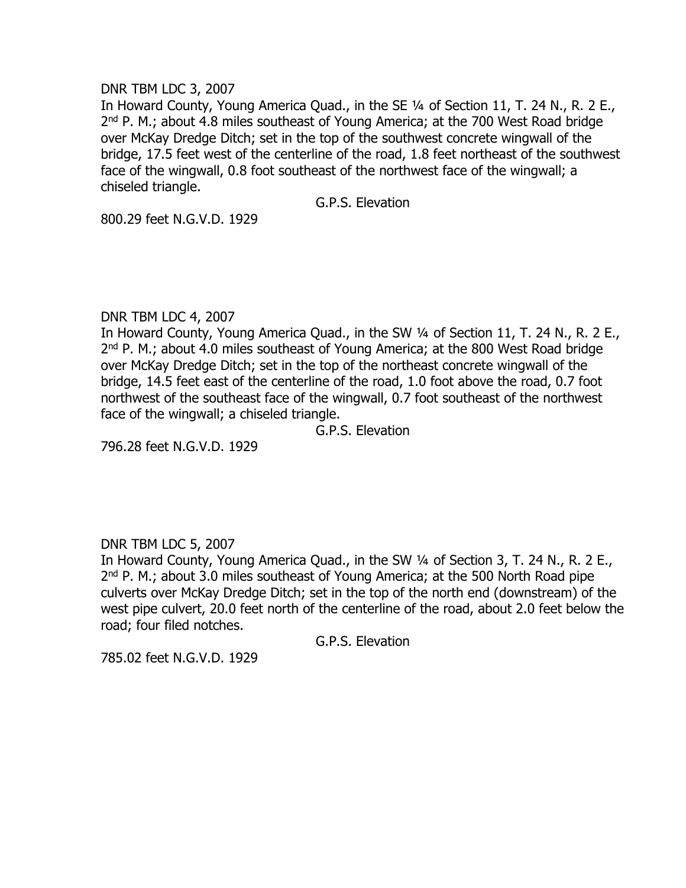DNR TBM LDC 3, 2007

In Howard County, Young America Quad., in the SE ¼ of Section 11, T. 24 N., R. 2 E., 2nd P. M.; about 4.8 miles southeast of Young America; at the 700 West Road bridge over McKay Dredge Ditch; set in the top of the southwest concrete wingwall of the bridge, 17.5 feet west of the centerline of the road, 1.8 feet northeast of the southwest face of the wingwall, 0.8 foot southeast of the northwest face of the wingwall; a chiseled triangle.

G.P.S. Elevation

800.29 feet N.G.V.D. 1929

DNR TBM LDC 4, 2007

In Howard County, Young America Quad., in the SW ¼ of Section 11, T. 24 N., R. 2 E., 2nd P. M.; about 4.0 miles southeast of Young America; at the 800 West Road bridge over McKay Dredge Ditch; set in the top of the northeast concrete wingwall of the bridge, 14.5 feet east of the centerline of the road, 1.0 foot above the road, 0.7 foot northwest of the southeast face of the wingwall, 0.7 foot southeast of the northwest face of the wingwall; a chiseled triangle.

G.P.S. Elevation

796.28 feet N.G.V.D. 1929

DNR TBM LDC 5, 2007

In Howard County, Young America Quad., in the SW ¼ of Section 3, T. 24 N., R. 2 E., 2nd P. M.; about 3.0 miles southeast of Young America; at the 500 North Road pipe culverts over McKay Dredge Ditch; set in the top of the north end (downstream) of the west pipe culvert, 20.0 feet north of the centerline of the road, about 2.0 feet below the road; four filed notches.

G.P.S. Elevation

785.02 feet N.G.V.D. 1929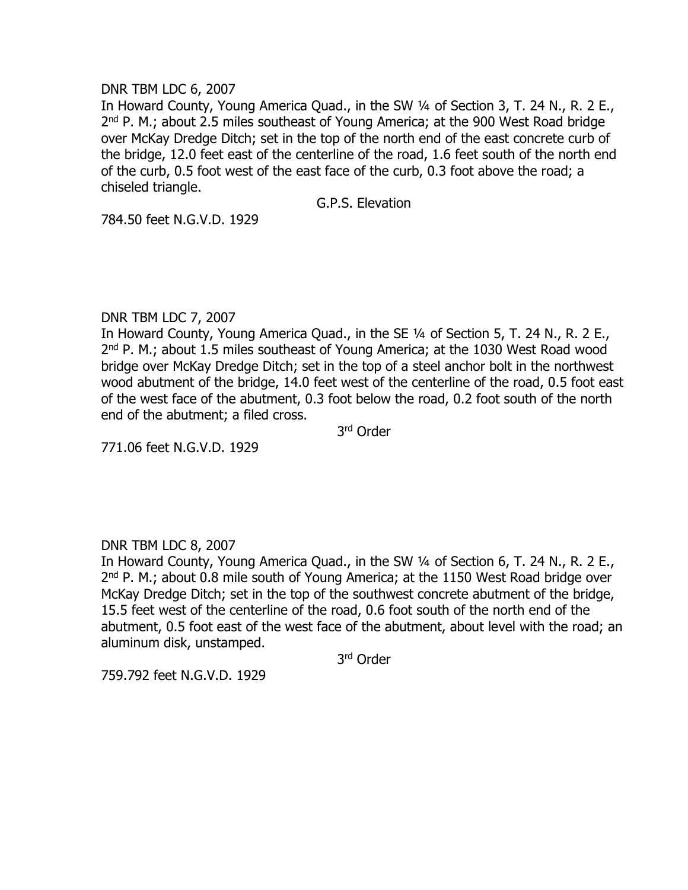DNR TBM LDC 6, 2007

In Howard County, Young America Quad., in the SW ¼ of Section 3, T. 24 N., R. 2 E., 2nd P. M.; about 2.5 miles southeast of Young America; at the 900 West Road bridge over McKay Dredge Ditch; set in the top of the north end of the east concrete curb of the bridge, 12.0 feet east of the centerline of the road, 1.6 feet south of the north end of the curb, 0.5 foot west of the east face of the curb, 0.3 foot above the road; a chiseled triangle.

G.P.S. Elevation

784.50 feet N.G.V.D. 1929

DNR TBM LDC 7, 2007

In Howard County, Young America Quad., in the SE ¼ of Section 5, T. 24 N., R. 2 E., 2nd P. M.; about 1.5 miles southeast of Young America; at the 1030 West Road wood bridge over McKay Dredge Ditch; set in the top of a steel anchor bolt in the northwest wood abutment of the bridge, 14.0 feet west of the centerline of the road, 0.5 foot east of the west face of the abutment, 0.3 foot below the road, 0.2 foot south of the north end of the abutment; a filed cross.

3rd Order

771.06 feet N.G.V.D. 1929

DNR TBM LDC 8, 2007

In Howard County, Young America Quad., in the SW ¼ of Section 6, T. 24 N., R. 2 E., 2nd P. M.; about 0.8 mile south of Young America; at the 1150 West Road bridge over McKay Dredge Ditch; set in the top of the southwest concrete abutment of the bridge, 15.5 feet west of the centerline of the road, 0.6 foot south of the north end of the abutment, 0.5 foot east of the west face of the abutment, about level with the road; an aluminum disk, unstamped.

3rd Order

759.792 feet N.G.V.D. 1929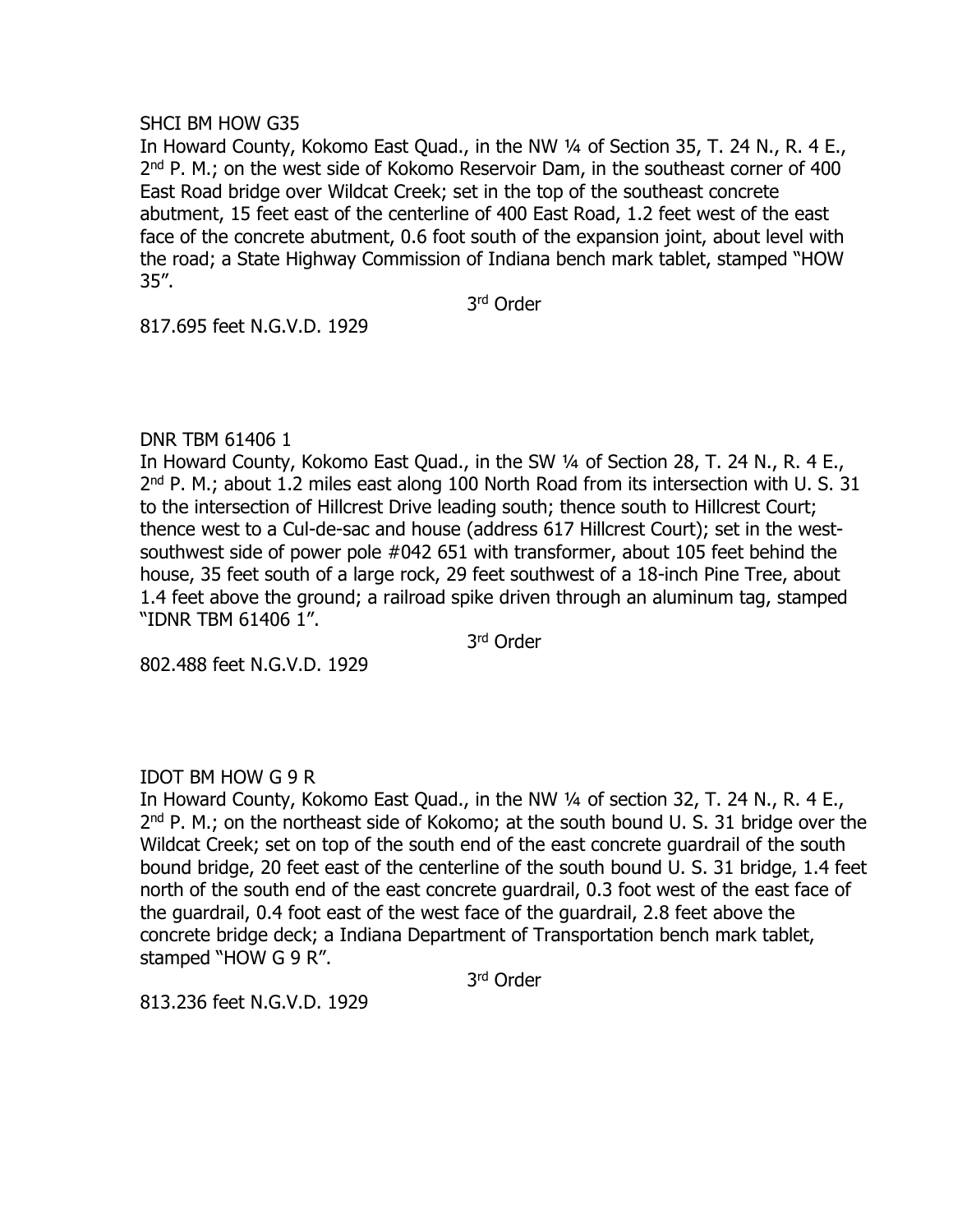SHCI BM HOW G35

In Howard County, Kokomo East Quad., in the NW ¼ of Section 35, T. 24 N., R. 4 E., 2nd P. M.; on the west side of Kokomo Reservoir Dam, in the southeast corner of 400 East Road bridge over Wildcat Creek; set in the top of the southeast concrete abutment, 15 feet east of the centerline of 400 East Road, 1.2 feet west of the east face of the concrete abutment, 0.6 foot south of the expansion joint, about level with the road; a State Highway Commission of Indiana bench mark tablet, stamped "HOW 35".

3rd Order

817.695 feet N.G.V.D. 1929

DNR TBM 61406 1

In Howard County, Kokomo East Quad., in the SW ¼ of Section 28, T. 24 N., R. 4 E., 2nd P. M.; about 1.2 miles east along 100 North Road from its intersection with U. S. 31 to the intersection of Hillcrest Drive leading south; thence south to Hillcrest Court; thence west to a Cul-de-sac and house (address 617 Hillcrest Court); set in the west-southwest side of power pole #042 651 with transformer, about 105 feet behind the house, 35 feet south of a large rock, 29 feet southwest of a 18-inch Pine Tree, about 1.4 feet above the ground; a railroad spike driven through an aluminum tag, stamped "IDNR TBM 61406 1".

3rd Order

802.488 feet N.G.V.D. 1929

IDOT BM HOW G 9 R

In Howard County, Kokomo East Quad., in the NW ¼ of section 32, T. 24 N., R. 4 E., 2nd P. M.; on the northeast side of Kokomo; at the south bound U. S. 31 bridge over the Wildcat Creek; set on top of the south end of the east concrete guardrail of the south bound bridge, 20 feet east of the centerline of the south bound U. S. 31 bridge, 1.4 feet north of the south end of the east concrete guardrail, 0.3 foot west of the east face of the guardrail, 0.4 foot east of the west face of the guardrail, 2.8 feet above the concrete bridge deck; a Indiana Department of Transportation bench mark tablet, stamped "HOW G 9 R".

3rd Order

813.236 feet N.G.V.D. 1929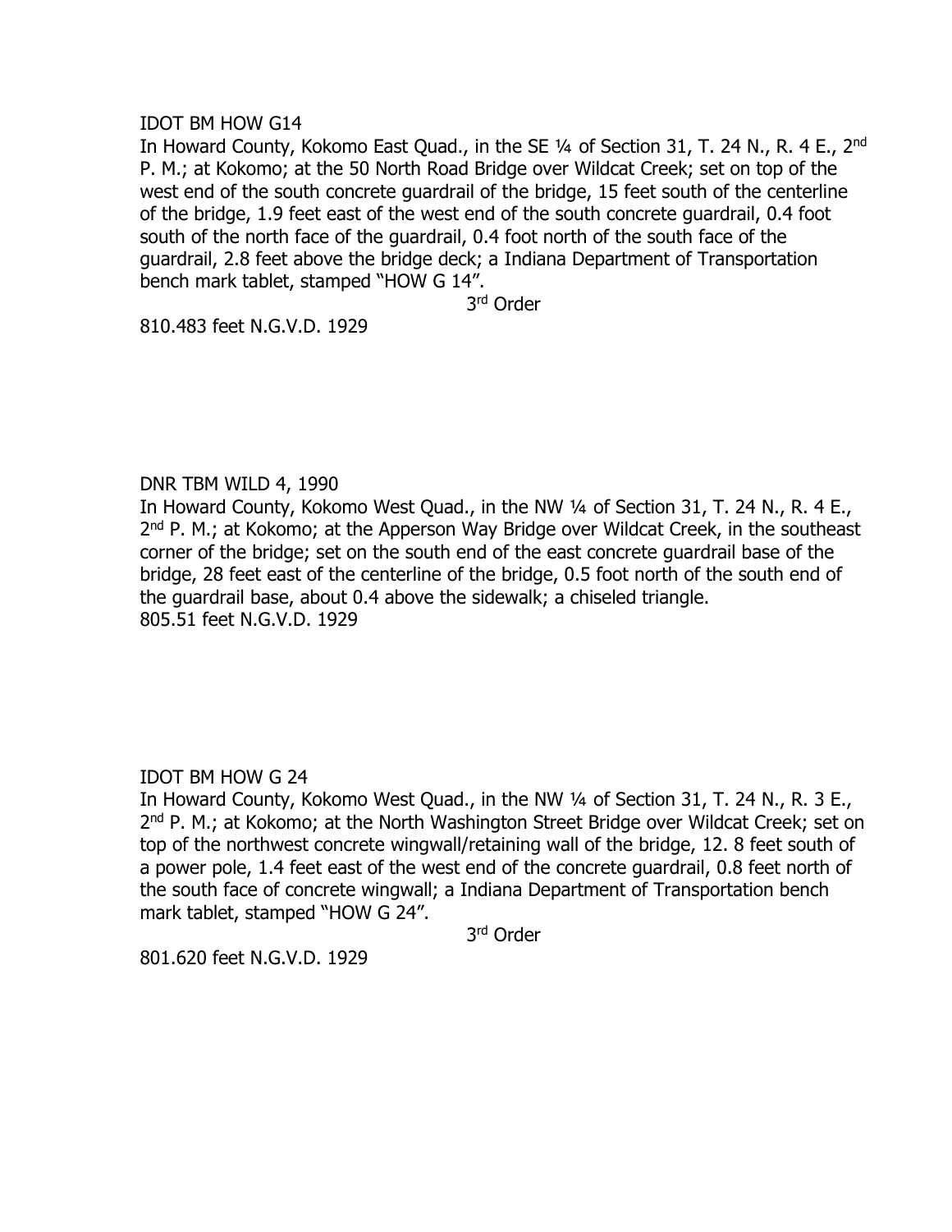IDOT BM HOW G14

In Howard County, Kokomo East Quad., in the SE ¼ of Section 31, T. 24 N., R. 4 E., 2nd P. M.; at Kokomo; at the 50 North Road Bridge over Wildcat Creek; set on top of the west end of the south concrete guardrail of the bridge, 15 feet south of the centerline of the bridge, 1.9 feet east of the west end of the south concrete guardrail, 0.4 foot south of the north face of the guardrail, 0.4 foot north of the south face of the guardrail, 2.8 feet above the bridge deck; a Indiana Department of Transportation bench mark tablet, stamped "HOW G 14".

3rd Order

810.483 feet N.G.V.D. 1929

DNR TBM WILD 4, 1990

In Howard County, Kokomo West Quad., in the NW ¼ of Section 31, T. 24 N., R. 4 E., 2nd P. M.; at Kokomo; at the Apperson Way Bridge over Wildcat Creek, in the southeast corner of the bridge; set on the south end of the east concrete guardrail base of the bridge, 28 feet east of the centerline of the bridge, 0.5 foot north of the south end of the guardrail base, about 0.4 above the sidewalk; a chiseled triangle.

805.51 feet N.G.V.D. 1929

IDOT BM HOW G 24

In Howard County, Kokomo West Quad., in the NW ¼ of Section 31, T. 24 N., R. 3 E., 2nd P. M.; at Kokomo; at the North Washington Street Bridge over Wildcat Creek; set on top of the northwest concrete wingwall/retaining wall of the bridge, 12. 8 feet south of a power pole, 1.4 feet east of the west end of the concrete guardrail, 0.8 feet north of the south face of concrete wingwall; a Indiana Department of Transportation bench mark tablet, stamped "HOW G 24".

3rd Order

801.620 feet N.G.V.D. 1929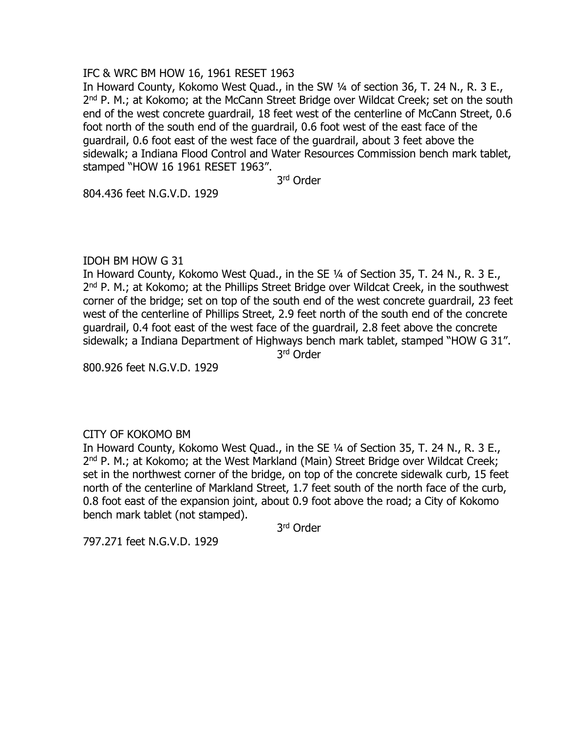IFC & WRC BM HOW 16, 1961 RESET 1963

In Howard County, Kokomo West Quad., in the SW ¼ of section 36, T. 24 N., R. 3 E., 2nd P. M.; at Kokomo; at the McCann Street Bridge over Wildcat Creek; set on the south end of the west concrete guardrail, 18 feet west of the centerline of McCann Street, 0.6 foot north of the south end of the guardrail, 0.6 foot west of the east face of the guardrail, 0.6 foot east of the west face of the guardrail, about 3 feet above the sidewalk; a Indiana Flood Control and Water Resources Commission bench mark tablet, stamped "HOW 16 1961 RESET 1963".

3rd Order

804.436 feet N.G.V.D. 1929

IDOH BM HOW G 31

In Howard County, Kokomo West Quad., in the SE ¼ of Section 35, T. 24 N., R. 3 E., 2nd P. M.; at Kokomo; at the Phillips Street Bridge over Wildcat Creek, in the southwest corner of the bridge; set on top of the south end of the west concrete guardrail, 23 feet west of the centerline of Phillips Street, 2.9 feet north of the south end of the concrete guardrail, 0.4 foot east of the west face of the guardrail, 2.8 feet above the concrete sidewalk; a Indiana Department of Highways bench mark tablet, stamped "HOW G 31".

3rd Order

800.926 feet N.G.V.D. 1929

CITY OF KOKOMO BM

In Howard County, Kokomo West Quad., in the SE ¼ of Section 35, T. 24 N., R. 3 E., 2nd P. M.; at Kokomo; at the West Markland (Main) Street Bridge over Wildcat Creek; set in the northwest corner of the bridge, on top of the concrete sidewalk curb, 15 feet north of the centerline of Markland Street, 1.7 feet south of the north face of the curb, 0.8 foot east of the expansion joint, about 0.9 foot above the road; a City of Kokomo bench mark tablet (not stamped).

3rd Order

797.271 feet N.G.V.D. 1929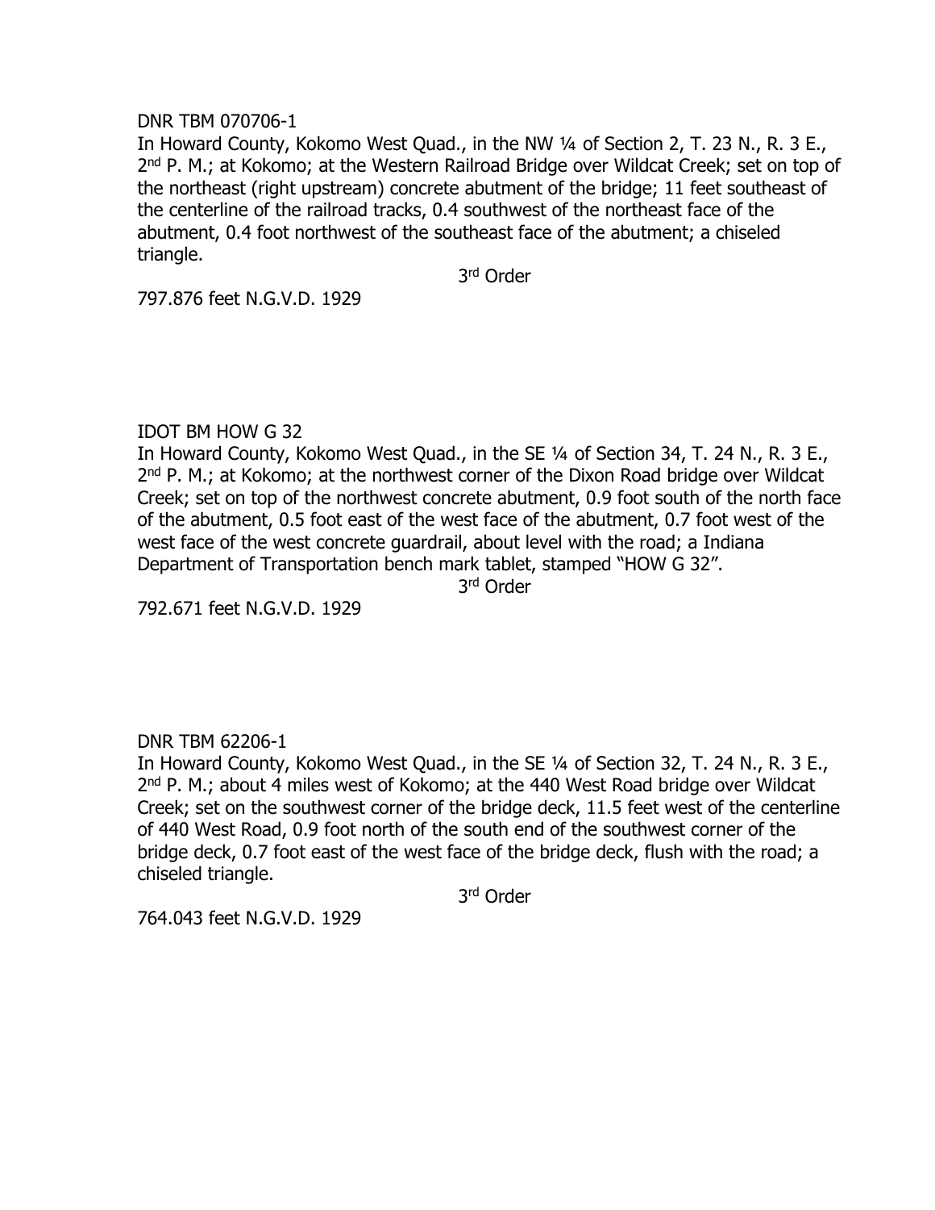DNR TBM 070706-1

In Howard County, Kokomo West Quad., in the NW ¼ of Section 2, T. 23 N., R. 3 E., 2nd P. M.; at Kokomo; at the Western Railroad Bridge over Wildcat Creek; set on top of the northeast (right upstream) concrete abutment of the bridge; 11 feet southeast of the centerline of the railroad tracks, 0.4 southwest of the northeast face of the abutment, 0.4 foot northwest of the southeast face of the abutment; a chiseled triangle.

3rd Order

797.876 feet N.G.V.D. 1929

IDOT BM HOW G 32

In Howard County, Kokomo West Quad., in the SE ¼ of Section 34, T. 24 N., R. 3 E., 2nd P. M.; at Kokomo; at the northwest corner of the Dixon Road bridge over Wildcat Creek; set on top of the northwest concrete abutment, 0.9 foot south of the north face of the abutment, 0.5 foot east of the west face of the abutment, 0.7 foot west of the west face of the west concrete guardrail, about level with the road; a Indiana Department of Transportation bench mark tablet, stamped "HOW G 32".

3rd Order

792.671 feet N.G.V.D. 1929

DNR TBM 62206-1

In Howard County, Kokomo West Quad., in the SE ¼ of Section 32, T. 24 N., R. 3 E., 2nd P. M.; about 4 miles west of Kokomo; at the 440 West Road bridge over Wildcat Creek; set on the southwest corner of the bridge deck, 11.5 feet west of the centerline of 440 West Road, 0.9 foot north of the south end of the southwest corner of the bridge deck, 0.7 foot east of the west face of the bridge deck, flush with the road; a chiseled triangle.

3rd Order

764.043 feet N.G.V.D. 1929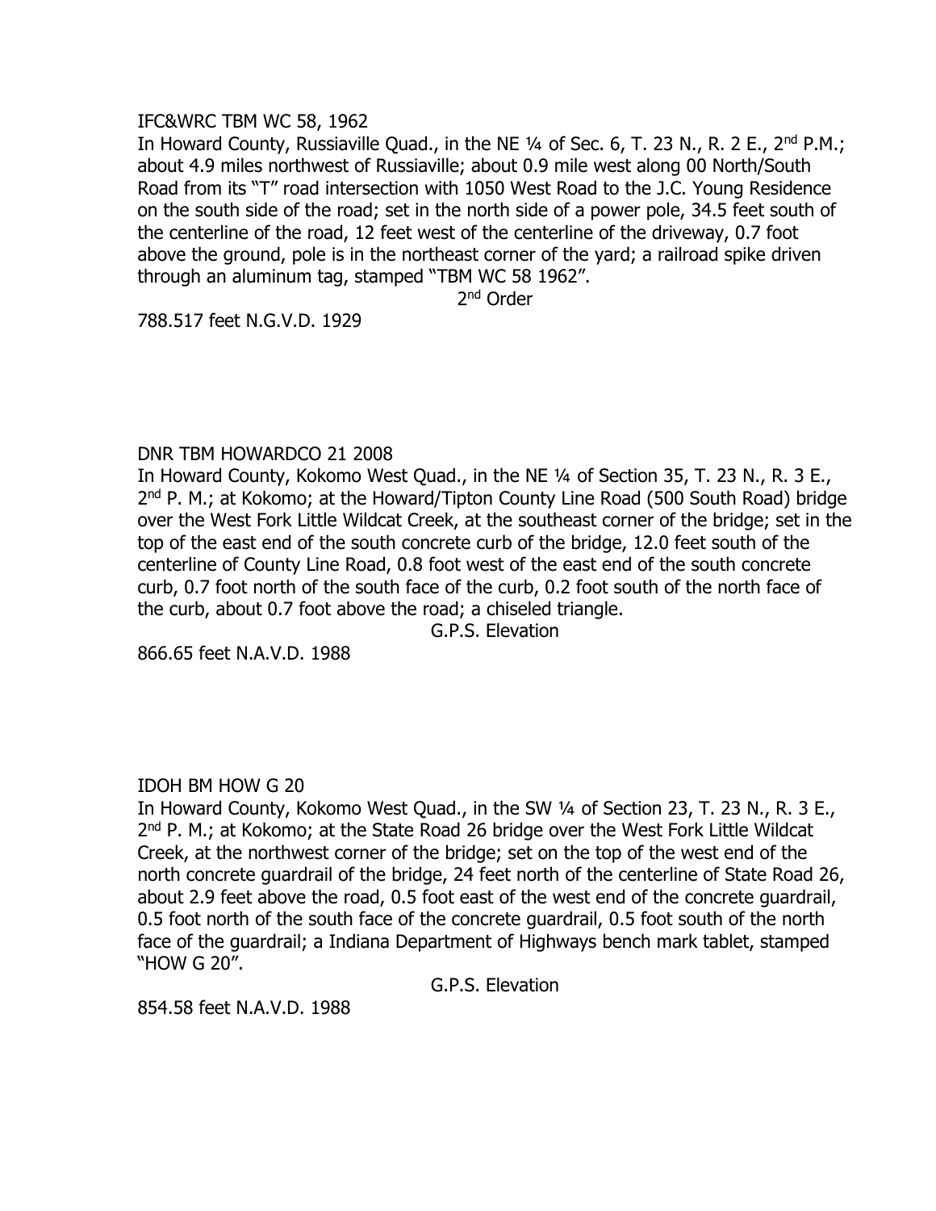IFC&WRC TBM WC 58, 1962

In Howard County, Russiaville Quad., in the NE ¼ of Sec. 6, T. 23 N., R. 2 E., 2nd P.M.; about 4.9 miles northwest of Russiaville; about 0.9 mile west along 00 North/South Road from its "T" road intersection with 1050 West Road to the J.C. Young Residence on the south side of the road; set in the north side of a power pole, 34.5 feet south of the centerline of the road, 12 feet west of the centerline of the driveway, 0.7 foot above the ground, pole is in the northeast corner of the yard; a railroad spike driven through an aluminum tag, stamped "TBM WC 58 1962".

2nd Order

788.517 feet N.G.V.D. 1929

DNR TBM HOWARDCO 21 2008

In Howard County, Kokomo West Quad., in the NE ¼ of Section 35, T. 23 N., R. 3 E., 2nd P. M.; at Kokomo; at the Howard/Tipton County Line Road (500 South Road) bridge over the West Fork Little Wildcat Creek, at the southeast corner of the bridge; set in the top of the east end of the south concrete curb of the bridge, 12.0 feet south of the centerline of County Line Road, 0.8 foot west of the east end of the south concrete curb, 0.7 foot north of the south face of the curb, 0.2 foot south of the north face of the curb, about 0.7 foot above the road; a chiseled triangle.

G.P.S. Elevation

866.65 feet N.A.V.D. 1988

IDOH BM HOW G 20

In Howard County, Kokomo West Quad., in the SW ¼ of Section 23, T. 23 N., R. 3 E., 2nd P. M.; at Kokomo; at the State Road 26 bridge over the West Fork Little Wildcat Creek, at the northwest corner of the bridge; set on the top of the west end of the north concrete guardrail of the bridge, 24 feet north of the centerline of State Road 26, about 2.9 feet above the road, 0.5 foot east of the west end of the concrete guardrail, 0.5 foot north of the south face of the concrete guardrail, 0.5 foot south of the north face of the guardrail; a Indiana Department of Highways bench mark tablet, stamped "HOW G 20".

G.P.S. Elevation

854.58 feet N.A.V.D. 1988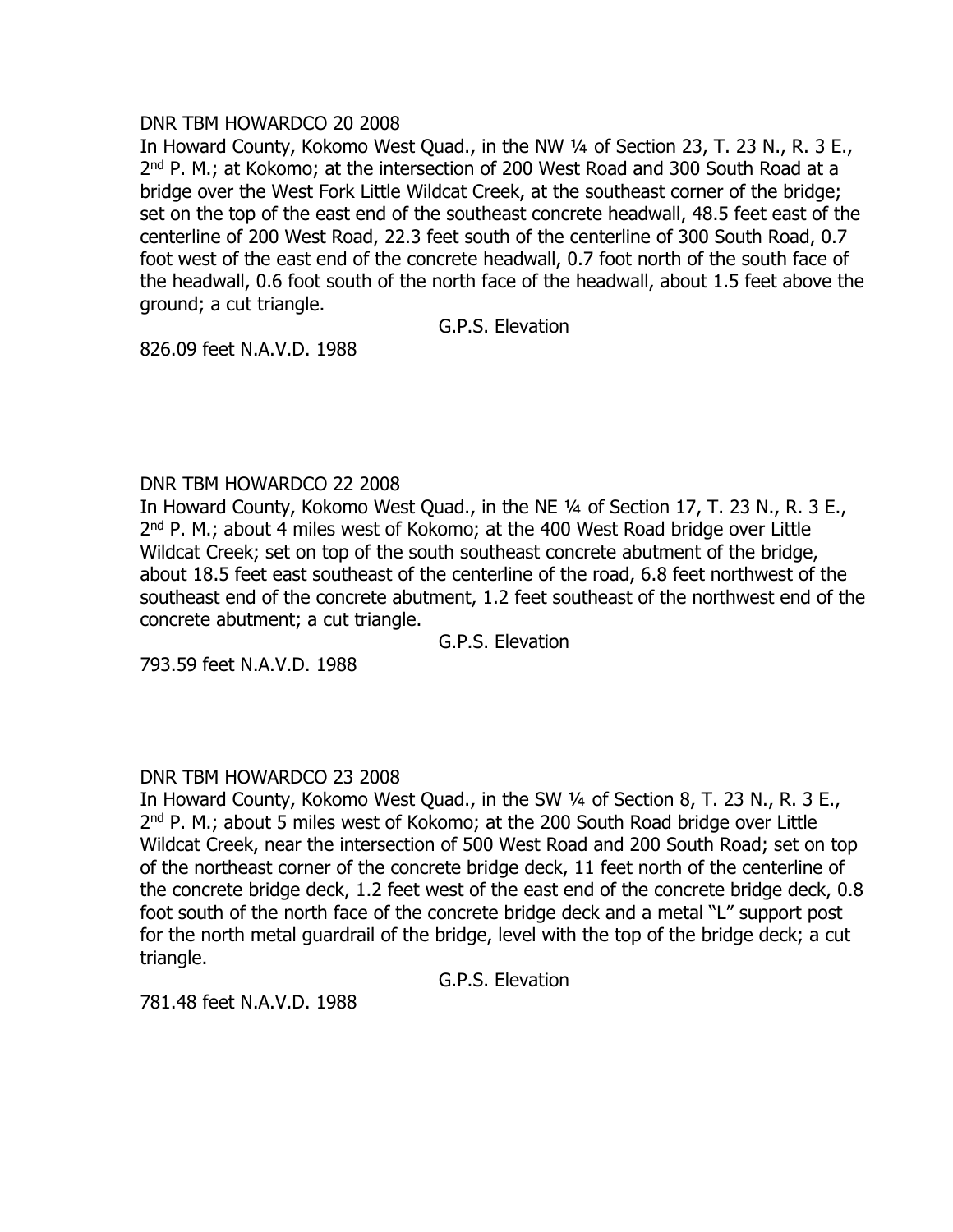DNR TBM HOWARDCO 20 2008

In Howard County, Kokomo West Quad., in the NW ¼ of Section 23, T. 23 N., R. 3 E., 2nd P. M.; at Kokomo; at the intersection of 200 West Road and 300 South Road at a bridge over the West Fork Little Wildcat Creek, at the southeast corner of the bridge; set on the top of the east end of the southeast concrete headwall, 48.5 feet east of the centerline of 200 West Road, 22.3 feet south of the centerline of 300 South Road, 0.7 foot west of the east end of the concrete headwall, 0.7 foot north of the south face of the headwall, 0.6 foot south of the north face of the headwall, about 1.5 feet above the ground; a cut triangle.

G.P.S. Elevation

826.09 feet N.A.V.D. 1988

DNR TBM HOWARDCO 22 2008

In Howard County, Kokomo West Quad., in the NE ¼ of Section 17, T. 23 N., R. 3 E., 2nd P. M.; about 4 miles west of Kokomo; at the 400 West Road bridge over Little Wildcat Creek; set on top of the south southeast concrete abutment of the bridge, about 18.5 feet east southeast of the centerline of the road, 6.8 feet northwest of the southeast end of the concrete abutment, 1.2 feet southeast of the northwest end of the concrete abutment; a cut triangle.

G.P.S. Elevation

793.59 feet N.A.V.D. 1988

DNR TBM HOWARDCO 23 2008

In Howard County, Kokomo West Quad., in the SW ¼ of Section 8, T. 23 N., R. 3 E., 2nd P. M.; about 5 miles west of Kokomo; at the 200 South Road bridge over Little Wildcat Creek, near the intersection of 500 West Road and 200 South Road; set on top of the northeast corner of the concrete bridge deck, 11 feet north of the centerline of the concrete bridge deck, 1.2 feet west of the east end of the concrete bridge deck, 0.8 foot south of the north face of the concrete bridge deck and a metal "L" support post for the north metal guardrail of the bridge, level with the top of the bridge deck; a cut triangle.

G.P.S. Elevation

781.48 feet N.A.V.D. 1988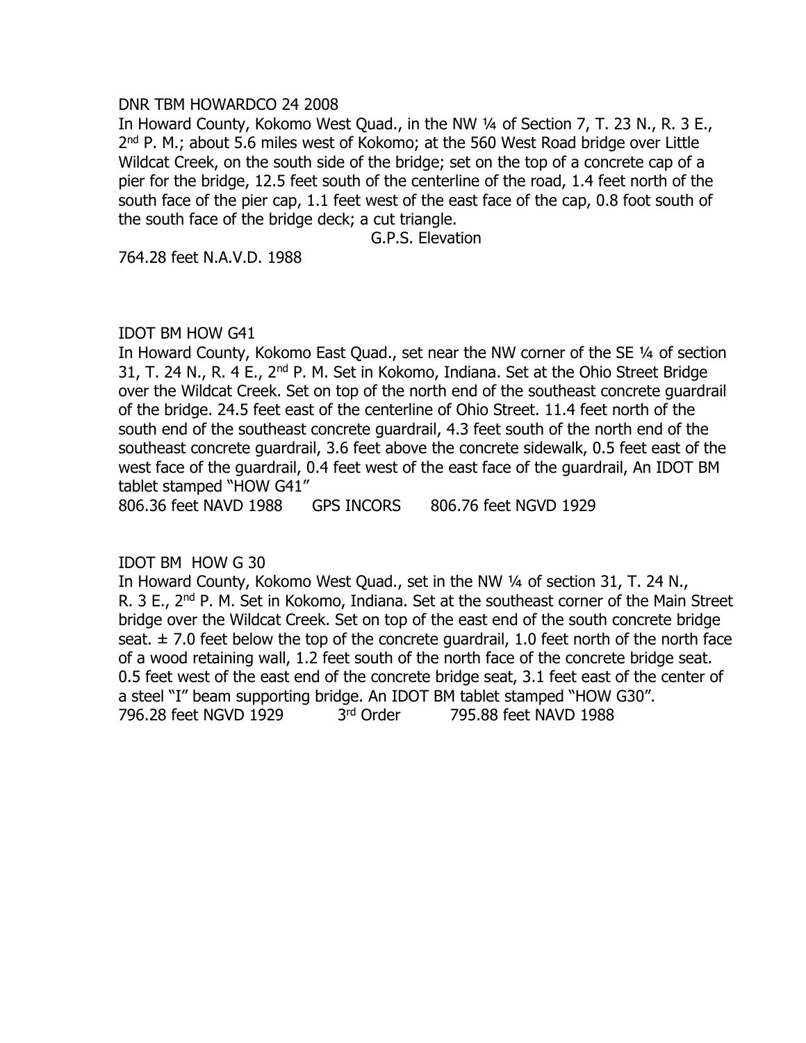DNR TBM HOWARDCO 24 2008

In Howard County, Kokomo West Quad., in the NW ¼ of Section 7, T. 23 N., R. 3 E., 2nd P. M.; about 5.6 miles west of Kokomo; at the 560 West Road bridge over Little Wildcat Creek, on the south side of the bridge; set on the top of a concrete cap of a pier for the bridge, 12.5 feet south of the centerline of the road, 1.4 feet north of the south face of the pier cap, 1.1 feet west of the east face of the cap, 0.8 foot south of the south face of the bridge deck; a cut triangle.

G.P.S. Elevation

764.28 feet N.A.V.D. 1988

IDOT BM HOW G41

In Howard County, Kokomo East Quad., set near the NW corner of the SE ¼ of section 31, T. 24 N., R. 4 E., 2nd P. M. Set in Kokomo, Indiana. Set at the Ohio Street Bridge over the Wildcat Creek. Set on top of the north end of the southeast concrete guardrail of the bridge. 24.5 feet east of the centerline of Ohio Street. 11.4 feet north of the south end of the southeast concrete guardrail, 4.3 feet south of the north end of the southeast concrete guardrail, 3.6 feet above the concrete sidewalk, 0.5 feet east of the west face of the guardrail, 0.4 feet west of the east face of the guardrail, An IDOT BM tablet stamped "HOW G41"

806.36 feet NAVD 1988 GPS INCORS 806.76 feet NGVD 1929

IDOT BM HOW G 30

In Howard County, Kokomo West Quad., set in the NW ¼ of section 31, T. 24 N., R. 3 E., 2nd P. M. Set in Kokomo, Indiana. Set at the southeast corner of the Main Street bridge over the Wildcat Creek. Set on top of the east end of the south concrete bridge seat. ± 7.0 feet below the top of the concrete guardrail, 1.0 feet north of the north face of a wood retaining wall, 1.2 feet south of the north face of the concrete bridge seat. 0.5 feet west of the east end of the concrete bridge seat, 3.1 feet east of the center of a steel "I" beam supporting bridge. An IDOT BM tablet stamped "HOW G30".

796.28 feet NGVD 1929 3rd Order 795.88 feet NAVD 1988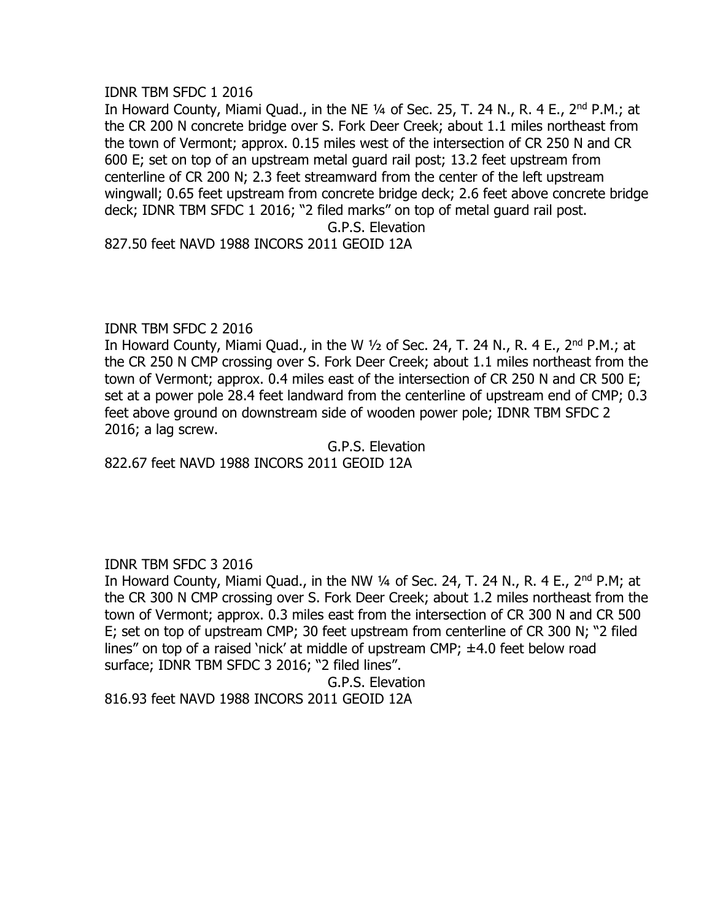IDNR TBM SFDC 1 2016

In Howard County, Miami Quad., in the NE ¼ of Sec. 25, T. 24 N., R. 4 E., 2nd P.M.; at the CR 200 N concrete bridge over S. Fork Deer Creek; about 1.1 miles northeast from the town of Vermont; approx. 0.15 miles west of the intersection of CR 250 N and CR 600 E; set on top of an upstream metal guard rail post; 13.2 feet upstream from centerline of CR 200 N; 2.3 feet streamward from the center of the left upstream wingwall; 0.65 feet upstream from concrete bridge deck; 2.6 feet above concrete bridge deck; IDNR TBM SFDC 1 2016; "2 filed marks" on top of metal guard rail post.

G.P.S. Elevation

827.50 feet NAVD 1988 INCORS 2011 GEOID 12A

IDNR TBM SFDC 2 2016

In Howard County, Miami Quad., in the W ½ of Sec. 24, T. 24 N., R. 4 E., 2nd P.M.; at the CR 250 N CMP crossing over S. Fork Deer Creek; about 1.1 miles northeast from the town of Vermont; approx. 0.4 miles east of the intersection of CR 250 N and CR 500 E; set at a power pole 28.4 feet landward from the centerline of upstream end of CMP; 0.3 feet above ground on downstream side of wooden power pole; IDNR TBM SFDC 2 2016; a lag screw.

G.P.S. Elevation

822.67 feet NAVD 1988 INCORS 2011 GEOID 12A

IDNR TBM SFDC 3 2016

In Howard County, Miami Quad., in the NW ¼ of Sec. 24, T. 24 N., R. 4 E., 2nd P.M; at the CR 300 N CMP crossing over S. Fork Deer Creek; about 1.2 miles northeast from the town of Vermont; approx. 0.3 miles east from the intersection of CR 300 N and CR 500 E; set on top of upstream CMP; 30 feet upstream from centerline of CR 300 N; "2 filed lines" on top of a raised 'nick' at middle of upstream CMP; ±4.0 feet below road surface; IDNR TBM SFDC 3 2016; "2 filed lines".

G.P.S. Elevation

816.93 feet NAVD 1988 INCORS 2011 GEOID 12A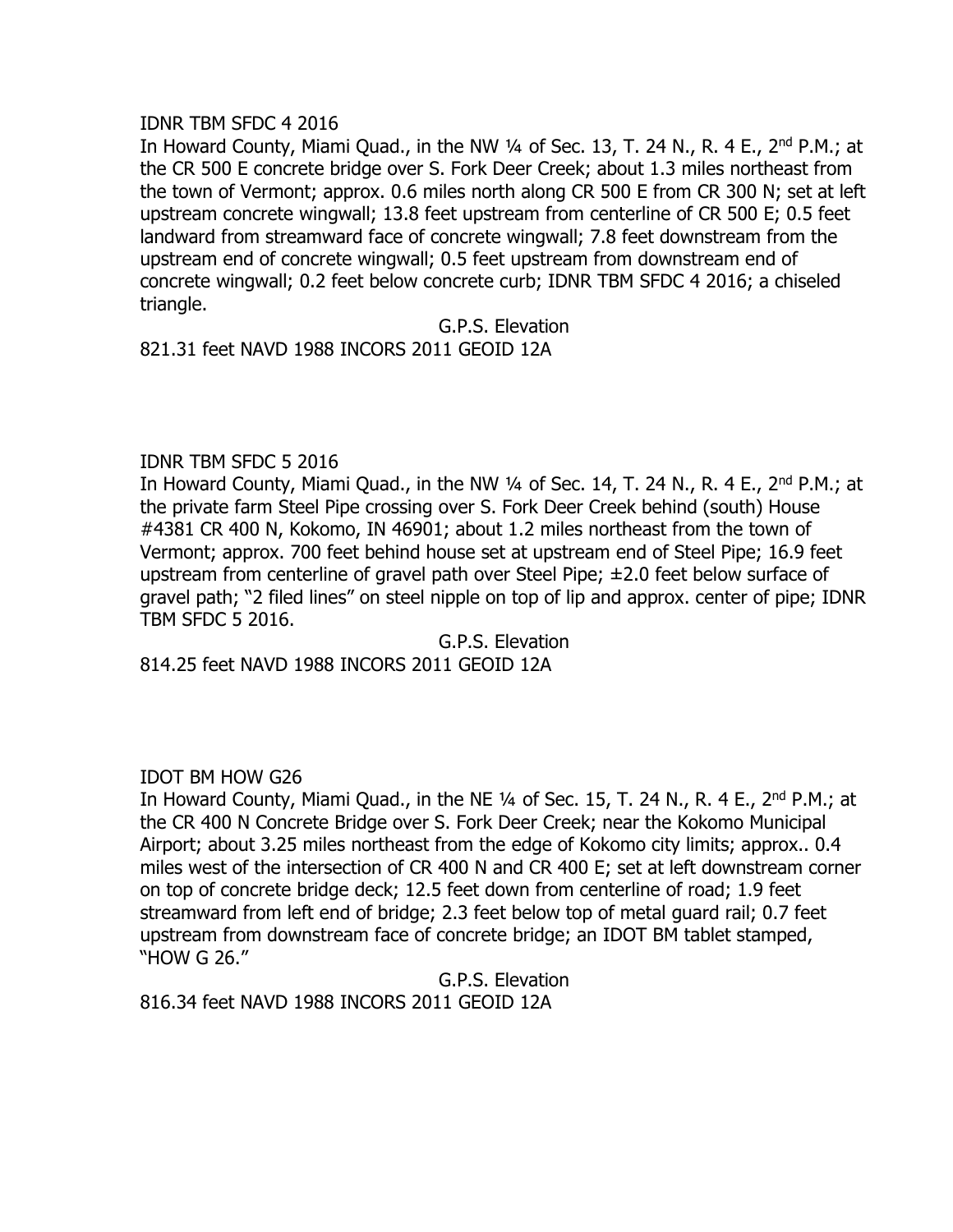IDNR TBM SFDC 4 2016

In Howard County, Miami Quad., in the NW ¼ of Sec. 13, T. 24 N., R. 4 E., 2nd P.M.; at the CR 500 E concrete bridge over S. Fork Deer Creek; about 1.3 miles northeast from the town of Vermont; approx. 0.6 miles north along CR 500 E from CR 300 N; set at left upstream concrete wingwall; 13.8 feet upstream from centerline of CR 500 E; 0.5 feet landward from streamward face of concrete wingwall; 7.8 feet downstream from the upstream end of concrete wingwall; 0.5 feet upstream from downstream end of concrete wingwall; 0.2 feet below concrete curb; IDNR TBM SFDC 4 2016; a chiseled triangle.

G.P.S. Elevation

821.31 feet NAVD 1988 INCORS 2011 GEOID 12A

IDNR TBM SFDC 5 2016

In Howard County, Miami Quad., in the NW ¼ of Sec. 14, T. 24 N., R. 4 E., 2nd P.M.; at the private farm Steel Pipe crossing over S. Fork Deer Creek behind (south) House #4381 CR 400 N, Kokomo, IN 46901; about 1.2 miles northeast from the town of Vermont; approx. 700 feet behind house set at upstream end of Steel Pipe; 16.9 feet upstream from centerline of gravel path over Steel Pipe; ±2.0 feet below surface of gravel path; "2 filed lines" on steel nipple on top of lip and approx. center of pipe; IDNR TBM SFDC 5 2016.

G.P.S. Elevation

814.25 feet NAVD 1988 INCORS 2011 GEOID 12A

IDOT BM HOW G26

In Howard County, Miami Quad., in the NE ¼ of Sec. 15, T. 24 N., R. 4 E., 2nd P.M.; at the CR 400 N Concrete Bridge over S. Fork Deer Creek; near the Kokomo Municipal Airport; about 3.25 miles northeast from the edge of Kokomo city limits; approx.. 0.4 miles west of the intersection of CR 400 N and CR 400 E; set at left downstream corner on top of concrete bridge deck; 12.5 feet down from centerline of road; 1.9 feet streamward from left end of bridge; 2.3 feet below top of metal guard rail; 0.7 feet upstream from downstream face of concrete bridge; an IDOT BM tablet stamped, "HOW G 26."

G.P.S. Elevation

816.34 feet NAVD 1988 INCORS 2011 GEOID 12A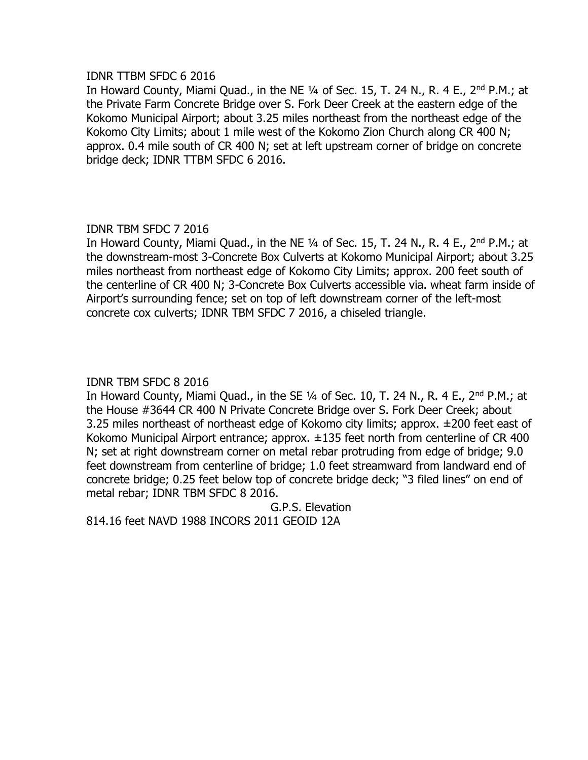IDNR TTBM SFDC 6 2016

In Howard County, Miami Quad., in the NE ¼ of Sec. 15, T. 24 N., R. 4 E., 2nd P.M.; at the Private Farm Concrete Bridge over S. Fork Deer Creek at the eastern edge of the Kokomo Municipal Airport; about 3.25 miles northeast from the northeast edge of the Kokomo City Limits; about 1 mile west of the Kokomo Zion Church along CR 400 N; approx. 0.4 mile south of CR 400 N; set at left upstream corner of bridge on concrete bridge deck; IDNR TTBM SFDC 6 2016.

IDNR TBM SFDC 7 2016

In Howard County, Miami Quad., in the NE ¼ of Sec. 15, T. 24 N., R. 4 E., 2nd P.M.; at the downstream-most 3-Concrete Box Culverts at Kokomo Municipal Airport; about 3.25 miles northeast from northeast edge of Kokomo City Limits; approx. 200 feet south of the centerline of CR 400 N; 3-Concrete Box Culverts accessible via. wheat farm inside of Airport's surrounding fence; set on top of left downstream corner of the left-most concrete cox culverts; IDNR TBM SFDC 7 2016, a chiseled triangle.

IDNR TBM SFDC 8 2016

In Howard County, Miami Quad., in the SE ¼ of Sec. 10, T. 24 N., R. 4 E., 2nd P.M.; at the House #3644 CR 400 N Private Concrete Bridge over S. Fork Deer Creek; about 3.25 miles northeast of northeast edge of Kokomo city limits; approx. ±200 feet east of Kokomo Municipal Airport entrance; approx. ±135 feet north from centerline of CR 400 N; set at right downstream corner on metal rebar protruding from edge of bridge; 9.0 feet downstream from centerline of bridge; 1.0 feet streamward from landward end of concrete bridge; 0.25 feet below top of concrete bridge deck; "3 filed lines" on end of metal rebar; IDNR TBM SFDC 8 2016.

G.P.S. Elevation

814.16 feet NAVD 1988 INCORS 2011 GEOID 12A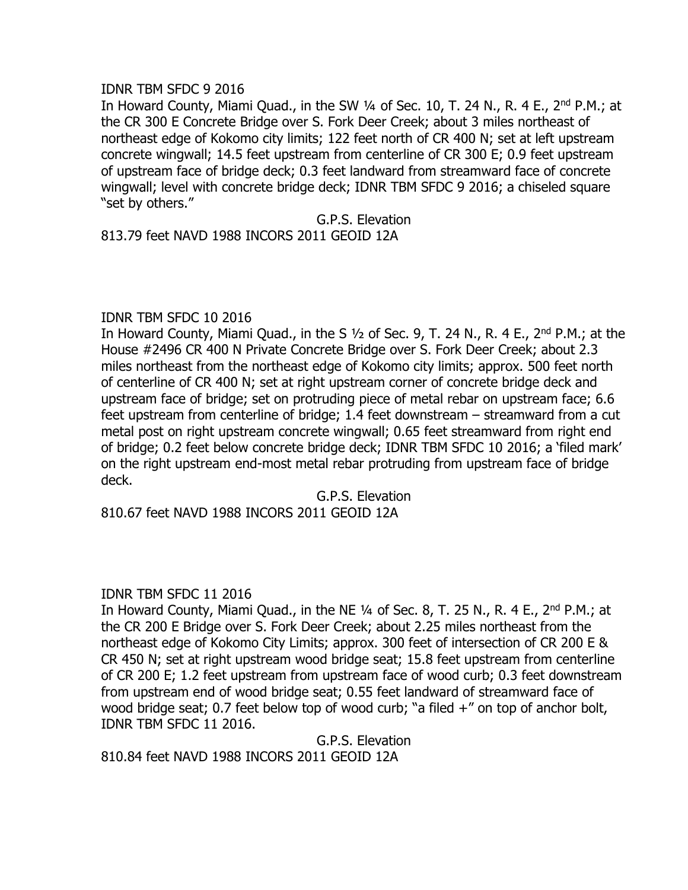IDNR TBM SFDC 9 2016

In Howard County, Miami Quad., in the SW ¼ of Sec. 10, T. 24 N., R. 4 E., 2nd P.M.; at the CR 300 E Concrete Bridge over S. Fork Deer Creek; about 3 miles northeast of northeast edge of Kokomo city limits; 122 feet north of CR 400 N; set at left upstream concrete wingwall; 14.5 feet upstream from centerline of CR 300 E; 0.9 feet upstream of upstream face of bridge deck; 0.3 feet landward from streamward face of concrete wingwall; level with concrete bridge deck; IDNR TBM SFDC 9 2016; a chiseled square "set by others."

G.P.S. Elevation

813.79 feet NAVD 1988 INCORS 2011 GEOID 12A

IDNR TBM SFDC 10 2016

In Howard County, Miami Quad., in the S ½ of Sec. 9, T. 24 N., R. 4 E., 2nd P.M.; at the House #2496 CR 400 N Private Concrete Bridge over S. Fork Deer Creek; about 2.3 miles northeast from the northeast edge of Kokomo city limits; approx. 500 feet north of centerline of CR 400 N; set at right upstream corner of concrete bridge deck and upstream face of bridge; set on protruding piece of metal rebar on upstream face; 6.6 feet upstream from centerline of bridge; 1.4 feet downstream – streamward from a cut metal post on right upstream concrete wingwall; 0.65 feet streamward from right end of bridge; 0.2 feet below concrete bridge deck; IDNR TBM SFDC 10 2016; a 'filed mark' on the right upstream end-most metal rebar protruding from upstream face of bridge deck.

G.P.S. Elevation

810.67 feet NAVD 1988 INCORS 2011 GEOID 12A

IDNR TBM SFDC 11 2016

In Howard County, Miami Quad., in the NE ¼ of Sec. 8, T. 25 N., R. 4 E., 2nd P.M.; at the CR 200 E Bridge over S. Fork Deer Creek; about 2.25 miles northeast from the northeast edge of Kokomo City Limits; approx. 300 feet of intersection of CR 200 E & CR 450 N; set at right upstream wood bridge seat; 15.8 feet upstream from centerline of CR 200 E; 1.2 feet upstream from upstream face of wood curb; 0.3 feet downstream from upstream end of wood bridge seat; 0.55 feet landward of streamward face of wood bridge seat; 0.7 feet below top of wood curb; "a filed +" on top of anchor bolt, IDNR TBM SFDC 11 2016.

G.P.S. Elevation

810.84 feet NAVD 1988 INCORS 2011 GEOID 12A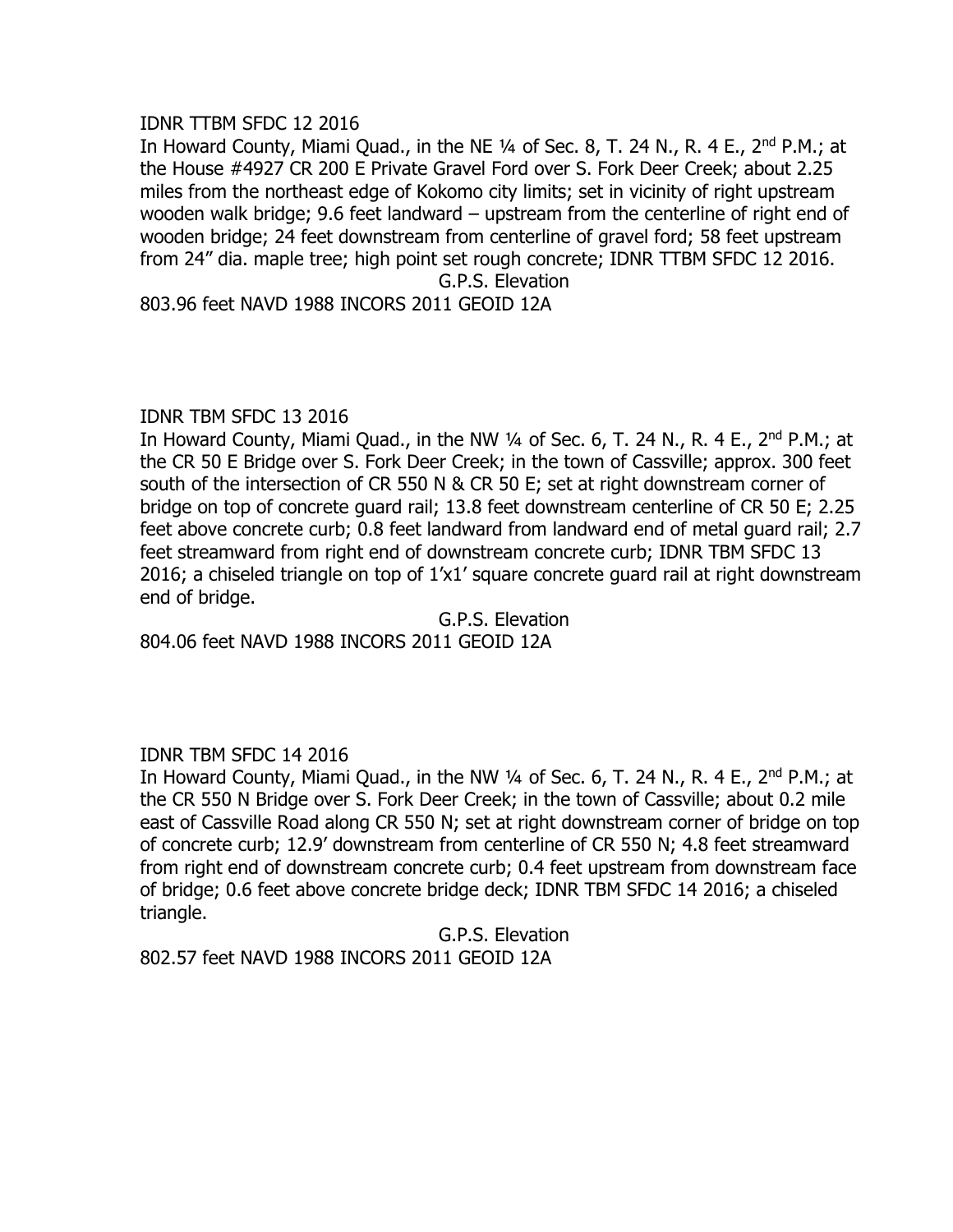IDNR TTBM SFDC 12 2016

In Howard County, Miami Quad., in the NE ¼ of Sec. 8, T. 24 N., R. 4 E., 2nd P.M.; at the House #4927 CR 200 E Private Gravel Ford over S. Fork Deer Creek; about 2.25 miles from the northeast edge of Kokomo city limits; set in vicinity of right upstream wooden walk bridge; 9.6 feet landward – upstream from the centerline of right end of wooden bridge; 24 feet downstream from centerline of gravel ford; 58 feet upstream from 24" dia. maple tree; high point set rough concrete; IDNR TTBM SFDC 12 2016.

G.P.S. Elevation

803.96 feet NAVD 1988 INCORS 2011 GEOID 12A

IDNR TBM SFDC 13 2016

In Howard County, Miami Quad., in the NW ¼ of Sec. 6, T. 24 N., R. 4 E., 2nd P.M.; at the CR 50 E Bridge over S. Fork Deer Creek; in the town of Cassville; approx. 300 feet south of the intersection of CR 550 N & CR 50 E; set at right downstream corner of bridge on top of concrete guard rail; 13.8 feet downstream centerline of CR 50 E; 2.25 feet above concrete curb; 0.8 feet landward from landward end of metal guard rail; 2.7 feet streamward from right end of downstream concrete curb; IDNR TBM SFDC 13 2016; a chiseled triangle on top of 1'x1' square concrete guard rail at right downstream end of bridge.

G.P.S. Elevation

804.06 feet NAVD 1988 INCORS 2011 GEOID 12A

IDNR TBM SFDC 14 2016

In Howard County, Miami Quad., in the NW ¼ of Sec. 6, T. 24 N., R. 4 E., 2nd P.M.; at the CR 550 N Bridge over S. Fork Deer Creek; in the town of Cassville; about 0.2 mile east of Cassville Road along CR 550 N; set at right downstream corner of bridge on top of concrete curb; 12.9' downstream from centerline of CR 550 N; 4.8 feet streamward from right end of downstream concrete curb; 0.4 feet upstream from downstream face of bridge; 0.6 feet above concrete bridge deck; IDNR TBM SFDC 14 2016; a chiseled triangle.

G.P.S. Elevation

802.57 feet NAVD 1988 INCORS 2011 GEOID 12A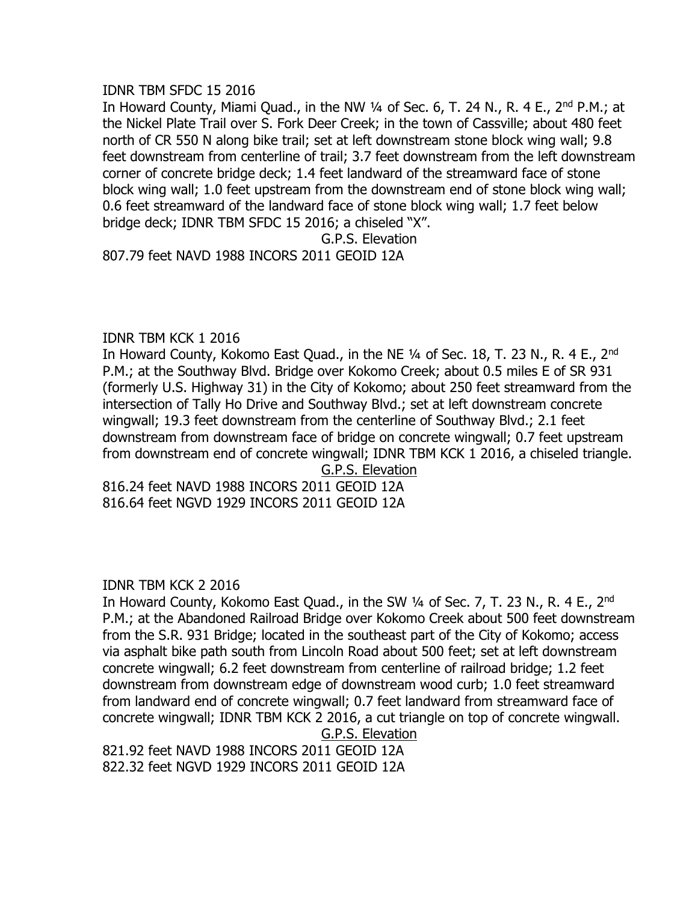IDNR TBM SFDC 15 2016

In Howard County, Miami Quad., in the NW ¼ of Sec. 6, T. 24 N., R. 4 E., 2nd P.M.; at the Nickel Plate Trail over S. Fork Deer Creek; in the town of Cassville; about 480 feet north of CR 550 N along bike trail; set at left downstream stone block wing wall; 9.8 feet downstream from centerline of trail; 3.7 feet downstream from the left downstream corner of concrete bridge deck; 1.4 feet landward of the streamward face of stone block wing wall; 1.0 feet upstream from the downstream end of stone block wing wall; 0.6 feet streamward of the landward face of stone block wing wall; 1.7 feet below bridge deck; IDNR TBM SFDC 15 2016; a chiseled "X".

G.P.S. Elevation

807.79 feet NAVD 1988 INCORS 2011 GEOID 12A

IDNR TBM KCK 1 2016

In Howard County, Kokomo East Quad., in the NE ¼ of Sec. 18, T. 23 N., R. 4 E., 2nd P.M.; at the Southway Blvd. Bridge over Kokomo Creek; about 0.5 miles E of SR 931 (formerly U.S. Highway 31) in the City of Kokomo; about 250 feet streamward from the intersection of Tally Ho Drive and Southway Blvd.; set at left downstream concrete wingwall; 19.3 feet downstream from the centerline of Southway Blvd.; 2.1 feet downstream from downstream face of bridge on concrete wingwall; 0.7 feet upstream from downstream end of concrete wingwall; IDNR TBM KCK 1 2016, a chiseled triangle.

G.P.S. Elevation

816.24 feet NAVD 1988 INCORS 2011 GEOID 12A
816.64 feet NGVD 1929 INCORS 2011 GEOID 12A

IDNR TBM KCK 2 2016

In Howard County, Kokomo East Quad., in the SW ¼ of Sec. 7, T. 23 N., R. 4 E., 2nd P.M.; at the Abandoned Railroad Bridge over Kokomo Creek about 500 feet downstream from the S.R. 931 Bridge; located in the southeast part of the City of Kokomo; access via asphalt bike path south from Lincoln Road about 500 feet; set at left downstream concrete wingwall; 6.2 feet downstream from centerline of railroad bridge; 1.2 feet downstream from downstream edge of downstream wood curb; 1.0 feet streamward from landward end of concrete wingwall; 0.7 feet landward from streamward face of concrete wingwall; IDNR TBM KCK 2 2016, a cut triangle on top of concrete wingwall.

G.P.S. Elevation

821.92 feet NAVD 1988 INCORS 2011 GEOID 12A
822.32 feet NGVD 1929 INCORS 2011 GEOID 12A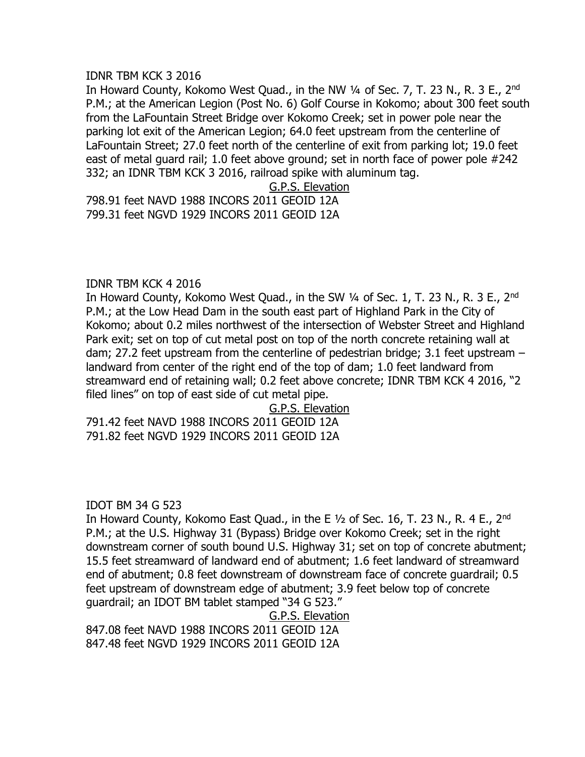IDNR TBM KCK 3 2016

In Howard County, Kokomo West Quad., in the NW ¼ of Sec. 7, T. 23 N., R. 3 E., 2nd P.M.; at the American Legion (Post No. 6) Golf Course in Kokomo; about 300 feet south from the LaFountain Street Bridge over Kokomo Creek; set in power pole near the parking lot exit of the American Legion; 64.0 feet upstream from the centerline of LaFountain Street; 27.0 feet north of the centerline of exit from parking lot; 19.0 feet east of metal guard rail; 1.0 feet above ground; set in north face of power pole #242 332; an IDNR TBM KCK 3 2016, railroad spike with aluminum tag.

G.P.S. Elevation

798.91 feet NAVD 1988 INCORS 2011 GEOID 12A
799.31 feet NGVD 1929 INCORS 2011 GEOID 12A

IDNR TBM KCK 4 2016

In Howard County, Kokomo West Quad., in the SW ¼ of Sec. 1, T. 23 N., R. 3 E., 2nd P.M.; at the Low Head Dam in the south east part of Highland Park in the City of Kokomo; about 0.2 miles northwest of the intersection of Webster Street and Highland Park exit; set on top of cut metal post on top of the north concrete retaining wall at dam; 27.2 feet upstream from the centerline of pedestrian bridge; 3.1 feet upstream – landward from center of the right end of the top of dam; 1.0 feet landward from streamward end of retaining wall; 0.2 feet above concrete; IDNR TBM KCK 4 2016, "2 filed lines" on top of east side of cut metal pipe.

G.P.S. Elevation

791.42 feet NAVD 1988 INCORS 2011 GEOID 12A
791.82 feet NGVD 1929 INCORS 2011 GEOID 12A

IDOT BM 34 G 523

In Howard County, Kokomo East Quad., in the E ½ of Sec. 16, T. 23 N., R. 4 E., 2nd P.M.; at the U.S. Highway 31 (Bypass) Bridge over Kokomo Creek; set in the right downstream corner of south bound U.S. Highway 31; set on top of concrete abutment; 15.5 feet streamward of landward end of abutment; 1.6 feet landward of streamward end of abutment; 0.8 feet downstream of downstream face of concrete guardrail; 0.5 feet upstream of downstream edge of abutment; 3.9 feet below top of concrete guardrail; an IDOT BM tablet stamped "34 G 523."

G.P.S. Elevation

847.08 feet NAVD 1988 INCORS 2011 GEOID 12A
847.48 feet NGVD 1929 INCORS 2011 GEOID 12A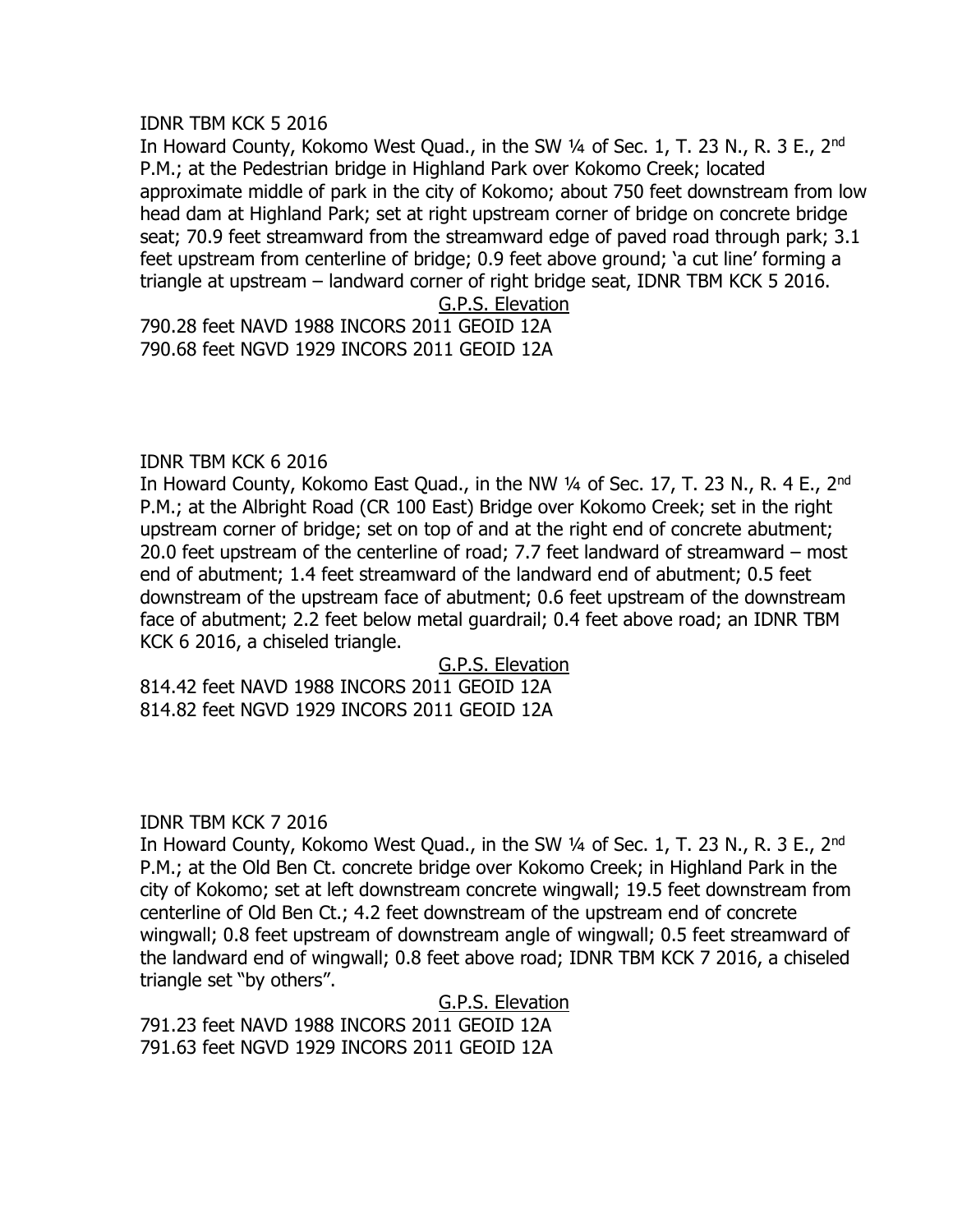IDNR TBM KCK 5 2016

In Howard County, Kokomo West Quad., in the SW ¼ of Sec. 1, T. 23 N., R. 3 E., 2nd P.M.; at the Pedestrian bridge in Highland Park over Kokomo Creek; located approximate middle of park in the city of Kokomo; about 750 feet downstream from low head dam at Highland Park; set at right upstream corner of bridge on concrete bridge seat; 70.9 feet streamward from the streamward edge of paved road through park; 3.1 feet upstream from centerline of bridge; 0.9 feet above ground; 'a cut line' forming a triangle at upstream – landward corner of right bridge seat, IDNR TBM KCK 5 2016.

G.P.S. Elevation

790.28 feet NAVD 1988 INCORS 2011 GEOID 12A
790.68 feet NGVD 1929 INCORS 2011 GEOID 12A

IDNR TBM KCK 6 2016

In Howard County, Kokomo East Quad., in the NW ¼ of Sec. 17, T. 23 N., R. 4 E., 2nd P.M.; at the Albright Road (CR 100 East) Bridge over Kokomo Creek; set in the right upstream corner of bridge; set on top of and at the right end of concrete abutment; 20.0 feet upstream of the centerline of road; 7.7 feet landward of streamward – most end of abutment; 1.4 feet streamward of the landward end of abutment; 0.5 feet downstream of the upstream face of abutment; 0.6 feet upstream of the downstream face of abutment; 2.2 feet below metal guardrail; 0.4 feet above road; an IDNR TBM KCK 6 2016, a chiseled triangle.

G.P.S. Elevation

814.42 feet NAVD 1988 INCORS 2011 GEOID 12A
814.82 feet NGVD 1929 INCORS 2011 GEOID 12A

IDNR TBM KCK 7 2016

In Howard County, Kokomo West Quad., in the SW ¼ of Sec. 1, T. 23 N., R. 3 E., 2nd P.M.; at the Old Ben Ct. concrete bridge over Kokomo Creek; in Highland Park in the city of Kokomo; set at left downstream concrete wingwall; 19.5 feet downstream from centerline of Old Ben Ct.; 4.2 feet downstream of the upstream end of concrete wingwall; 0.8 feet upstream of downstream angle of wingwall; 0.5 feet streamward of the landward end of wingwall; 0.8 feet above road; IDNR TBM KCK 7 2016, a chiseled triangle set "by others".

G.P.S. Elevation

791.23 feet NAVD 1988 INCORS 2011 GEOID 12A
791.63 feet NGVD 1929 INCORS 2011 GEOID 12A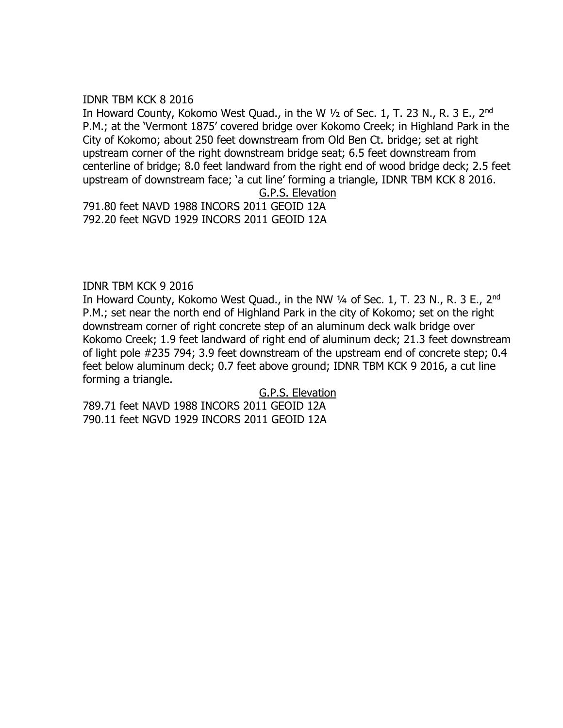IDNR TBM KCK 8 2016

In Howard County, Kokomo West Quad., in the W ½ of Sec. 1, T. 23 N., R. 3 E., 2nd P.M.; at the 'Vermont 1875' covered bridge over Kokomo Creek; in Highland Park in the City of Kokomo; about 250 feet downstream from Old Ben Ct. bridge; set at right upstream corner of the right downstream bridge seat; 6.5 feet downstream from centerline of bridge; 8.0 feet landward from the right end of wood bridge deck; 2.5 feet upstream of downstream face; 'a cut line' forming a triangle, IDNR TBM KCK 8 2016.

G.P.S. Elevation

791.80 feet NAVD 1988 INCORS 2011 GEOID 12A
792.20 feet NGVD 1929 INCORS 2011 GEOID 12A

IDNR TBM KCK 9 2016

In Howard County, Kokomo West Quad., in the NW ¼ of Sec. 1, T. 23 N., R. 3 E., 2nd P.M.; set near the north end of Highland Park in the city of Kokomo; set on the right downstream corner of right concrete step of an aluminum deck walk bridge over Kokomo Creek; 1.9 feet landward of right end of aluminum deck; 21.3 feet downstream of light pole #235 794; 3.9 feet downstream of the upstream end of concrete step; 0.4 feet below aluminum deck; 0.7 feet above ground; IDNR TBM KCK 9 2016, a cut line forming a triangle.

G.P.S. Elevation

789.71 feet NAVD 1988 INCORS 2011 GEOID 12A
790.11 feet NGVD 1929 INCORS 2011 GEOID 12A